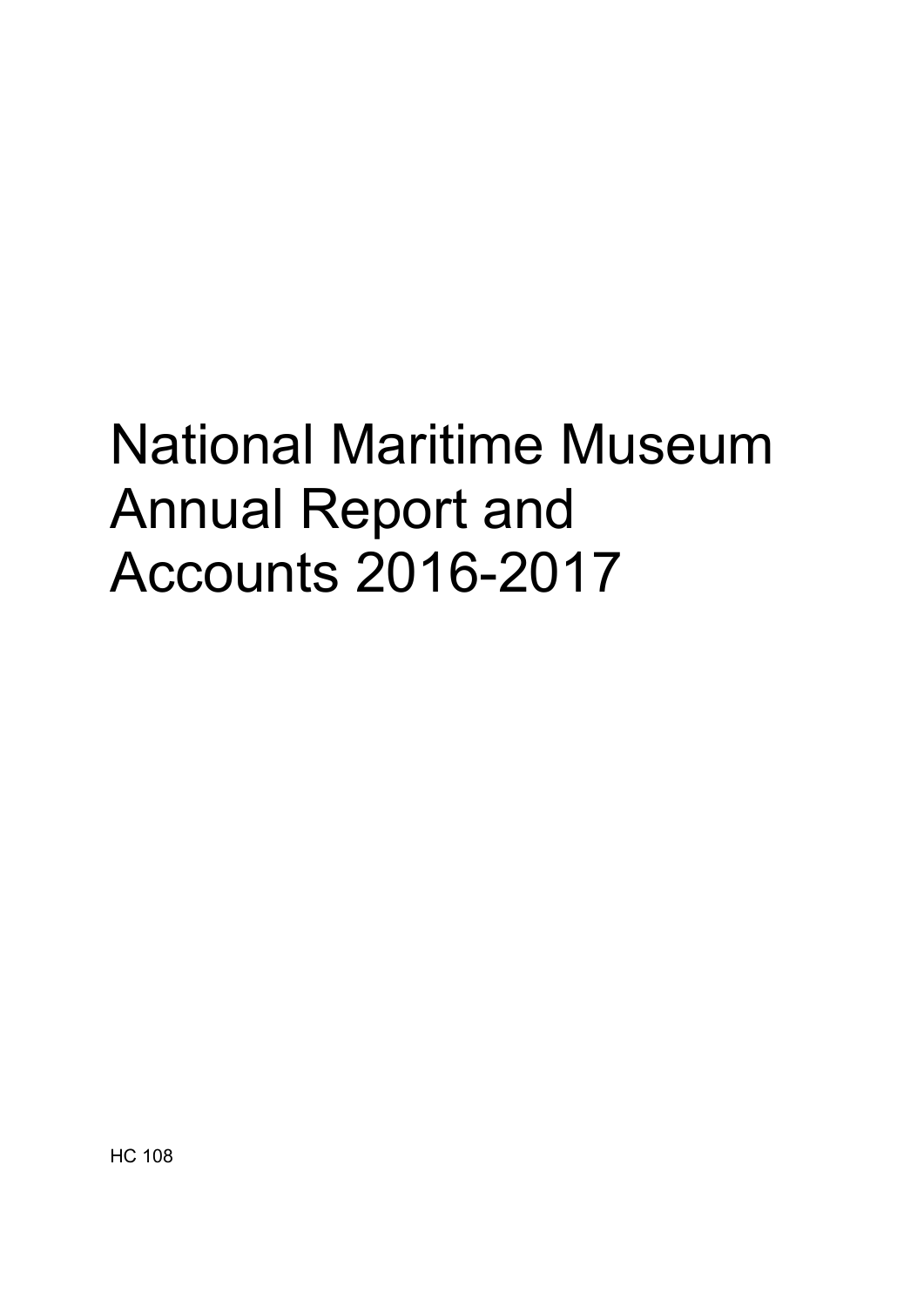# National Maritime Museum Annual Report and Accounts 2016-2017

HC 108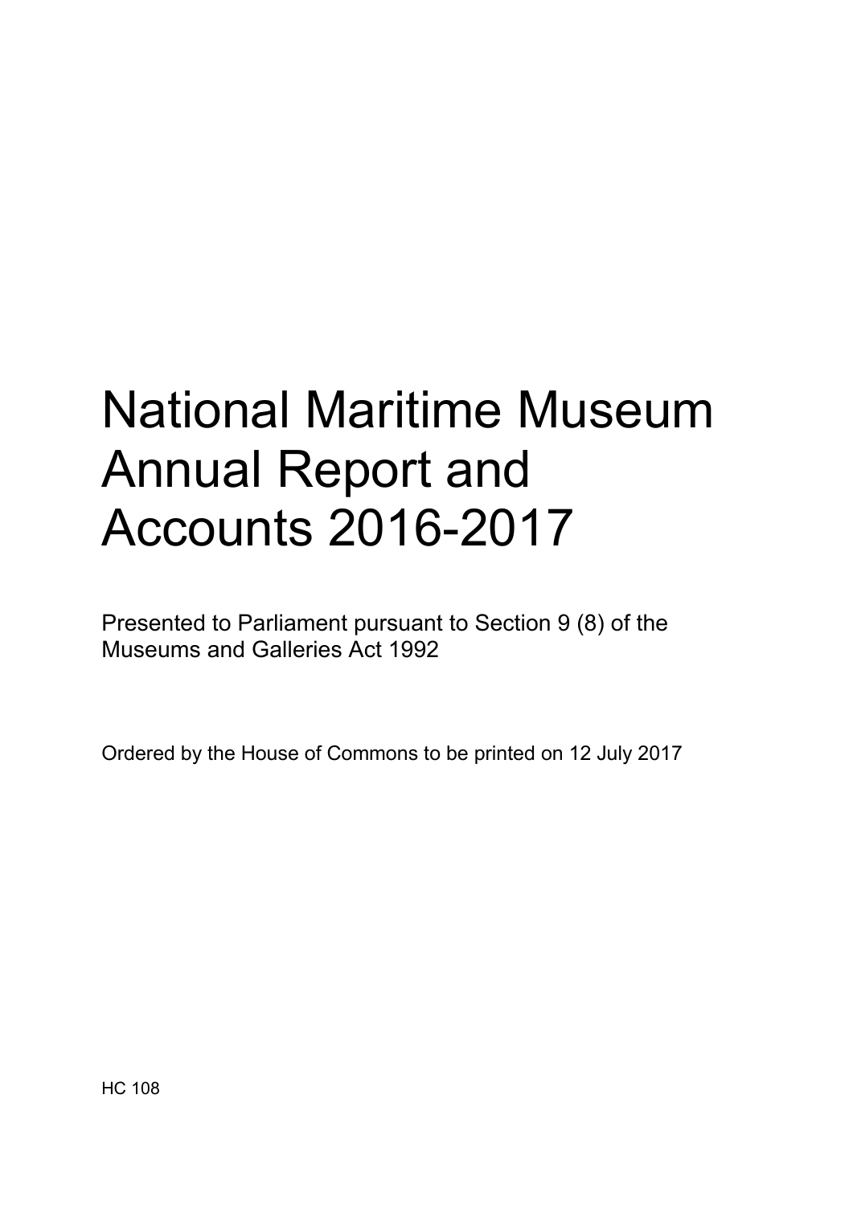# National Maritime Museum Annual Report and Accounts 2016-2017

Presented to Parliament pursuant to Section 9 (8) of the Museums and Galleries Act 1992

Ordered by the House of Commons to be printed on 12 July 2017

HC 108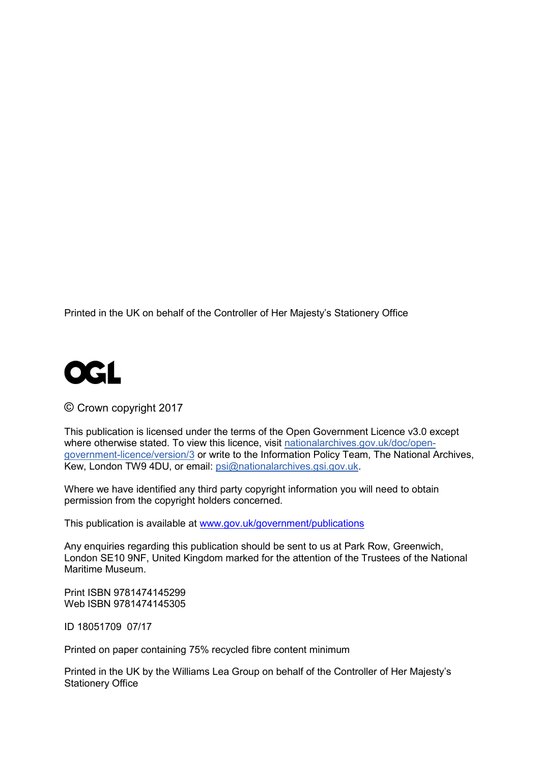Printed in the UK on behalf of the Controller of Her Majesty's Stationery Office

OGL

© Crown copyright 2017

This publication is licensed under the terms of the Open Government Licence v3.0 except where otherwise stated. To view this licence, visit nationalarchives.gov.uk/doc/open-government-licence/version/3 or write to the Information Policy Team, The National Archives, Kew, London TW9 4DU, or email: psi@nationalarchives.gsi.gov.uk.

Where we have identified any third party copyright information you will need to obtain permission from the copyright holders concerned.

This publication is available at www.gov.uk/government/publications

Any enquiries regarding this publication should be sent to us at Park Row, Greenwich, London SE10 9NF, United Kingdom marked for the attention of the Trustees of the National Maritime Museum.

Print ISBN 9781474145299
Web ISBN 9781474145305

ID 18051709 07/17

Printed on paper containing 75% recycled fibre content minimum

Printed in the UK by the Williams Lea Group on behalf of the Controller of Her Majesty's Stationery Office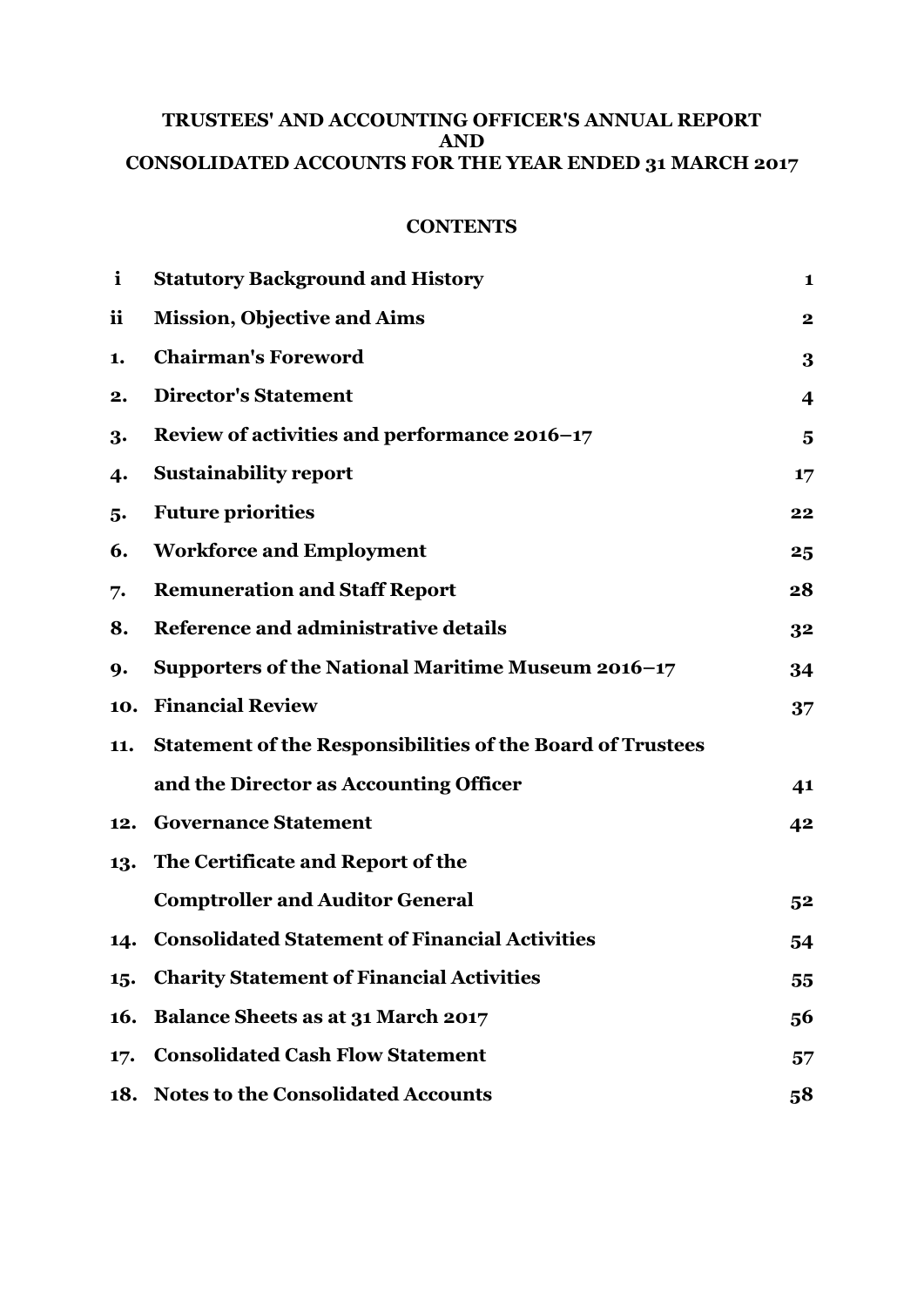# TRUSTEES' AND ACCOUNTING OFFICER'S ANNUAL REPORT AND CONSOLIDATED ACCOUNTS FOR THE YEAR ENDED 31 MARCH 2017

## CONTENTS

| | | |
|---|---|---|
| **i** | **Statutory Background and History** | **1** |
| **ii** | **Mission, Objective and Aims** | **2** |
| **1.** | **Chairman's Foreword** | **3** |
| **2.** | **Director's Statement** | **4** |
| **3.** | **Review of activities and performance 2016–17** | **5** |
| **4.** | **Sustainability report** | **17** |
| **5.** | **Future priorities** | **22** |
| **6.** | **Workforce and Employment** | **25** |
| **7.** | **Remuneration and Staff Report** | **28** |
| **8.** | **Reference and administrative details** | **32** |
| **9.** | **Supporters of the National Maritime Museum 2016–17** | **34** |
| **10.** | **Financial Review** | **37** |
| **11.** | **Statement of the Responsibilities of the Board of Trustees and the Director as Accounting Officer** | **41** |
| **12.** | **Governance Statement** | **42** |
| **13.** | **The Certificate and Report of the Comptroller and Auditor General** | **52** |
| **14.** | **Consolidated Statement of Financial Activities** | **54** |
| **15.** | **Charity Statement of Financial Activities** | **55** |
| **16.** | **Balance Sheets as at 31 March 2017** | **56** |
| **17.** | **Consolidated Cash Flow Statement** | **57** |
| **18.** | **Notes to the Consolidated Accounts** | **58** |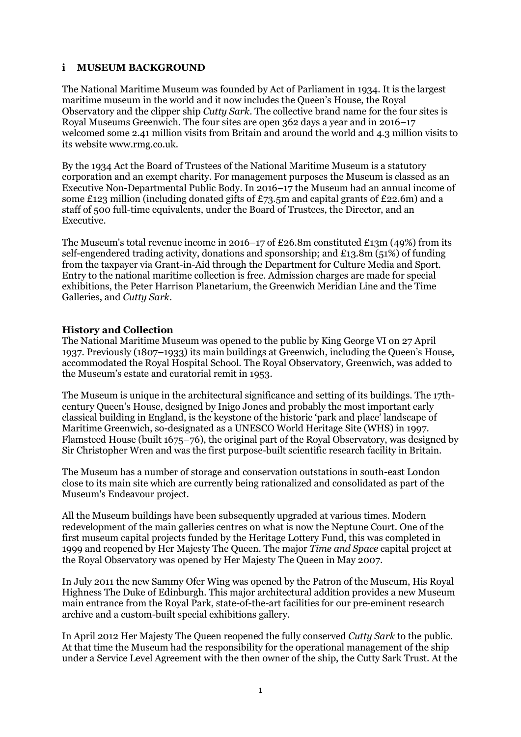## i MUSEUM BACKGROUND

The National Maritime Museum was founded by Act of Parliament in 1934. It is the largest maritime museum in the world and it now includes the Queen's House, the Royal Observatory and the clipper ship *Cutty Sark*. The collective brand name for the four sites is Royal Museums Greenwich. The four sites are open 362 days a year and in 2016–17 welcomed some 2.41 million visits from Britain and around the world and 4.3 million visits to its website www.rmg.co.uk.

By the 1934 Act the Board of Trustees of the National Maritime Museum is a statutory corporation and an exempt charity. For management purposes the Museum is classed as an Executive Non-Departmental Public Body. In 2016–17 the Museum had an annual income of some £123 million (including donated gifts of £73.5m and capital grants of £22.6m) and a staff of 500 full-time equivalents, under the Board of Trustees, the Director, and an Executive.

The Museum's total revenue income in 2016–17 of £26.8m constituted £13m (49%) from its self-engendered trading activity, donations and sponsorship; and £13.8m (51%) of funding from the taxpayer via Grant-in-Aid through the Department for Culture Media and Sport. Entry to the national maritime collection is free. Admission charges are made for special exhibitions, the Peter Harrison Planetarium, the Greenwich Meridian Line and the Time Galleries, and *Cutty Sark*.

### History and Collection

The National Maritime Museum was opened to the public by King George VI on 27 April 1937. Previously (1807–1933) its main buildings at Greenwich, including the Queen's House, accommodated the Royal Hospital School. The Royal Observatory, Greenwich, was added to the Museum's estate and curatorial remit in 1953.

The Museum is unique in the architectural significance and setting of its buildings. The 17th-century Queen's House, designed by Inigo Jones and probably the most important early classical building in England, is the keystone of the historic 'park and place' landscape of Maritime Greenwich, so-designated as a UNESCO World Heritage Site (WHS) in 1997. Flamsteed House (built 1675–76), the original part of the Royal Observatory, was designed by Sir Christopher Wren and was the first purpose-built scientific research facility in Britain.

The Museum has a number of storage and conservation outstations in south-east London close to its main site which are currently being rationalized and consolidated as part of the Museum's Endeavour project.

All the Museum buildings have been subsequently upgraded at various times. Modern redevelopment of the main galleries centres on what is now the Neptune Court. One of the first museum capital projects funded by the Heritage Lottery Fund, this was completed in 1999 and reopened by Her Majesty The Queen. The major *Time and Space* capital project at the Royal Observatory was opened by Her Majesty The Queen in May 2007.

In July 2011 the new Sammy Ofer Wing was opened by the Patron of the Museum, His Royal Highness The Duke of Edinburgh. This major architectural addition provides a new Museum main entrance from the Royal Park, state-of-the-art facilities for our pre-eminent research archive and a custom-built special exhibitions gallery.

In April 2012 Her Majesty The Queen reopened the fully conserved *Cutty Sark* to the public. At that time the Museum had the responsibility for the operational management of the ship under a Service Level Agreement with the then owner of the ship, the Cutty Sark Trust. At the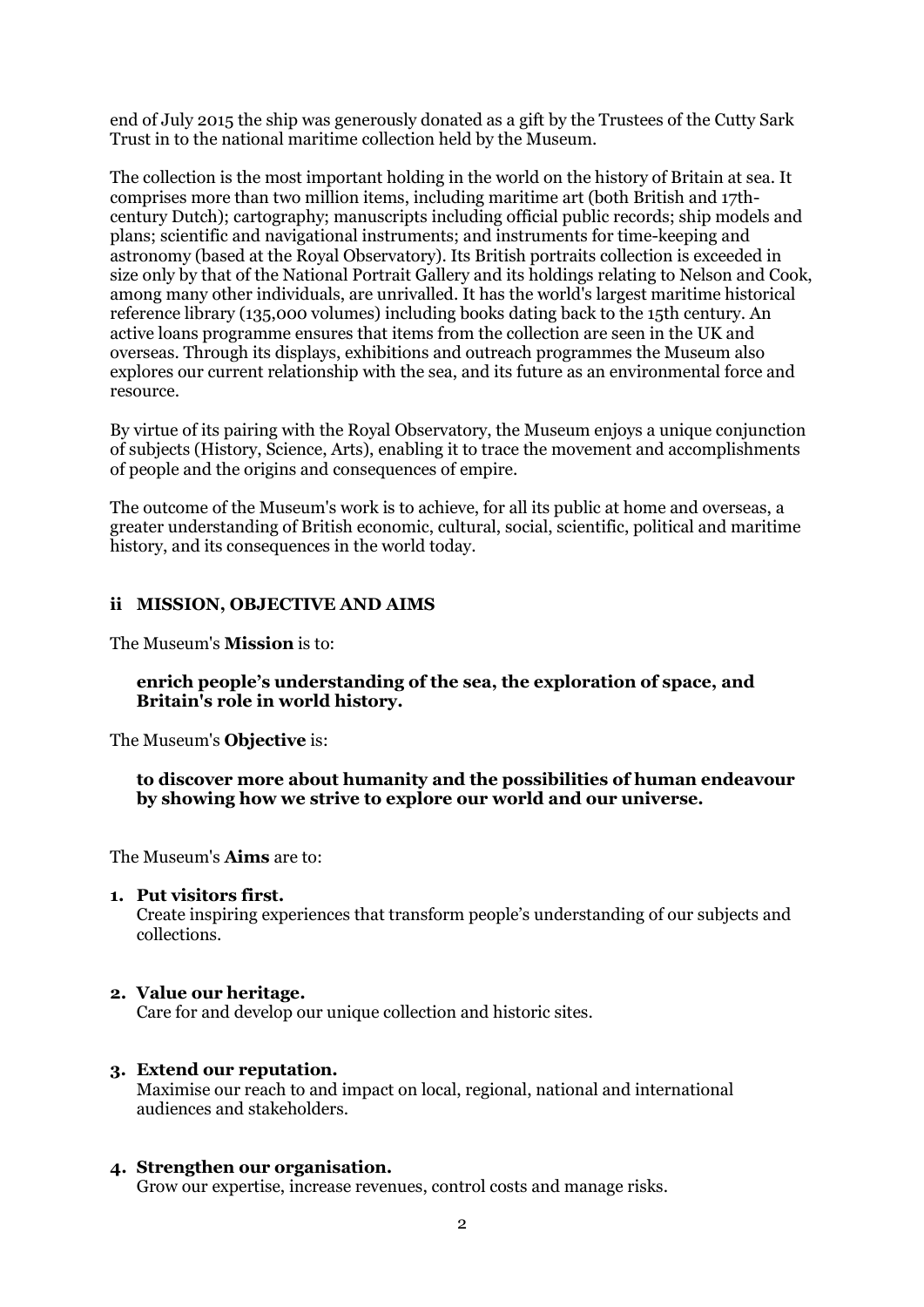end of July 2015 the ship was generously donated as a gift by the Trustees of the Cutty Sark Trust in to the national maritime collection held by the Museum.

The collection is the most important holding in the world on the history of Britain at sea. It comprises more than two million items, including maritime art (both British and 17th-century Dutch); cartography; manuscripts including official public records; ship models and plans; scientific and navigational instruments; and instruments for time-keeping and astronomy (based at the Royal Observatory). Its British portraits collection is exceeded in size only by that of the National Portrait Gallery and its holdings relating to Nelson and Cook, among many other individuals, are unrivalled. It has the world's largest maritime historical reference library (135,000 volumes) including books dating back to the 15th century. An active loans programme ensures that items from the collection are seen in the UK and overseas. Through its displays, exhibitions and outreach programmes the Museum also explores our current relationship with the sea, and its future as an environmental force and resource.

By virtue of its pairing with the Royal Observatory, the Museum enjoys a unique conjunction of subjects (History, Science, Arts), enabling it to trace the movement and accomplishments of people and the origins and consequences of empire.

The outcome of the Museum's work is to achieve, for all its public at home and overseas, a greater understanding of British economic, cultural, social, scientific, political and maritime history, and its consequences in the world today.

## ii MISSION, OBJECTIVE AND AIMS

The Museum's **Mission** is to:

> **enrich people's understanding of the sea, the exploration of space, and Britain's role in world history.**

The Museum's **Objective** is:

> **to discover more about humanity and the possibilities of human endeavour by showing how we strive to explore our world and our universe.**

The Museum's **Aims** are to:

1. **Put visitors first.**
   Create inspiring experiences that transform people's understanding of our subjects and collections.

2. **Value our heritage.**
   Care for and develop our unique collection and historic sites.

3. **Extend our reputation.**
   Maximise our reach to and impact on local, regional, national and international audiences and stakeholders.

4. **Strengthen our organisation.**
   Grow our expertise, increase revenues, control costs and manage risks.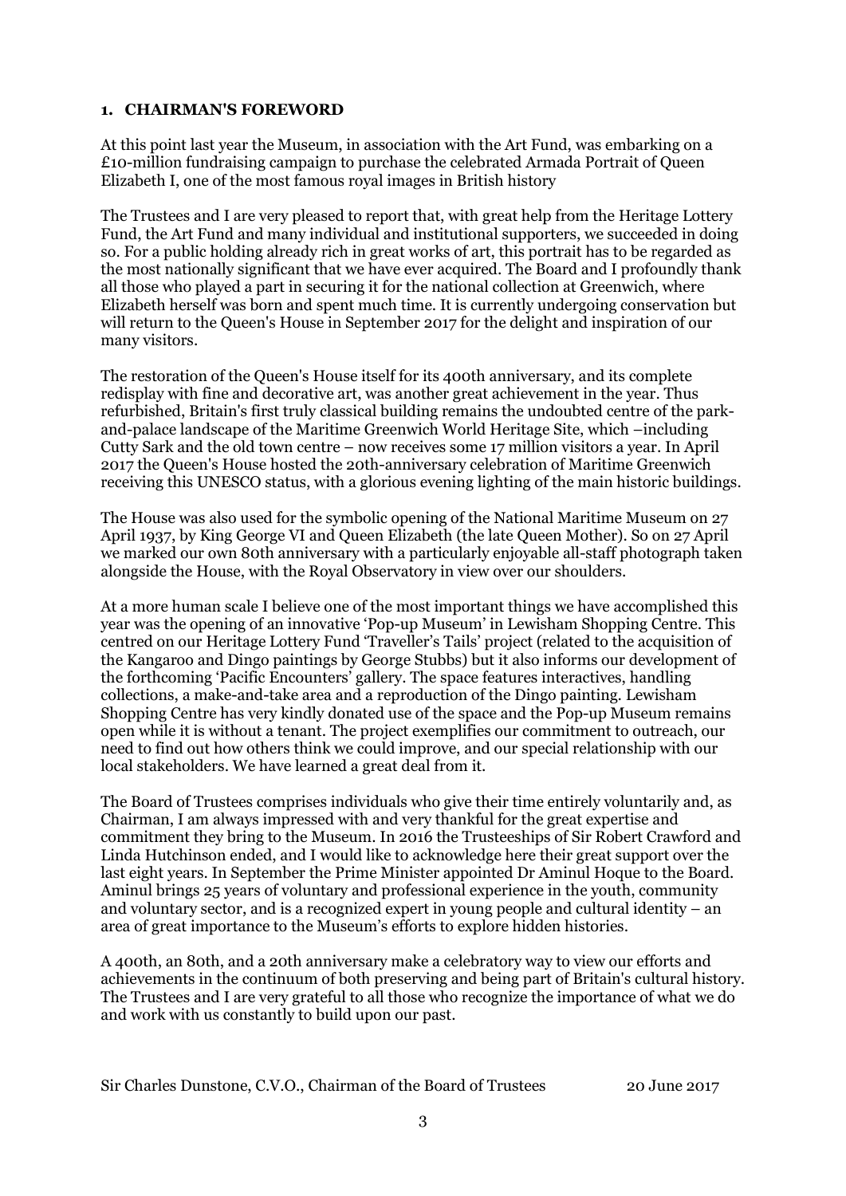## 1. CHAIRMAN'S FOREWORD

At this point last year the Museum, in association with the Art Fund, was embarking on a £10-million fundraising campaign to purchase the celebrated Armada Portrait of Queen Elizabeth I, one of the most famous royal images in British history

The Trustees and I are very pleased to report that, with great help from the Heritage Lottery Fund, the Art Fund and many individual and institutional supporters, we succeeded in doing so. For a public holding already rich in great works of art, this portrait has to be regarded as the most nationally significant that we have ever acquired. The Board and I profoundly thank all those who played a part in securing it for the national collection at Greenwich, where Elizabeth herself was born and spent much time. It is currently undergoing conservation but will return to the Queen's House in September 2017 for the delight and inspiration of our many visitors.

The restoration of the Queen's House itself for its 400th anniversary, and its complete redisplay with fine and decorative art, was another great achievement in the year. Thus refurbished, Britain's first truly classical building remains the undoubted centre of the park-and-palace landscape of the Maritime Greenwich World Heritage Site, which –including Cutty Sark and the old town centre – now receives some 17 million visitors a year. In April 2017 the Queen's House hosted the 20th-anniversary celebration of Maritime Greenwich receiving this UNESCO status, with a glorious evening lighting of the main historic buildings.

The House was also used for the symbolic opening of the National Maritime Museum on 27 April 1937, by King George VI and Queen Elizabeth (the late Queen Mother). So on 27 April we marked our own 80th anniversary with a particularly enjoyable all-staff photograph taken alongside the House, with the Royal Observatory in view over our shoulders.

At a more human scale I believe one of the most important things we have accomplished this year was the opening of an innovative 'Pop-up Museum' in Lewisham Shopping Centre. This centred on our Heritage Lottery Fund 'Traveller's Tails' project (related to the acquisition of the Kangaroo and Dingo paintings by George Stubbs) but it also informs our development of the forthcoming 'Pacific Encounters' gallery. The space features interactives, handling collections, a make-and-take area and a reproduction of the Dingo painting. Lewisham Shopping Centre has very kindly donated use of the space and the Pop-up Museum remains open while it is without a tenant. The project exemplifies our commitment to outreach, our need to find out how others think we could improve, and our special relationship with our local stakeholders. We have learned a great deal from it.

The Board of Trustees comprises individuals who give their time entirely voluntarily and, as Chairman, I am always impressed with and very thankful for the great expertise and commitment they bring to the Museum. In 2016 the Trusteeships of Sir Robert Crawford and Linda Hutchinson ended, and I would like to acknowledge here their great support over the last eight years. In September the Prime Minister appointed Dr Aminul Hoque to the Board. Aminul brings 25 years of voluntary and professional experience in the youth, community and voluntary sector, and is a recognized expert in young people and cultural identity – an area of great importance to the Museum's efforts to explore hidden histories.

A 400th, an 80th, and a 20th anniversary make a celebratory way to view our efforts and achievements in the continuum of both preserving and being part of Britain's cultural history. The Trustees and I are very grateful to all those who recognize the importance of what we do and work with us constantly to build upon our past.

Sir Charles Dunstone, C.V.O., Chairman of the Board of Trustees 20 June 2017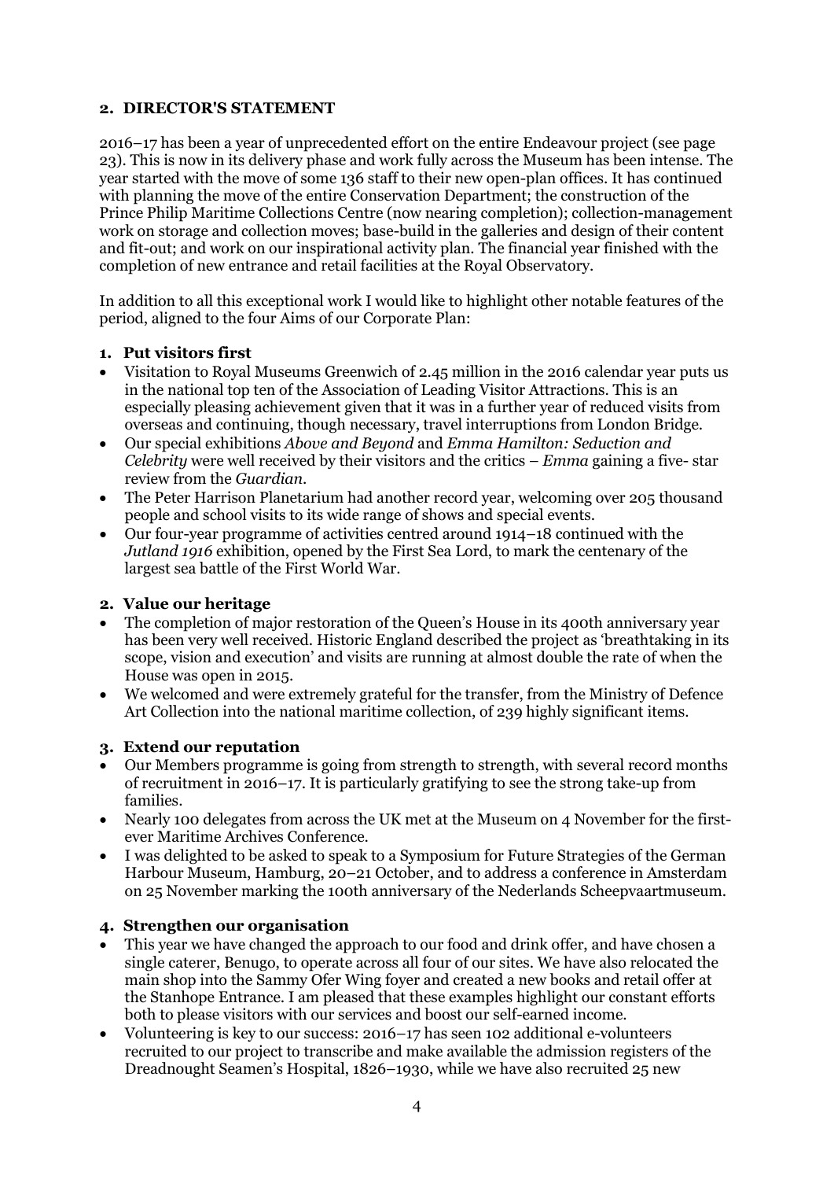## 2. DIRECTOR'S STATEMENT

2016–17 has been a year of unprecedented effort on the entire Endeavour project (see page 23). This is now in its delivery phase and work fully across the Museum has been intense. The year started with the move of some 136 staff to their new open-plan offices. It has continued with planning the move of the entire Conservation Department; the construction of the Prince Philip Maritime Collections Centre (now nearing completion); collection-management work on storage and collection moves; base-build in the galleries and design of their content and fit-out; and work on our inspirational activity plan. The financial year finished with the completion of new entrance and retail facilities at the Royal Observatory.

In addition to all this exceptional work I would like to highlight other notable features of the period, aligned to the four Aims of our Corporate Plan:

### 1. Put visitors first

- Visitation to Royal Museums Greenwich of 2.45 million in the 2016 calendar year puts us in the national top ten of the Association of Leading Visitor Attractions. This is an especially pleasing achievement given that it was in a further year of reduced visits from overseas and continuing, though necessary, travel interruptions from London Bridge.
- Our special exhibitions *Above and Beyond* and *Emma Hamilton: Seduction and Celebrity* were well received by their visitors and the critics – *Emma* gaining a five- star review from the *Guardian*.
- The Peter Harrison Planetarium had another record year, welcoming over 205 thousand people and school visits to its wide range of shows and special events.
- Our four-year programme of activities centred around 1914–18 continued with the *Jutland 1916* exhibition, opened by the First Sea Lord, to mark the centenary of the largest sea battle of the First World War.

### 2. Value our heritage

- The completion of major restoration of the Queen's House in its 400th anniversary year has been very well received. Historic England described the project as 'breathtaking in its scope, vision and execution' and visits are running at almost double the rate of when the House was open in 2015.
- We welcomed and were extremely grateful for the transfer, from the Ministry of Defence Art Collection into the national maritime collection, of 239 highly significant items.

### 3. Extend our reputation

- Our Members programme is going from strength to strength, with several record months of recruitment in 2016–17. It is particularly gratifying to see the strong take-up from families.
- Nearly 100 delegates from across the UK met at the Museum on 4 November for the first-ever Maritime Archives Conference.
- I was delighted to be asked to speak to a Symposium for Future Strategies of the German Harbour Museum, Hamburg, 20–21 October, and to address a conference in Amsterdam on 25 November marking the 100th anniversary of the Nederlands Scheepvaartmuseum.

### 4. Strengthen our organisation

- This year we have changed the approach to our food and drink offer, and have chosen a single caterer, Benugo, to operate across all four of our sites. We have also relocated the main shop into the Sammy Ofer Wing foyer and created a new books and retail offer at the Stanhope Entrance. I am pleased that these examples highlight our constant efforts both to please visitors with our services and boost our self-earned income.
- Volunteering is key to our success: 2016–17 has seen 102 additional e-volunteers recruited to our project to transcribe and make available the admission registers of the Dreadnought Seamen's Hospital, 1826–1930, while we have also recruited 25 new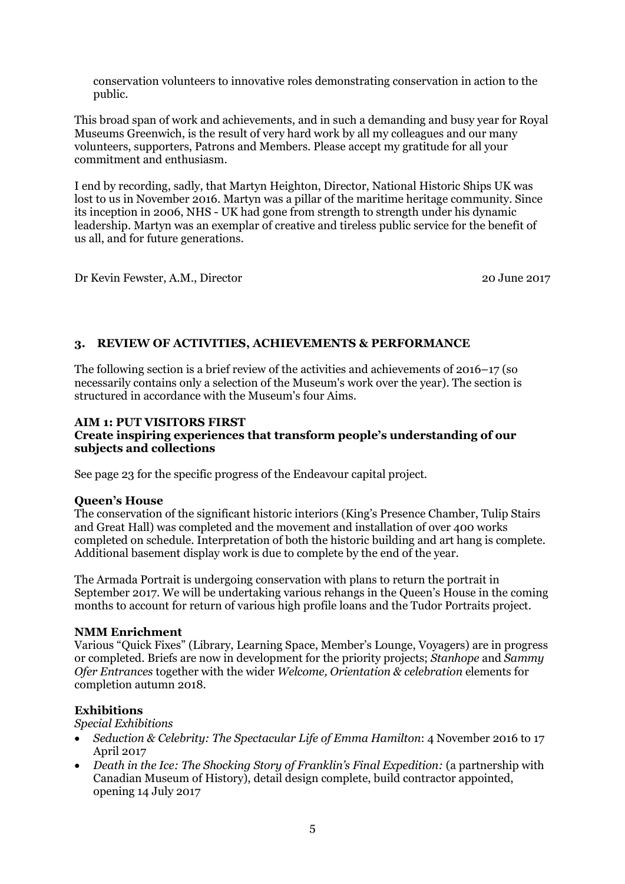conservation volunteers to innovative roles demonstrating conservation in action to the public.

This broad span of work and achievements, and in such a demanding and busy year for Royal Museums Greenwich, is the result of very hard work by all my colleagues and our many volunteers, supporters, Patrons and Members. Please accept my gratitude for all your commitment and enthusiasm.

I end by recording, sadly, that Martyn Heighton, Director, National Historic Ships UK was lost to us in November 2016. Martyn was a pillar of the maritime heritage community. Since its inception in 2006, NHS - UK had gone from strength to strength under his dynamic leadership. Martyn was an exemplar of creative and tireless public service for the benefit of us all, and for future generations.

Dr Kevin Fewster, A.M., Director 20 June 2017

## 3. REVIEW OF ACTIVITIES, ACHIEVEMENTS & PERFORMANCE

The following section is a brief review of the activities and achievements of 2016–17 (so necessarily contains only a selection of the Museum's work over the year). The section is structured in accordance with the Museum's four Aims.

### AIM 1: PUT VISITORS FIRST
**Create inspiring experiences that transform people's understanding of our subjects and collections**

See page 23 for the specific progress of the Endeavour capital project.

#### Queen's House

The conservation of the significant historic interiors (King's Presence Chamber, Tulip Stairs and Great Hall) was completed and the movement and installation of over 400 works completed on schedule. Interpretation of both the historic building and art hang is complete. Additional basement display work is due to complete by the end of the year.

The Armada Portrait is undergoing conservation with plans to return the portrait in September 2017. We will be undertaking various rehangs in the Queen's House in the coming months to account for return of various high profile loans and the Tudor Portraits project.

#### NMM Enrichment

Various "Quick Fixes" (Library, Learning Space, Member's Lounge, Voyagers) are in progress or completed. Briefs are now in development for the priority projects; *Stanhope* and *Sammy Ofer Entrances* together with the wider *Welcome, Orientation & celebration* elements for completion autumn 2018.

#### Exhibitions

*Special Exhibitions*

- *Seduction & Celebrity: The Spectacular Life of Emma Hamilton*: 4 November 2016 to 17 April 2017
- *Death in the Ice: The Shocking Story of Franklin's Final Expedition:* (a partnership with Canadian Museum of History), detail design complete, build contractor appointed, opening 14 July 2017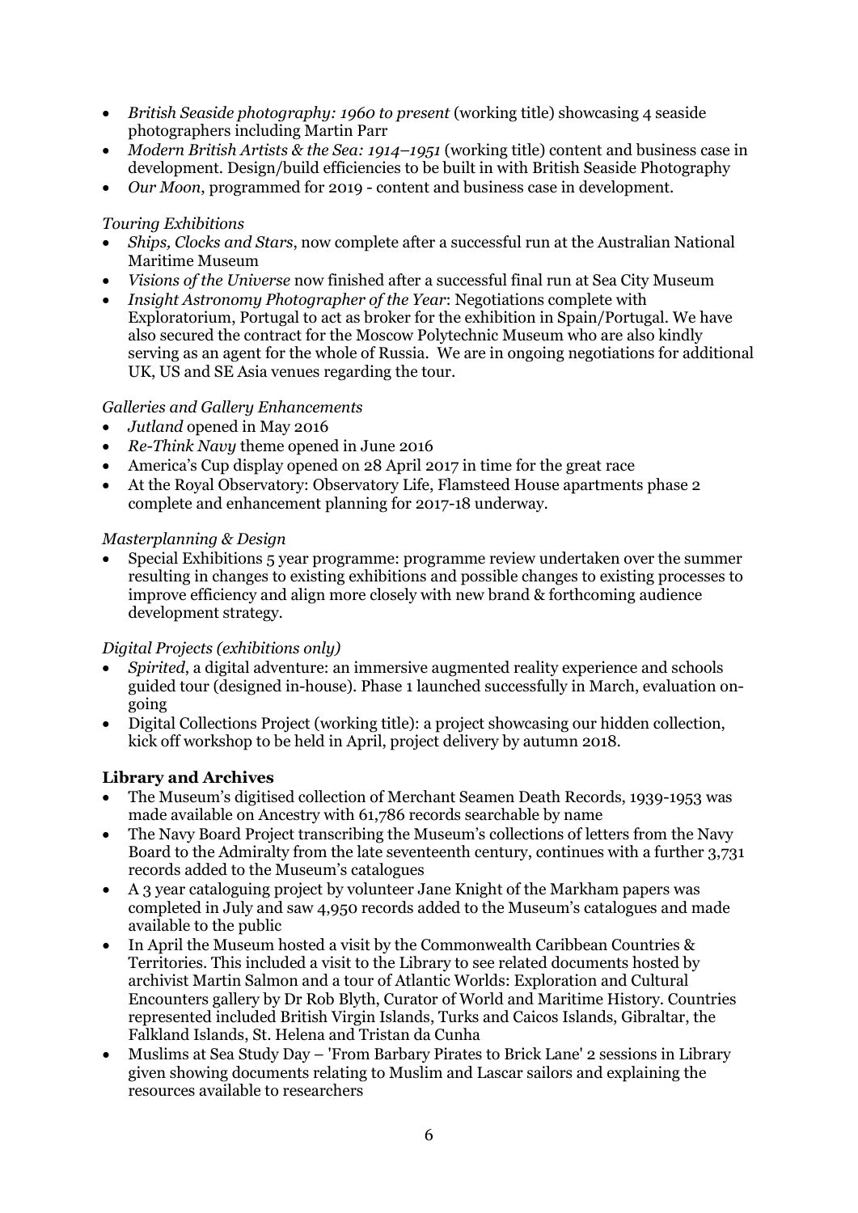- *British Seaside photography: 1960 to present* (working title) showcasing 4 seaside photographers including Martin Parr
- *Modern British Artists & the Sea: 1914–1951* (working title) content and business case in development. Design/build efficiencies to be built in with British Seaside Photography
- *Our Moon*, programmed for 2019 - content and business case in development.

*Touring Exhibitions*

- *Ships, Clocks and Stars*, now complete after a successful run at the Australian National Maritime Museum
- *Visions of the Universe* now finished after a successful final run at Sea City Museum
- *Insight Astronomy Photographer of the Year*: Negotiations complete with Exploratorium, Portugal to act as broker for the exhibition in Spain/Portugal. We have also secured the contract for the Moscow Polytechnic Museum who are also kindly serving as an agent for the whole of Russia. We are in ongoing negotiations for additional UK, US and SE Asia venues regarding the tour.

*Galleries and Gallery Enhancements*

- *Jutland* opened in May 2016
- *Re-Think Navy* theme opened in June 2016
- America's Cup display opened on 28 April 2017 in time for the great race
- At the Royal Observatory: Observatory Life, Flamsteed House apartments phase 2 complete and enhancement planning for 2017-18 underway.

*Masterplanning & Design*

- Special Exhibitions 5 year programme: programme review undertaken over the summer resulting in changes to existing exhibitions and possible changes to existing processes to improve efficiency and align more closely with new brand & forthcoming audience development strategy.

*Digital Projects (exhibitions only)*

- *Spirited*, a digital adventure: an immersive augmented reality experience and schools guided tour (designed in-house). Phase 1 launched successfully in March, evaluation on-going
- Digital Collections Project (working title): a project showcasing our hidden collection, kick off workshop to be held in April, project delivery by autumn 2018.

**Library and Archives**

- The Museum's digitised collection of Merchant Seamen Death Records, 1939-1953 was made available on Ancestry with 61,786 records searchable by name
- The Navy Board Project transcribing the Museum's collections of letters from the Navy Board to the Admiralty from the late seventeenth century, continues with a further 3,731 records added to the Museum's catalogues
- A 3 year cataloguing project by volunteer Jane Knight of the Markham papers was completed in July and saw 4,950 records added to the Museum's catalogues and made available to the public
- In April the Museum hosted a visit by the Commonwealth Caribbean Countries & Territories. This included a visit to the Library to see related documents hosted by archivist Martin Salmon and a tour of Atlantic Worlds: Exploration and Cultural Encounters gallery by Dr Rob Blyth, Curator of World and Maritime History. Countries represented included British Virgin Islands, Turks and Caicos Islands, Gibraltar, the Falkland Islands, St. Helena and Tristan da Cunha
- Muslims at Sea Study Day – 'From Barbary Pirates to Brick Lane' 2 sessions in Library given showing documents relating to Muslim and Lascar sailors and explaining the resources available to researchers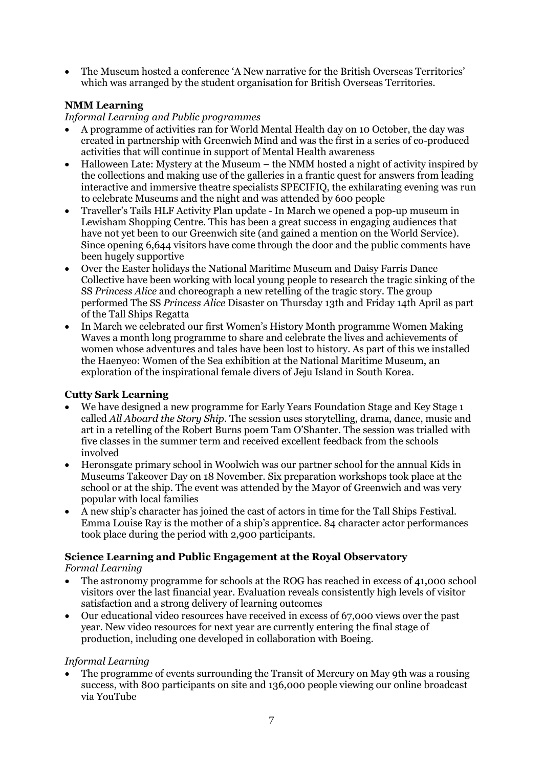- The Museum hosted a conference 'A New narrative for the British Overseas Territories' which was arranged by the student organisation for British Overseas Territories.

**NMM Learning**

*Informal Learning and Public programmes*

- A programme of activities ran for World Mental Health day on 10 October, the day was created in partnership with Greenwich Mind and was the first in a series of co-produced activities that will continue in support of Mental Health awareness
- Halloween Late: Mystery at the Museum – the NMM hosted a night of activity inspired by the collections and making use of the galleries in a frantic quest for answers from leading interactive and immersive theatre specialists SPECIFIQ, the exhilarating evening was run to celebrate Museums and the night and was attended by 600 people
- Traveller's Tails HLF Activity Plan update - In March we opened a pop-up museum in Lewisham Shopping Centre. This has been a great success in engaging audiences that have not yet been to our Greenwich site (and gained a mention on the World Service). Since opening 6,644 visitors have come through the door and the public comments have been hugely supportive
- Over the Easter holidays the National Maritime Museum and Daisy Farris Dance Collective have been working with local young people to research the tragic sinking of the SS *Princess Alice* and choreograph a new retelling of the tragic story. The group performed The SS *Princess Alice* Disaster on Thursday 13th and Friday 14th April as part of the Tall Ships Regatta
- In March we celebrated our first Women's History Month programme Women Making Waves a month long programme to share and celebrate the lives and achievements of women whose adventures and tales have been lost to history. As part of this we installed the Haenyeo: Women of the Sea exhibition at the National Maritime Museum, an exploration of the inspirational female divers of Jeju Island in South Korea.

**Cutty Sark Learning**

- We have designed a new programme for Early Years Foundation Stage and Key Stage 1 called *All Aboard the Story Ship*. The session uses storytelling, drama, dance, music and art in a retelling of the Robert Burns poem Tam O'Shanter. The session was trialled with five classes in the summer term and received excellent feedback from the schools involved
- Heronsgate primary school in Woolwich was our partner school for the annual Kids in Museums Takeover Day on 18 November. Six preparation workshops took place at the school or at the ship. The event was attended by the Mayor of Greenwich and was very popular with local families
- A new ship's character has joined the cast of actors in time for the Tall Ships Festival. Emma Louise Ray is the mother of a ship's apprentice. 84 character actor performances took place during the period with 2,900 participants.

**Science Learning and Public Engagement at the Royal Observatory**

*Formal Learning*

- The astronomy programme for schools at the ROG has reached in excess of 41,000 school visitors over the last financial year. Evaluation reveals consistently high levels of visitor satisfaction and a strong delivery of learning outcomes
- Our educational video resources have received in excess of 67,000 views over the past year. New video resources for next year are currently entering the final stage of production, including one developed in collaboration with Boeing.

*Informal Learning*

- The programme of events surrounding the Transit of Mercury on May 9th was a rousing success, with 800 participants on site and 136,000 people viewing our online broadcast via YouTube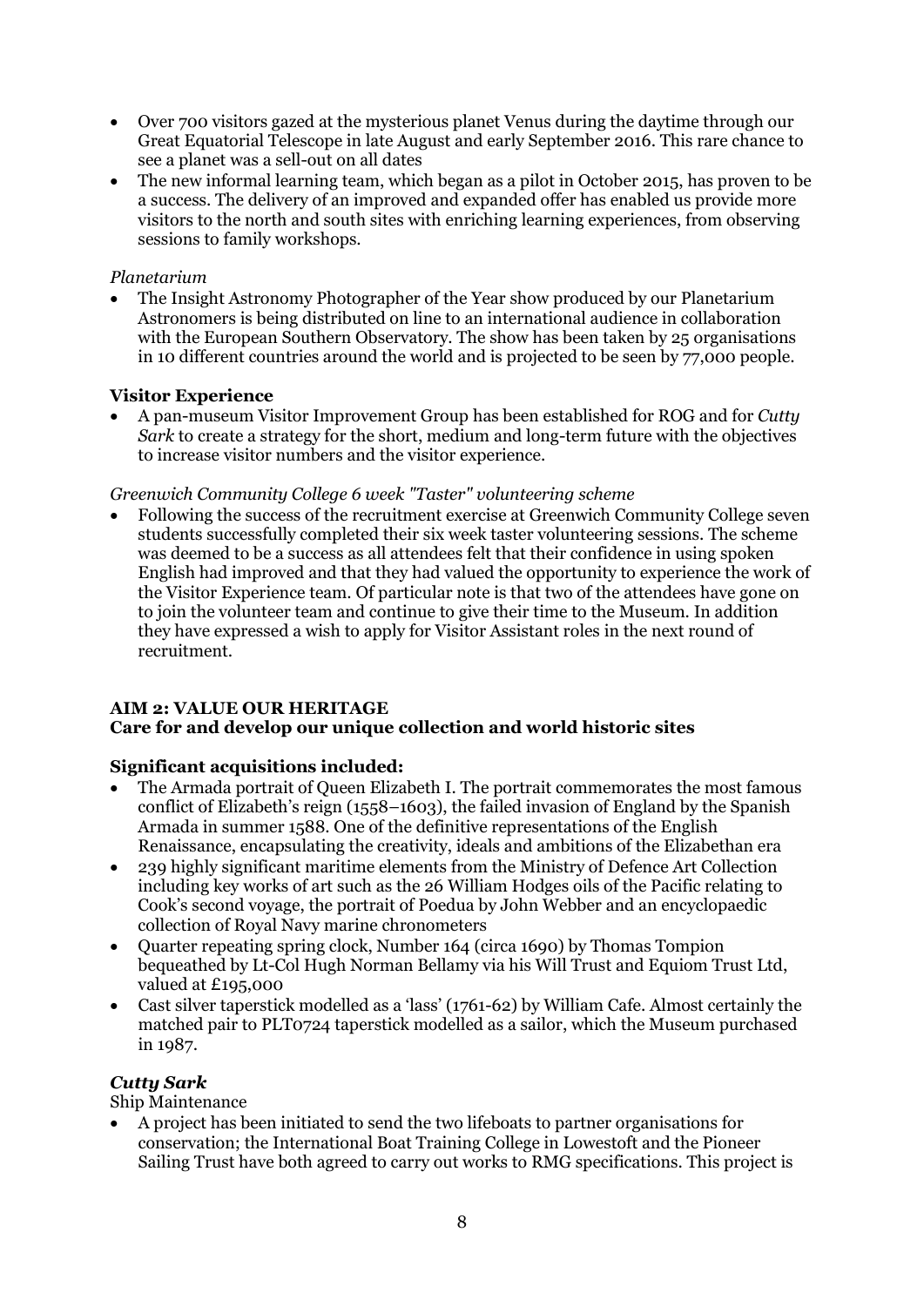- Over 700 visitors gazed at the mysterious planet Venus during the daytime through our Great Equatorial Telescope in late August and early September 2016. This rare chance to see a planet was a sell-out on all dates
- The new informal learning team, which began as a pilot in October 2015, has proven to be a success. The delivery of an improved and expanded offer has enabled us provide more visitors to the north and south sites with enriching learning experiences, from observing sessions to family workshops.

*Planetarium*

- The Insight Astronomy Photographer of the Year show produced by our Planetarium Astronomers is being distributed on line to an international audience in collaboration with the European Southern Observatory. The show has been taken by 25 organisations in 10 different countries around the world and is projected to be seen by 77,000 people.

**Visitor Experience**

- A pan-museum Visitor Improvement Group has been established for ROG and for *Cutty Sark* to create a strategy for the short, medium and long-term future with the objectives to increase visitor numbers and the visitor experience.

*Greenwich Community College 6 week "Taster" volunteering scheme*

- Following the success of the recruitment exercise at Greenwich Community College seven students successfully completed their six week taster volunteering sessions. The scheme was deemed to be a success as all attendees felt that their confidence in using spoken English had improved and that they had valued the opportunity to experience the work of the Visitor Experience team. Of particular note is that two of the attendees have gone on to join the volunteer team and continue to give their time to the Museum. In addition they have expressed a wish to apply for Visitor Assistant roles in the next round of recruitment.

**AIM 2: VALUE OUR HERITAGE**
**Care for and develop our unique collection and world historic sites**

**Significant acquisitions included:**

- The Armada portrait of Queen Elizabeth I. The portrait commemorates the most famous conflict of Elizabeth's reign (1558–1603), the failed invasion of England by the Spanish Armada in summer 1588. One of the definitive representations of the English Renaissance, encapsulating the creativity, ideals and ambitions of the Elizabethan era
- 239 highly significant maritime elements from the Ministry of Defence Art Collection including key works of art such as the 26 William Hodges oils of the Pacific relating to Cook's second voyage, the portrait of Poedua by John Webber and an encyclopaedic collection of Royal Navy marine chronometers
- Quarter repeating spring clock, Number 164 (circa 1690) by Thomas Tompion bequeathed by Lt-Col Hugh Norman Bellamy via his Will Trust and Equiom Trust Ltd, valued at £195,000
- Cast silver taperstick modelled as a 'lass' (1761-62) by William Cafe. Almost certainly the matched pair to PLT0724 taperstick modelled as a sailor, which the Museum purchased in 1987.

***Cutty Sark***

Ship Maintenance

- A project has been initiated to send the two lifeboats to partner organisations for conservation; the International Boat Training College in Lowestoft and the Pioneer Sailing Trust have both agreed to carry out works to RMG specifications. This project is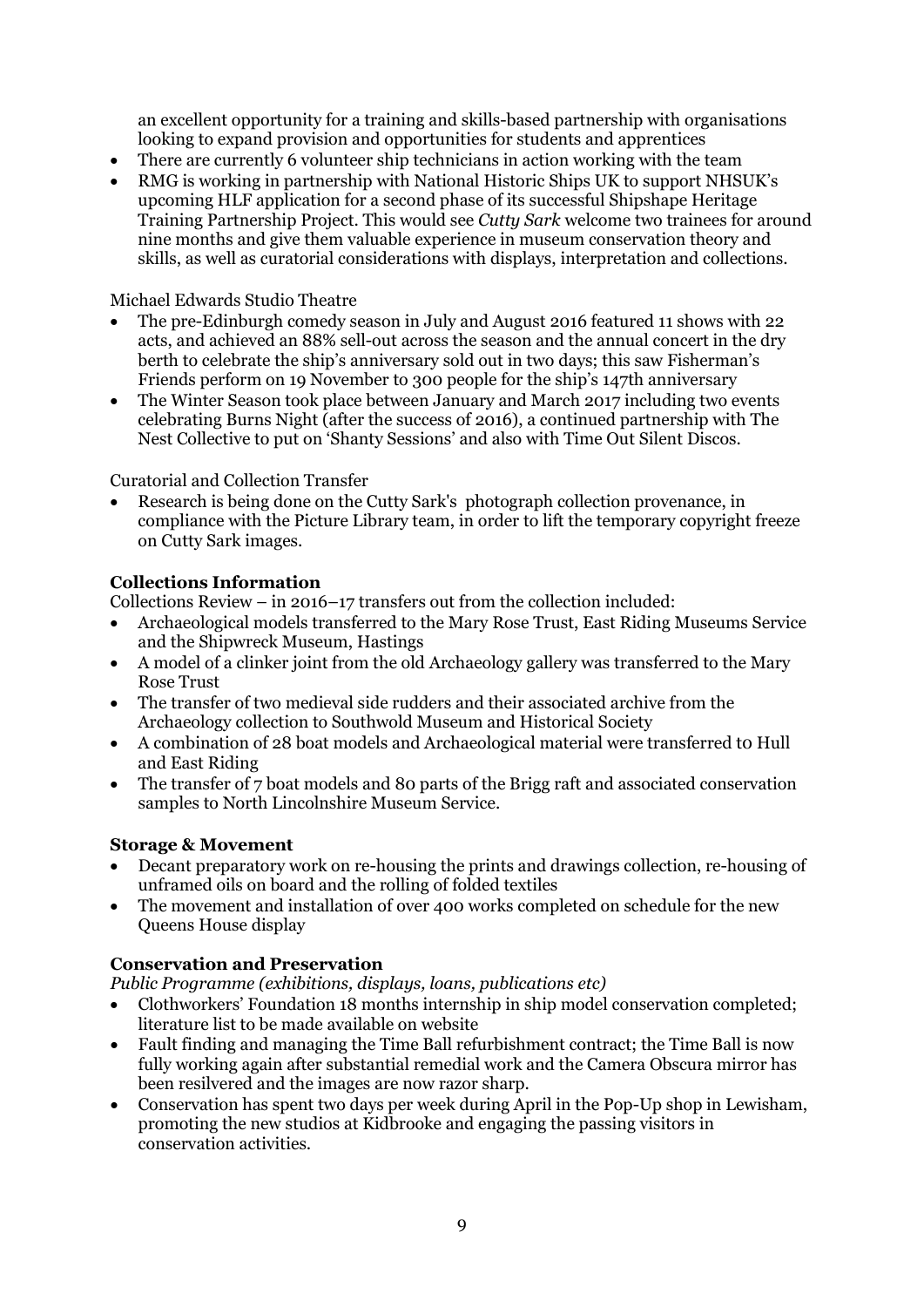an excellent opportunity for a training and skills-based partnership with organisations looking to expand provision and opportunities for students and apprentices

- There are currently 6 volunteer ship technicians in action working with the team
- RMG is working in partnership with National Historic Ships UK to support NHSUK's upcoming HLF application for a second phase of its successful Shipshape Heritage Training Partnership Project. This would see *Cutty Sark* welcome two trainees for around nine months and give them valuable experience in museum conservation theory and skills, as well as curatorial considerations with displays, interpretation and collections.

Michael Edwards Studio Theatre

- The pre-Edinburgh comedy season in July and August 2016 featured 11 shows with 22 acts, and achieved an 88% sell-out across the season and the annual concert in the dry berth to celebrate the ship's anniversary sold out in two days; this saw Fisherman's Friends perform on 19 November to 300 people for the ship's 147th anniversary
- The Winter Season took place between January and March 2017 including two events celebrating Burns Night (after the success of 2016), a continued partnership with The Nest Collective to put on 'Shanty Sessions' and also with Time Out Silent Discos.

Curatorial and Collection Transfer

- Research is being done on the Cutty Sark's photograph collection provenance, in compliance with the Picture Library team, in order to lift the temporary copyright freeze on Cutty Sark images.

**Collections Information**

Collections Review – in 2016–17 transfers out from the collection included:

- Archaeological models transferred to the Mary Rose Trust, East Riding Museums Service and the Shipwreck Museum, Hastings
- A model of a clinker joint from the old Archaeology gallery was transferred to the Mary Rose Trust
- The transfer of two medieval side rudders and their associated archive from the Archaeology collection to Southwold Museum and Historical Society
- A combination of 28 boat models and Archaeological material were transferred t0 Hull and East Riding
- The transfer of 7 boat models and 80 parts of the Brigg raft and associated conservation samples to North Lincolnshire Museum Service.

**Storage & Movement**

- Decant preparatory work on re-housing the prints and drawings collection, re-housing of unframed oils on board and the rolling of folded textiles
- The movement and installation of over 400 works completed on schedule for the new Queens House display

**Conservation and Preservation**

*Public Programme (exhibitions, displays, loans, publications etc)*

- Clothworkers' Foundation 18 months internship in ship model conservation completed; literature list to be made available on website
- Fault finding and managing the Time Ball refurbishment contract; the Time Ball is now fully working again after substantial remedial work and the Camera Obscura mirror has been resilvered and the images are now razor sharp.
- Conservation has spent two days per week during April in the Pop-Up shop in Lewisham, promoting the new studios at Kidbrooke and engaging the passing visitors in conservation activities.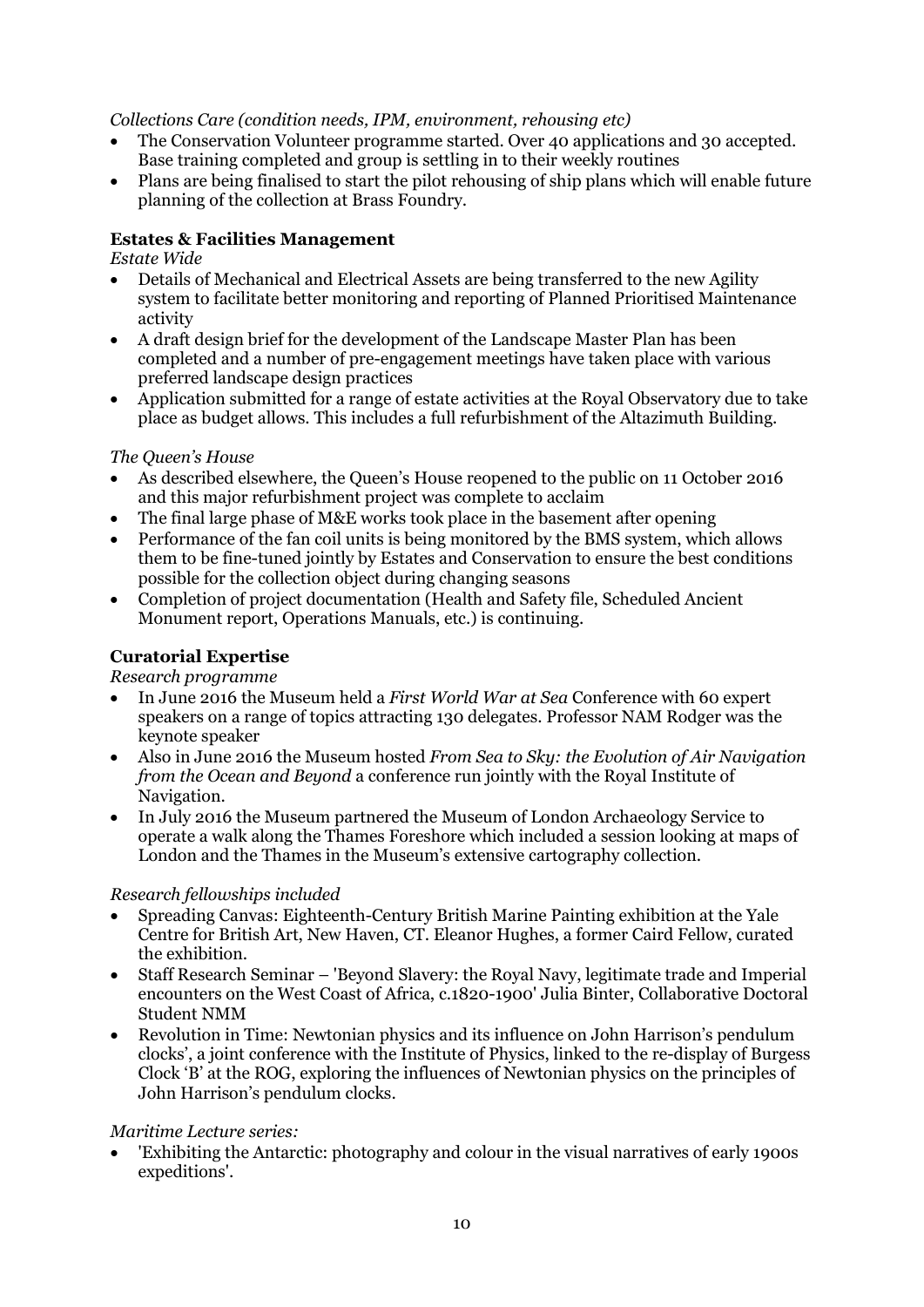*Collections Care (condition needs, IPM, environment, rehousing etc)*

- The Conservation Volunteer programme started. Over 40 applications and 30 accepted. Base training completed and group is settling in to their weekly routines
- Plans are being finalised to start the pilot rehousing of ship plans which will enable future planning of the collection at Brass Foundry.

**Estates & Facilities Management**

*Estate Wide*

- Details of Mechanical and Electrical Assets are being transferred to the new Agility system to facilitate better monitoring and reporting of Planned Prioritised Maintenance activity
- A draft design brief for the development of the Landscape Master Plan has been completed and a number of pre-engagement meetings have taken place with various preferred landscape design practices
- Application submitted for a range of estate activities at the Royal Observatory due to take place as budget allows. This includes a full refurbishment of the Altazimuth Building.

*The Queen's House*

- As described elsewhere, the Queen's House reopened to the public on 11 October 2016 and this major refurbishment project was complete to acclaim
- The final large phase of M&E works took place in the basement after opening
- Performance of the fan coil units is being monitored by the BMS system, which allows them to be fine-tuned jointly by Estates and Conservation to ensure the best conditions possible for the collection object during changing seasons
- Completion of project documentation (Health and Safety file, Scheduled Ancient Monument report, Operations Manuals, etc.) is continuing.

**Curatorial Expertise**

*Research programme*

- In June 2016 the Museum held a *First World War at Sea* Conference with 60 expert speakers on a range of topics attracting 130 delegates. Professor NAM Rodger was the keynote speaker
- Also in June 2016 the Museum hosted *From Sea to Sky: the Evolution of Air Navigation from the Ocean and Beyond* a conference run jointly with the Royal Institute of Navigation.
- In July 2016 the Museum partnered the Museum of London Archaeology Service to operate a walk along the Thames Foreshore which included a session looking at maps of London and the Thames in the Museum's extensive cartography collection.

*Research fellowships included*

- Spreading Canvas: Eighteenth-Century British Marine Painting exhibition at the Yale Centre for British Art, New Haven, CT. Eleanor Hughes, a former Caird Fellow, curated the exhibition.
- Staff Research Seminar – 'Beyond Slavery: the Royal Navy, legitimate trade and Imperial encounters on the West Coast of Africa, c.1820-1900' Julia Binter, Collaborative Doctoral Student NMM
- Revolution in Time: Newtonian physics and its influence on John Harrison's pendulum clocks', a joint conference with the Institute of Physics, linked to the re-display of Burgess Clock 'B' at the ROG, exploring the influences of Newtonian physics on the principles of John Harrison's pendulum clocks.

*Maritime Lecture series:*

- 'Exhibiting the Antarctic: photography and colour in the visual narratives of early 1900s expeditions'.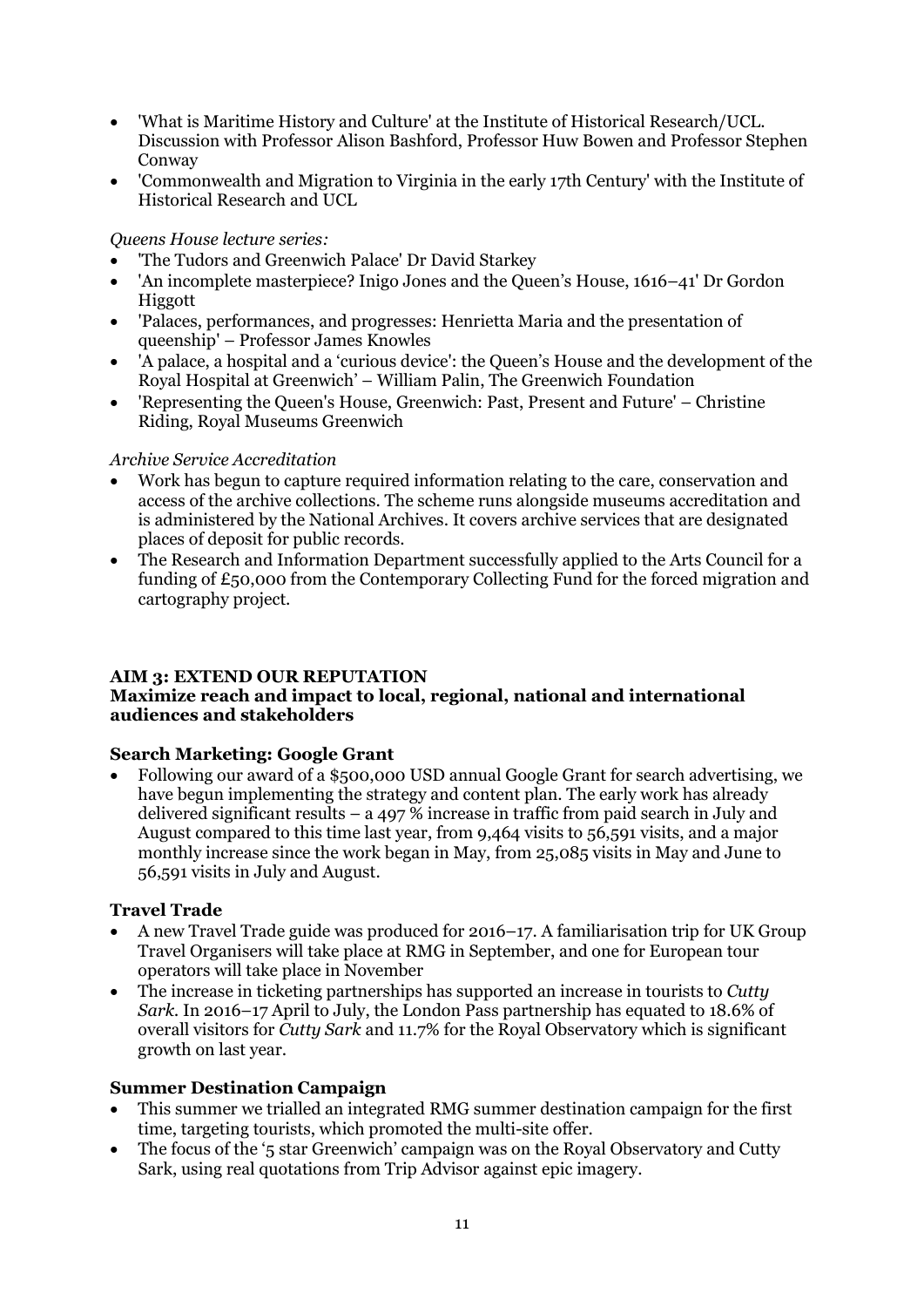- 'What is Maritime History and Culture' at the Institute of Historical Research/UCL. Discussion with Professor Alison Bashford, Professor Huw Bowen and Professor Stephen Conway
- 'Commonwealth and Migration to Virginia in the early 17th Century' with the Institute of Historical Research and UCL

*Queens House lecture series:*

- 'The Tudors and Greenwich Palace' Dr David Starkey
- 'An incomplete masterpiece? Inigo Jones and the Queen's House, 1616–41' Dr Gordon Higgott
- 'Palaces, performances, and progresses: Henrietta Maria and the presentation of queenship' – Professor James Knowles
- 'A palace, a hospital and a 'curious device': the Queen's House and the development of the Royal Hospital at Greenwich' – William Palin, The Greenwich Foundation
- 'Representing the Queen's House, Greenwich: Past, Present and Future' – Christine Riding, Royal Museums Greenwich

*Archive Service Accreditation*

- Work has begun to capture required information relating to the care, conservation and access of the archive collections. The scheme runs alongside museums accreditation and is administered by the National Archives. It covers archive services that are designated places of deposit for public records.
- The Research and Information Department successfully applied to the Arts Council for a funding of £50,000 from the Contemporary Collecting Fund for the forced migration and cartography project.

## AIM 3: EXTEND OUR REPUTATION

**Maximize reach and impact to local, regional, national and international audiences and stakeholders**

### Search Marketing: Google Grant

- Following our award of a $500,000 USD annual Google Grant for search advertising, we have begun implementing the strategy and content plan. The early work has already delivered significant results – a 497 % increase in traffic from paid search in July and August compared to this time last year, from 9,464 visits to 56,591 visits, and a major monthly increase since the work began in May, from 25,085 visits in May and June to 56,591 visits in July and August.

### Travel Trade

- A new Travel Trade guide was produced for 2016–17. A familiarisation trip for UK Group Travel Organisers will take place at RMG in September, and one for European tour operators will take place in November
- The increase in ticketing partnerships has supported an increase in tourists to *Cutty Sark*. In 2016–17 April to July, the London Pass partnership has equated to 18.6% of overall visitors for *Cutty Sark* and 11.7% for the Royal Observatory which is significant growth on last year.

### Summer Destination Campaign

- This summer we trialled an integrated RMG summer destination campaign for the first time, targeting tourists, which promoted the multi-site offer.
- The focus of the '5 star Greenwich' campaign was on the Royal Observatory and Cutty Sark, using real quotations from Trip Advisor against epic imagery.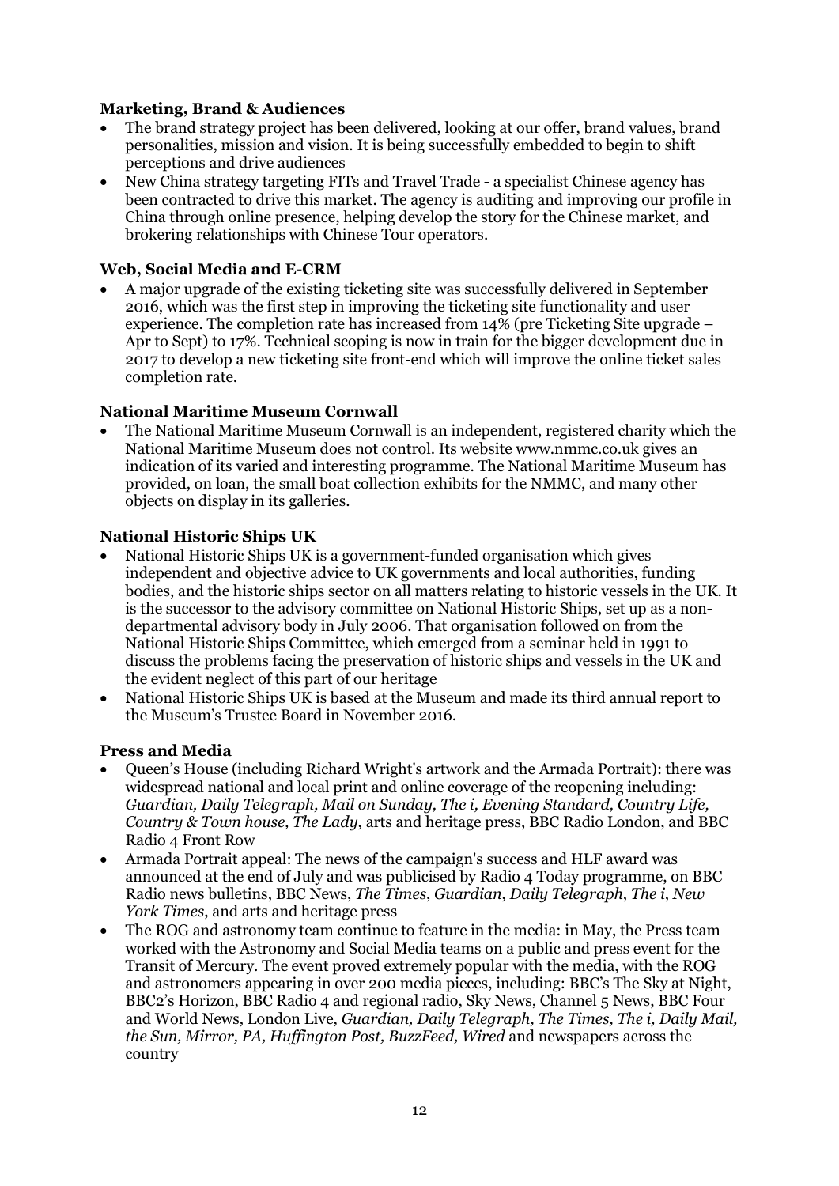**Marketing, Brand & Audiences**

- The brand strategy project has been delivered, looking at our offer, brand values, brand personalities, mission and vision. It is being successfully embedded to begin to shift perceptions and drive audiences
- New China strategy targeting FITs and Travel Trade - a specialist Chinese agency has been contracted to drive this market. The agency is auditing and improving our profile in China through online presence, helping develop the story for the Chinese market, and brokering relationships with Chinese Tour operators.

**Web, Social Media and E-CRM**

- A major upgrade of the existing ticketing site was successfully delivered in September 2016, which was the first step in improving the ticketing site functionality and user experience. The completion rate has increased from 14% (pre Ticketing Site upgrade – Apr to Sept) to 17%. Technical scoping is now in train for the bigger development due in 2017 to develop a new ticketing site front-end which will improve the online ticket sales completion rate.

**National Maritime Museum Cornwall**

- The National Maritime Museum Cornwall is an independent, registered charity which the National Maritime Museum does not control. Its website www.nmmc.co.uk gives an indication of its varied and interesting programme. The National Maritime Museum has provided, on loan, the small boat collection exhibits for the NMMC, and many other objects on display in its galleries.

**National Historic Ships UK**

- National Historic Ships UK is a government-funded organisation which gives independent and objective advice to UK governments and local authorities, funding bodies, and the historic ships sector on all matters relating to historic vessels in the UK. It is the successor to the advisory committee on National Historic Ships, set up as a non-departmental advisory body in July 2006. That organisation followed on from the National Historic Ships Committee, which emerged from a seminar held in 1991 to discuss the problems facing the preservation of historic ships and vessels in the UK and the evident neglect of this part of our heritage
- National Historic Ships UK is based at the Museum and made its third annual report to the Museum's Trustee Board in November 2016.

**Press and Media**

- Queen's House (including Richard Wright's artwork and the Armada Portrait): there was widespread national and local print and online coverage of the reopening including: *Guardian, Daily Telegraph, Mail on Sunday, The i, Evening Standard, Country Life, Country & Town house, The Lady*, arts and heritage press, BBC Radio London, and BBC Radio 4 Front Row
- Armada Portrait appeal: The news of the campaign's success and HLF award was announced at the end of July and was publicised by Radio 4 Today programme, on BBC Radio news bulletins, BBC News, *The Times*, *Guardian*, *Daily Telegraph*, *The i*, *New York Times*, and arts and heritage press
- The ROG and astronomy team continue to feature in the media: in May, the Press team worked with the Astronomy and Social Media teams on a public and press event for the Transit of Mercury. The event proved extremely popular with the media, with the ROG and astronomers appearing in over 200 media pieces, including: BBC's The Sky at Night, BBC2's Horizon, BBC Radio 4 and regional radio, Sky News, Channel 5 News, BBC Four and World News, London Live, *Guardian, Daily Telegraph, The Times, The i, Daily Mail, the Sun, Mirror, PA, Huffington Post, BuzzFeed, Wired* and newspapers across the country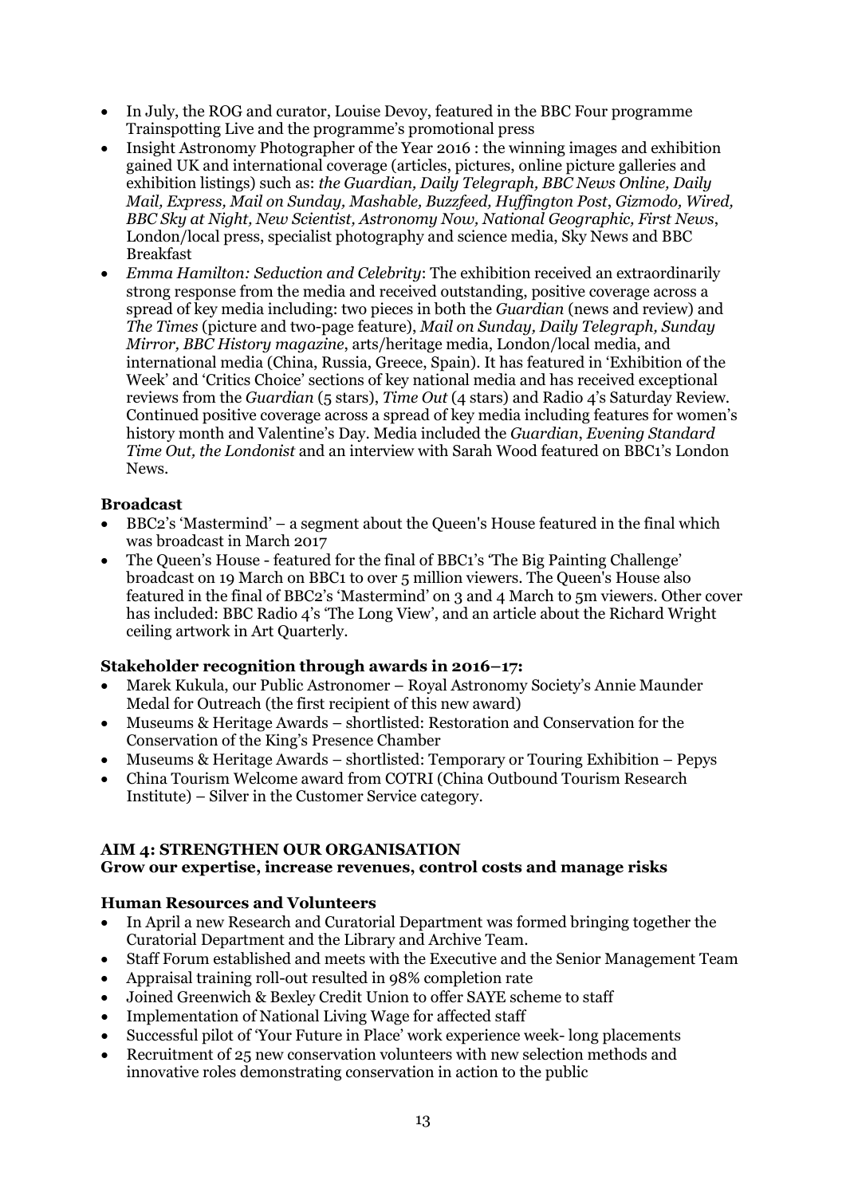- In July, the ROG and curator, Louise Devoy, featured in the BBC Four programme Trainspotting Live and the programme's promotional press
- Insight Astronomy Photographer of the Year 2016 : the winning images and exhibition gained UK and international coverage (articles, pictures, online picture galleries and exhibition listings) such as: *the Guardian, Daily Telegraph, BBC News Online, Daily Mail, Express, Mail on Sunday, Mashable, Buzzfeed, Huffington Post*, *Gizmodo, Wired, BBC Sky at Night, New Scientist, Astronomy Now, National Geographic, First News*, London/local press, specialist photography and science media, Sky News and BBC Breakfast
- *Emma Hamilton: Seduction and Celebrity*: The exhibition received an extraordinarily strong response from the media and received outstanding, positive coverage across a spread of key media including: two pieces in both the *Guardian* (news and review) and *The Times* (picture and two-page feature), *Mail on Sunday, Daily Telegraph, Sunday Mirror, BBC History magazine*, arts/heritage media, London/local media, and international media (China, Russia, Greece, Spain). It has featured in 'Exhibition of the Week' and 'Critics Choice' sections of key national media and has received exceptional reviews from the *Guardian* (5 stars), *Time Out* (4 stars) and Radio 4's Saturday Review. Continued positive coverage across a spread of key media including features for women's history month and Valentine's Day. Media included the *Guardian*, *Evening Standard Time Out, the Londonist* and an interview with Sarah Wood featured on BBC1's London News.

**Broadcast**

- BBC2's 'Mastermind' – a segment about the Queen's House featured in the final which was broadcast in March 2017
- The Queen's House - featured for the final of BBC1's 'The Big Painting Challenge' broadcast on 19 March on BBC1 to over 5 million viewers. The Queen's House also featured in the final of BBC2's 'Mastermind' on 3 and 4 March to 5m viewers. Other cover has included: BBC Radio 4's 'The Long View', and an article about the Richard Wright ceiling artwork in Art Quarterly.

**Stakeholder recognition through awards in 2016–17:**

- Marek Kukula, our Public Astronomer – Royal Astronomy Society's Annie Maunder Medal for Outreach (the first recipient of this new award)
- Museums & Heritage Awards – shortlisted: Restoration and Conservation for the Conservation of the King's Presence Chamber
- Museums & Heritage Awards – shortlisted: Temporary or Touring Exhibition – Pepys
- China Tourism Welcome award from COTRI (China Outbound Tourism Research Institute) – Silver in the Customer Service category.

## AIM 4: STRENGTHEN OUR ORGANISATION

**Grow our expertise, increase revenues, control costs and manage risks**

**Human Resources and Volunteers**

- In April a new Research and Curatorial Department was formed bringing together the Curatorial Department and the Library and Archive Team.
- Staff Forum established and meets with the Executive and the Senior Management Team
- Appraisal training roll-out resulted in 98% completion rate
- Joined Greenwich & Bexley Credit Union to offer SAYE scheme to staff
- Implementation of National Living Wage for affected staff
- Successful pilot of 'Your Future in Place' work experience week- long placements
- Recruitment of 25 new conservation volunteers with new selection methods and innovative roles demonstrating conservation in action to the public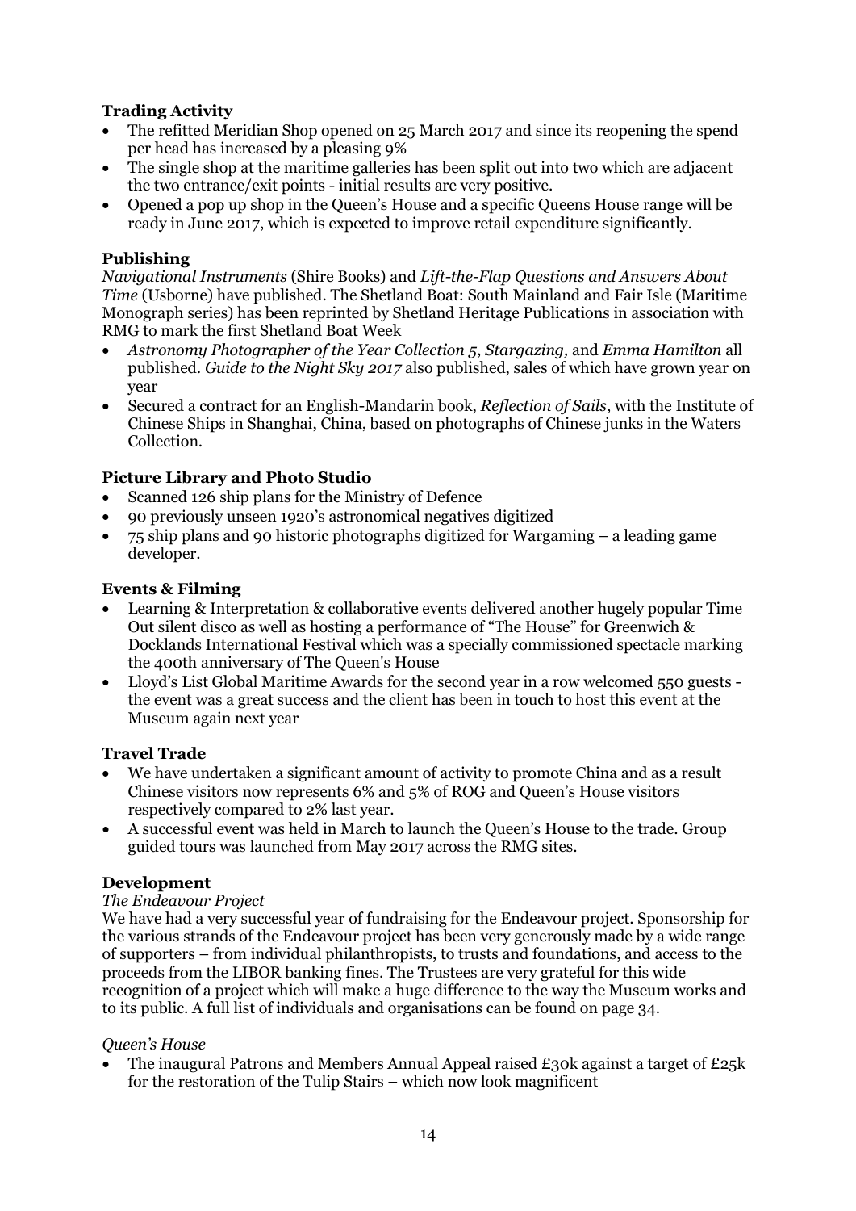**Trading Activity**

- The refitted Meridian Shop opened on 25 March 2017 and since its reopening the spend per head has increased by a pleasing 9%
- The single shop at the maritime galleries has been split out into two which are adjacent the two entrance/exit points - initial results are very positive.
- Opened a pop up shop in the Queen's House and a specific Queens House range will be ready in June 2017, which is expected to improve retail expenditure significantly.

**Publishing**

*Navigational Instruments* (Shire Books) and *Lift-the-Flap Questions and Answers About Time* (Usborne) have published. The Shetland Boat: South Mainland and Fair Isle (Maritime Monograph series) has been reprinted by Shetland Heritage Publications in association with RMG to mark the first Shetland Boat Week

- *Astronomy Photographer of the Year Collection 5*, *Stargazing,* and *Emma Hamilton* all published. *Guide to the Night Sky 2017* also published, sales of which have grown year on year
- Secured a contract for an English-Mandarin book, *Reflection of Sails*, with the Institute of Chinese Ships in Shanghai, China, based on photographs of Chinese junks in the Waters Collection.

**Picture Library and Photo Studio**

- Scanned 126 ship plans for the Ministry of Defence
- 90 previously unseen 1920's astronomical negatives digitized
- 75 ship plans and 90 historic photographs digitized for Wargaming – a leading game developer.

**Events & Filming**

- Learning & Interpretation & collaborative events delivered another hugely popular Time Out silent disco as well as hosting a performance of "The House" for Greenwich & Docklands International Festival which was a specially commissioned spectacle marking the 400th anniversary of The Queen's House
- Lloyd's List Global Maritime Awards for the second year in a row welcomed 550 guests - the event was a great success and the client has been in touch to host this event at the Museum again next year

**Travel Trade**

- We have undertaken a significant amount of activity to promote China and as a result Chinese visitors now represents 6% and 5% of ROG and Queen's House visitors respectively compared to 2% last year.
- A successful event was held in March to launch the Queen's House to the trade. Group guided tours was launched from May 2017 across the RMG sites.

**Development**

*The Endeavour Project*

We have had a very successful year of fundraising for the Endeavour project. Sponsorship for the various strands of the Endeavour project has been very generously made by a wide range of supporters – from individual philanthropists, to trusts and foundations, and access to the proceeds from the LIBOR banking fines. The Trustees are very grateful for this wide recognition of a project which will make a huge difference to the way the Museum works and to its public. A full list of individuals and organisations can be found on page 34.

*Queen's House*

- The inaugural Patrons and Members Annual Appeal raised £30k against a target of £25k for the restoration of the Tulip Stairs – which now look magnificent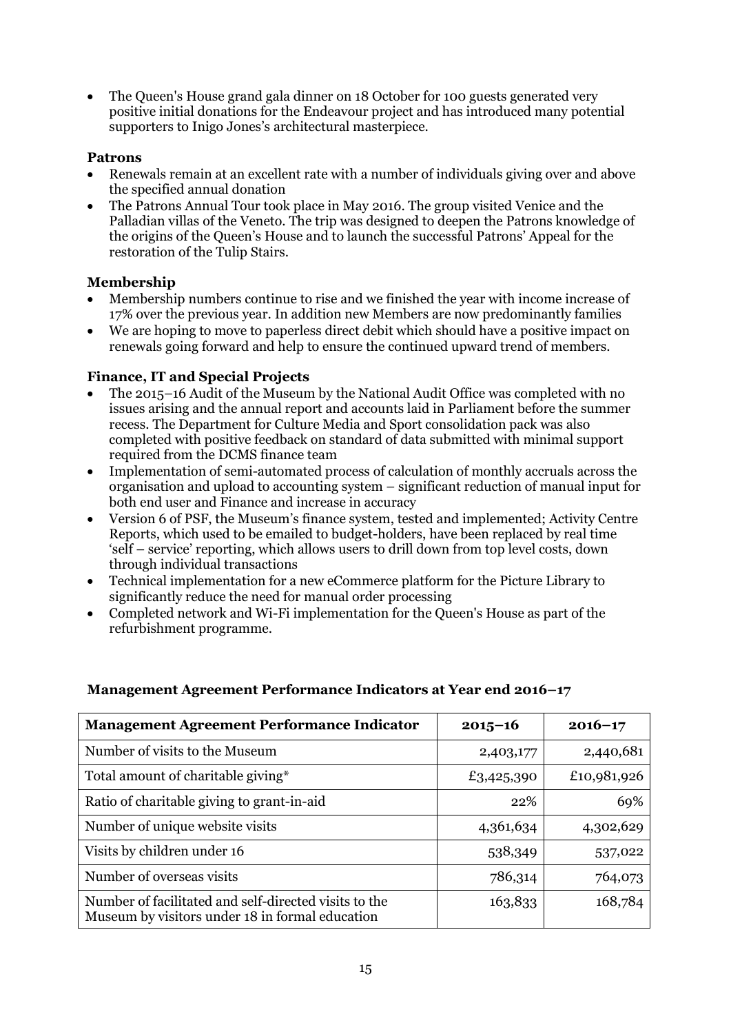- The Queen's House grand gala dinner on 18 October for 100 guests generated very positive initial donations for the Endeavour project and has introduced many potential supporters to Inigo Jones's architectural masterpiece.

### Patrons

- Renewals remain at an excellent rate with a number of individuals giving over and above the specified annual donation
- The Patrons Annual Tour took place in May 2016. The group visited Venice and the Palladian villas of the Veneto. The trip was designed to deepen the Patrons knowledge of the origins of the Queen's House and to launch the successful Patrons' Appeal for the restoration of the Tulip Stairs.

### Membership

- Membership numbers continue to rise and we finished the year with income increase of 17% over the previous year. In addition new Members are now predominantly families
- We are hoping to move to paperless direct debit which should have a positive impact on renewals going forward and help to ensure the continued upward trend of members.

### Finance, IT and Special Projects

- The 2015–16 Audit of the Museum by the National Audit Office was completed with no issues arising and the annual report and accounts laid in Parliament before the summer recess. The Department for Culture Media and Sport consolidation pack was also completed with positive feedback on standard of data submitted with minimal support required from the DCMS finance team
- Implementation of semi-automated process of calculation of monthly accruals across the organisation and upload to accounting system – significant reduction of manual input for both end user and Finance and increase in accuracy
- Version 6 of PSF, the Museum's finance system, tested and implemented; Activity Centre Reports, which used to be emailed to budget-holders, have been replaced by real time 'self – service' reporting, which allows users to drill down from top level costs, down through individual transactions
- Technical implementation for a new eCommerce platform for the Picture Library to significantly reduce the need for manual order processing
- Completed network and Wi-Fi implementation for the Queen's House as part of the refurbishment programme.

### Management Agreement Performance Indicators at Year end 2016–17

| Management Agreement Performance Indicator | 2015–16 | 2016–17 |
|---|---|---|
| Number of visits to the Museum | 2,403,177 | 2,440,681 |
| Total amount of charitable giving* | £3,425,390 | £10,981,926 |
| Ratio of charitable giving to grant-in-aid | 22% | 69% |
| Number of unique website visits | 4,361,634 | 4,302,629 |
| Visits by children under 16 | 538,349 | 537,022 |
| Number of overseas visits | 786,314 | 764,073 |
| Number of facilitated and self-directed visits to the Museum by visitors under 18 in formal education | 163,833 | 168,784 |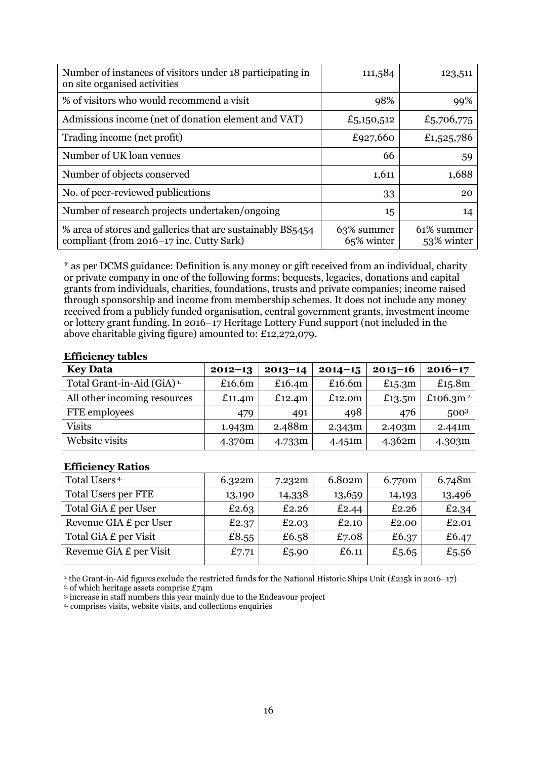| | | |
|---|---|---|
| Number of instances of visitors under 18 participating in on site organised activities | 111,584 | 123,511 |
| % of visitors who would recommend a visit | 98% | 99% |
| Admissions income (net of donation element and VAT) | £5,150,512 | £5,706,775 |
| Trading income (net profit) | £927,660 | £1,525,786 |
| Number of UK loan venues | 66 | 59 |
| Number of objects conserved | 1,611 | 1,688 |
| No. of peer-reviewed publications | 33 | 20 |
| Number of research projects undertaken/ongoing | 15 | 14 |
| % area of stores and galleries that are sustainably BS5454 compliant (from 2016–17 inc. Cutty Sark) | 63% summer 65% winter | 61% summer 53% winter |

* as per DCMS guidance: Definition is any money or gift received from an individual, charity or private company in one of the following forms: bequests, legacies, donations and capital grants from individuals, charities, foundations, trusts and private companies; income raised through sponsorship and income from membership schemes. It does not include any money received from a publicly funded organisation, central government grants, investment income or lottery grant funding. In 2016–17 Heritage Lottery Fund support (not included in the above charitable giving figure) amounted to: £12,272,079.

**Efficiency tables**

| Key Data | 2012–13 | 2013–14 | 2014–15 | 2015–16 | 2016–17 |
|---|---|---|---|---|---|
| Total Grant-in-Aid (GiA) [1] | £16.6m | £16.4m | £16.6m | £15.3m | £15.8m |
| All other incoming resources | £11.4m | £12.4m | £12.0m | £13.5m | £106.3m [2] |
| FTE employees | 479 | 491 | 498 | 476 | 500[3] |
| Visits | 1.943m | 2.488m | 2.343m | 2.403m | 2.441m |
| Website visits | 4.370m | 4.733m | 4.451m | 4.362m | 4.303m |

**Efficiency Ratios**

| | | | | | |
|---|---|---|---|---|---|
| Total Users [4] | 6.322m | 7.232m | 6.802m | 6.770m | 6.748m |
| Total Users per FTE | 13,190 | 14,338 | 13,659 | 14,193 | 13,496 |
| Total GiA £ per User | £2.63 | £2.26 | £2.44 | £2.26 | £2.34 |
| Revenue GIA £ per User | £2.37 | £2.03 | £2.10 | £2.00 | £2.01 |
| Total GiA £ per Visit | £8.55 | £6.58 | £7.08 | £6.37 | £6.47 |
| Revenue GiA £ per Visit | £7.71 | £5.90 | £6.11 | £5.65 | £5.56 |

[1] the Grant-in-Aid figures exclude the restricted funds for the National Historic Ships Unit (£215k in 2016–17)

[2] of which heritage assets comprise £74m

[3] increase in staff numbers this year mainly due to the Endeavour project

[4] comprises visits, website visits, and collections enquiries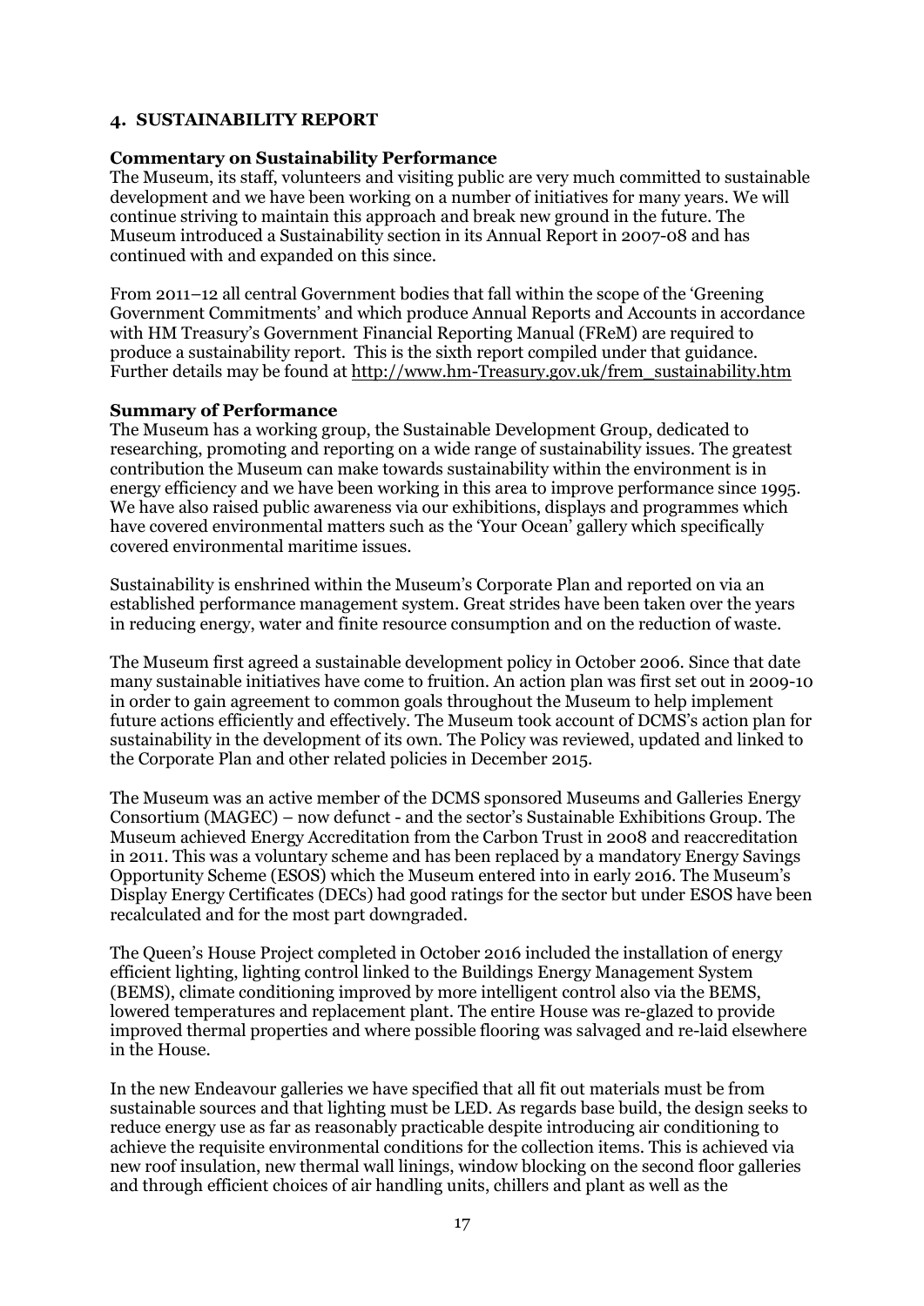## 4. SUSTAINABILITY REPORT

### Commentary on Sustainability Performance

The Museum, its staff, volunteers and visiting public are very much committed to sustainable development and we have been working on a number of initiatives for many years. We will continue striving to maintain this approach and break new ground in the future. The Museum introduced a Sustainability section in its Annual Report in 2007-08 and has continued with and expanded on this since.

From 2011–12 all central Government bodies that fall within the scope of the 'Greening Government Commitments' and which produce Annual Reports and Accounts in accordance with HM Treasury's Government Financial Reporting Manual (FReM) are required to produce a sustainability report. This is the sixth report compiled under that guidance. Further details may be found at http://www.hm-Treasury.gov.uk/frem_sustainability.htm

### Summary of Performance

The Museum has a working group, the Sustainable Development Group, dedicated to researching, promoting and reporting on a wide range of sustainability issues. The greatest contribution the Museum can make towards sustainability within the environment is in energy efficiency and we have been working in this area to improve performance since 1995. We have also raised public awareness via our exhibitions, displays and programmes which have covered environmental matters such as the 'Your Ocean' gallery which specifically covered environmental maritime issues.

Sustainability is enshrined within the Museum's Corporate Plan and reported on via an established performance management system. Great strides have been taken over the years in reducing energy, water and finite resource consumption and on the reduction of waste.

The Museum first agreed a sustainable development policy in October 2006. Since that date many sustainable initiatives have come to fruition. An action plan was first set out in 2009-10 in order to gain agreement to common goals throughout the Museum to help implement future actions efficiently and effectively. The Museum took account of DCMS's action plan for sustainability in the development of its own. The Policy was reviewed, updated and linked to the Corporate Plan and other related policies in December 2015.

The Museum was an active member of the DCMS sponsored Museums and Galleries Energy Consortium (MAGEC) – now defunct - and the sector's Sustainable Exhibitions Group. The Museum achieved Energy Accreditation from the Carbon Trust in 2008 and reaccreditation in 2011. This was a voluntary scheme and has been replaced by a mandatory Energy Savings Opportunity Scheme (ESOS) which the Museum entered into in early 2016. The Museum's Display Energy Certificates (DECs) had good ratings for the sector but under ESOS have been recalculated and for the most part downgraded.

The Queen's House Project completed in October 2016 included the installation of energy efficient lighting, lighting control linked to the Buildings Energy Management System (BEMS), climate conditioning improved by more intelligent control also via the BEMS, lowered temperatures and replacement plant. The entire House was re-glazed to provide improved thermal properties and where possible flooring was salvaged and re-laid elsewhere in the House.

In the new Endeavour galleries we have specified that all fit out materials must be from sustainable sources and that lighting must be LED. As regards base build, the design seeks to reduce energy use as far as reasonably practicable despite introducing air conditioning to achieve the requisite environmental conditions for the collection items. This is achieved via new roof insulation, new thermal wall linings, window blocking on the second floor galleries and through efficient choices of air handling units, chillers and plant as well as the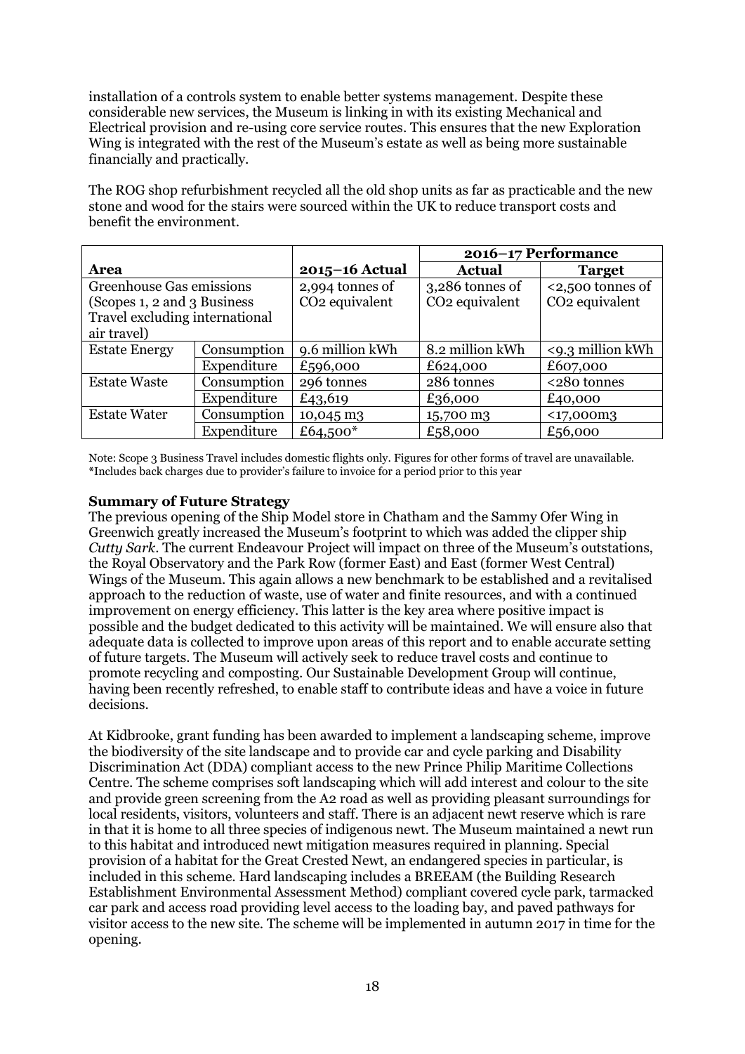installation of a controls system to enable better systems management. Despite these considerable new services, the Museum is linking in with its existing Mechanical and Electrical provision and re-using core service routes. This ensures that the new Exploration Wing is integrated with the rest of the Museum's estate as well as being more sustainable financially and practically.

The ROG shop refurbishment recycled all the old shop units as far as practicable and the new stone and wood for the stairs were sourced within the UK to reduce transport costs and benefit the environment.

| Area | | 2015–16 Actual | 2016–17 Performance | |
|---|---|---|---|---|
| | | | **Actual** | **Target** |
| Greenhouse Gas emissions (Scopes 1, 2 and 3 Business Travel excluding international air travel) | | 2,994 tonnes of $CO_2$ equivalent | 3,286 tonnes of $CO_2$ equivalent | <2,500 tonnes of $CO_2$ equivalent |
| Estate Energy | Consumption | 9.6 million kWh | 8.2 million kWh | <9.3 million kWh |
| | Expenditure | £596,000 | £624,000 | £607,000 |
| Estate Waste | Consumption | 296 tonnes | 286 tonnes | <280 tonnes |
| | Expenditure | £43,619 | £36,000 | £40,000 |
| Estate Water | Consumption | 10,045 m3 | 15,700 m3 | <17,000m3 |
| | Expenditure | £64,500* | £58,000 | £56,000 |

Note: Scope 3 Business Travel includes domestic flights only. Figures for other forms of travel are unavailable.
*Includes back charges due to provider's failure to invoice for a period prior to this year

**Summary of Future Strategy**

The previous opening of the Ship Model store in Chatham and the Sammy Ofer Wing in Greenwich greatly increased the Museum's footprint to which was added the clipper ship *Cutty Sark*. The current Endeavour Project will impact on three of the Museum's outstations, the Royal Observatory and the Park Row (former East) and East (former West Central) Wings of the Museum. This again allows a new benchmark to be established and a revitalised approach to the reduction of waste, use of water and finite resources, and with a continued improvement on energy efficiency. This latter is the key area where positive impact is possible and the budget dedicated to this activity will be maintained. We will ensure also that adequate data is collected to improve upon areas of this report and to enable accurate setting of future targets. The Museum will actively seek to reduce travel costs and continue to promote recycling and composting. Our Sustainable Development Group will continue, having been recently refreshed, to enable staff to contribute ideas and have a voice in future decisions.

At Kidbrooke, grant funding has been awarded to implement a landscaping scheme, improve the biodiversity of the site landscape and to provide car and cycle parking and Disability Discrimination Act (DDA) compliant access to the new Prince Philip Maritime Collections Centre. The scheme comprises soft landscaping which will add interest and colour to the site and provide green screening from the A2 road as well as providing pleasant surroundings for local residents, visitors, volunteers and staff. There is an adjacent newt reserve which is rare in that it is home to all three species of indigenous newt. The Museum maintained a newt run to this habitat and introduced newt mitigation measures required in planning. Special provision of a habitat for the Great Crested Newt, an endangered species in particular, is included in this scheme. Hard landscaping includes a BREEAM (the Building Research Establishment Environmental Assessment Method) compliant covered cycle park, tarmacked car park and access road providing level access to the loading bay, and paved pathways for visitor access to the new site. The scheme will be implemented in autumn 2017 in time for the opening.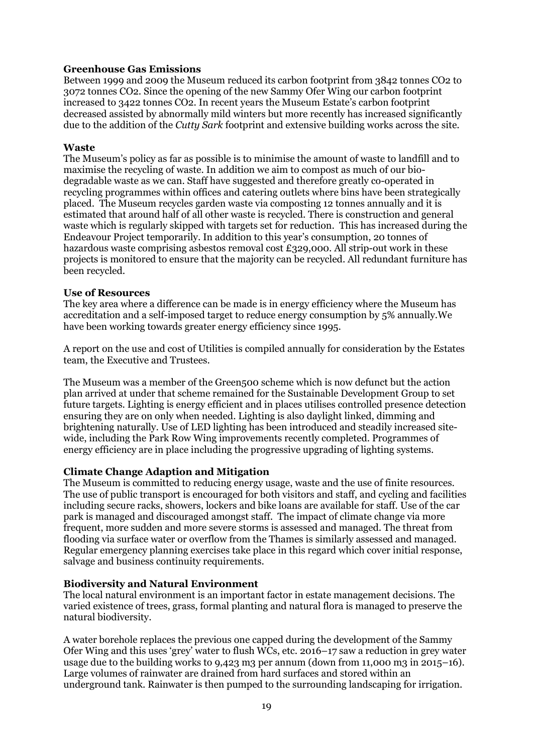**Greenhouse Gas Emissions**

Between 1999 and 2009 the Museum reduced its carbon footprint from 3842 tonnes $CO_2$ to 3072 tonnes $CO_2$. Since the opening of the new Sammy Ofer Wing our carbon footprint increased to 3422 tonnes $CO_2$. In recent years the Museum Estate's carbon footprint decreased assisted by abnormally mild winters but more recently has increased significantly due to the addition of the *Cutty Sark* footprint and extensive building works across the site.

**Waste**

The Museum's policy as far as possible is to minimise the amount of waste to landfill and to maximise the recycling of waste. In addition we aim to compost as much of our bio-degradable waste as we can. Staff have suggested and therefore greatly co-operated in recycling programmes within offices and catering outlets where bins have been strategically placed. The Museum recycles garden waste via composting 12 tonnes annually and it is estimated that around half of all other waste is recycled. There is construction and general waste which is regularly skipped with targets set for reduction. This has increased during the Endeavour Project temporarily. In addition to this year's consumption, 20 tonnes of hazardous waste comprising asbestos removal cost £329,000. All strip-out work in these projects is monitored to ensure that the majority can be recycled. All redundant furniture has been recycled.

**Use of Resources**

The key area where a difference can be made is in energy efficiency where the Museum has accreditation and a self-imposed target to reduce energy consumption by 5% annually.We have been working towards greater energy efficiency since 1995.

A report on the use and cost of Utilities is compiled annually for consideration by the Estates team, the Executive and Trustees.

The Museum was a member of the Green500 scheme which is now defunct but the action plan arrived at under that scheme remained for the Sustainable Development Group to set future targets. Lighting is energy efficient and in places utilises controlled presence detection ensuring they are on only when needed. Lighting is also daylight linked, dimming and brightening naturally. Use of LED lighting has been introduced and steadily increased site-wide, including the Park Row Wing improvements recently completed. Programmes of energy efficiency are in place including the progressive upgrading of lighting systems.

**Climate Change Adaption and Mitigation**

The Museum is committed to reducing energy usage, waste and the use of finite resources. The use of public transport is encouraged for both visitors and staff, and cycling and facilities including secure racks, showers, lockers and bike loans are available for staff. Use of the car park is managed and discouraged amongst staff. The impact of climate change via more frequent, more sudden and more severe storms is assessed and managed. The threat from flooding via surface water or overflow from the Thames is similarly assessed and managed. Regular emergency planning exercises take place in this regard which cover initial response, salvage and business continuity requirements.

**Biodiversity and Natural Environment**

The local natural environment is an important factor in estate management decisions. The varied existence of trees, grass, formal planting and natural flora is managed to preserve the natural biodiversity.

A water borehole replaces the previous one capped during the development of the Sammy Ofer Wing and this uses 'grey' water to flush WCs, etc. 2016–17 saw a reduction in grey water usage due to the building works to 9,423 $m^3$ per annum (down from 11,000 $m^3$ in 2015–16). Large volumes of rainwater are drained from hard surfaces and stored within an underground tank. Rainwater is then pumped to the surrounding landscaping for irrigation.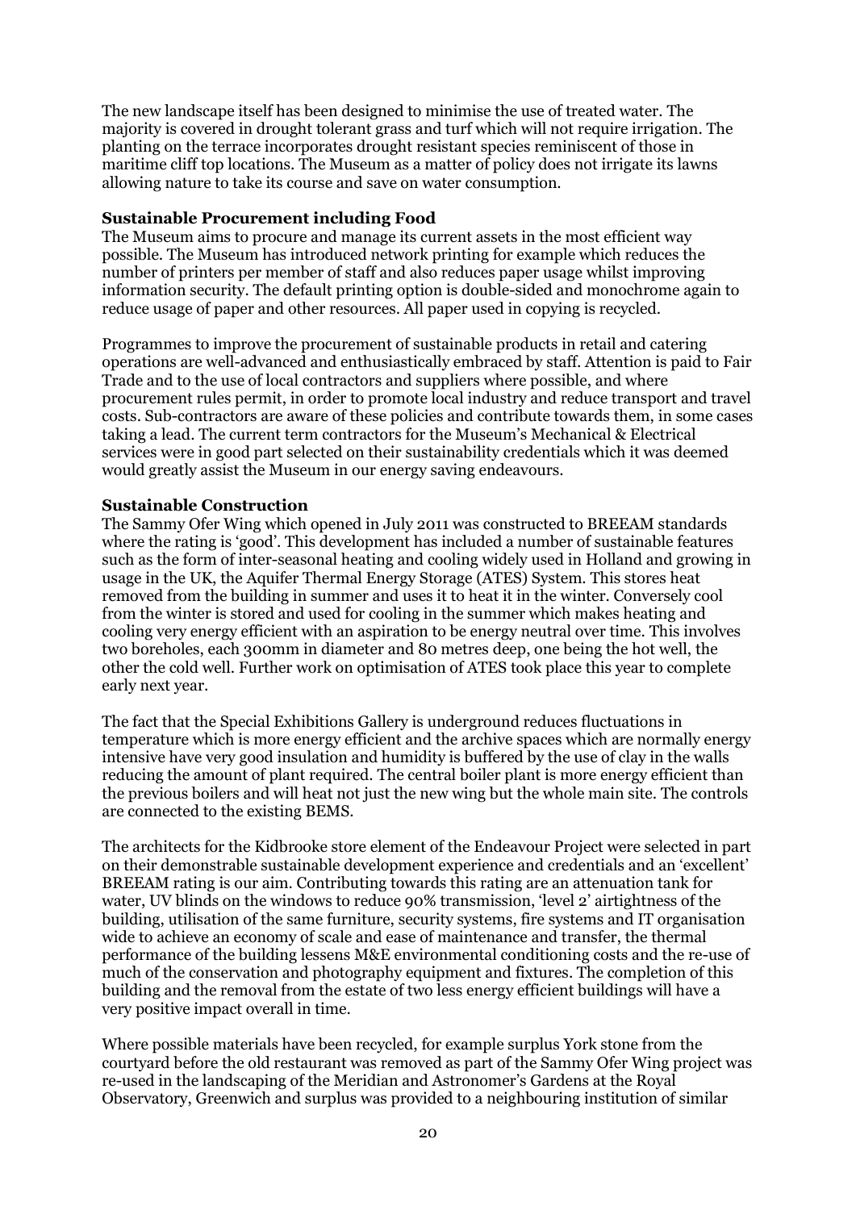The new landscape itself has been designed to minimise the use of treated water. The majority is covered in drought tolerant grass and turf which will not require irrigation. The planting on the terrace incorporates drought resistant species reminiscent of those in maritime cliff top locations. The Museum as a matter of policy does not irrigate its lawns allowing nature to take its course and save on water consumption.

**Sustainable Procurement including Food**

The Museum aims to procure and manage its current assets in the most efficient way possible. The Museum has introduced network printing for example which reduces the number of printers per member of staff and also reduces paper usage whilst improving information security. The default printing option is double-sided and monochrome again to reduce usage of paper and other resources. All paper used in copying is recycled.

Programmes to improve the procurement of sustainable products in retail and catering operations are well-advanced and enthusiastically embraced by staff. Attention is paid to Fair Trade and to the use of local contractors and suppliers where possible, and where procurement rules permit, in order to promote local industry and reduce transport and travel costs. Sub-contractors are aware of these policies and contribute towards them, in some cases taking a lead. The current term contractors for the Museum's Mechanical & Electrical services were in good part selected on their sustainability credentials which it was deemed would greatly assist the Museum in our energy saving endeavours.

**Sustainable Construction**

The Sammy Ofer Wing which opened in July 2011 was constructed to BREEAM standards where the rating is 'good'. This development has included a number of sustainable features such as the form of inter-seasonal heating and cooling widely used in Holland and growing in usage in the UK, the Aquifer Thermal Energy Storage (ATES) System. This stores heat removed from the building in summer and uses it to heat it in the winter. Conversely cool from the winter is stored and used for cooling in the summer which makes heating and cooling very energy efficient with an aspiration to be energy neutral over time. This involves two boreholes, each 300mm in diameter and 80 metres deep, one being the hot well, the other the cold well. Further work on optimisation of ATES took place this year to complete early next year.

The fact that the Special Exhibitions Gallery is underground reduces fluctuations in temperature which is more energy efficient and the archive spaces which are normally energy intensive have very good insulation and humidity is buffered by the use of clay in the walls reducing the amount of plant required. The central boiler plant is more energy efficient than the previous boilers and will heat not just the new wing but the whole main site. The controls are connected to the existing BEMS.

The architects for the Kidbrooke store element of the Endeavour Project were selected in part on their demonstrable sustainable development experience and credentials and an 'excellent' BREEAM rating is our aim. Contributing towards this rating are an attenuation tank for water, UV blinds on the windows to reduce 90% transmission, 'level 2' airtightness of the building, utilisation of the same furniture, security systems, fire systems and IT organisation wide to achieve an economy of scale and ease of maintenance and transfer, the thermal performance of the building lessens M&E environmental conditioning costs and the re-use of much of the conservation and photography equipment and fixtures. The completion of this building and the removal from the estate of two less energy efficient buildings will have a very positive impact overall in time.

Where possible materials have been recycled, for example surplus York stone from the courtyard before the old restaurant was removed as part of the Sammy Ofer Wing project was re-used in the landscaping of the Meridian and Astronomer's Gardens at the Royal Observatory, Greenwich and surplus was provided to a neighbouring institution of similar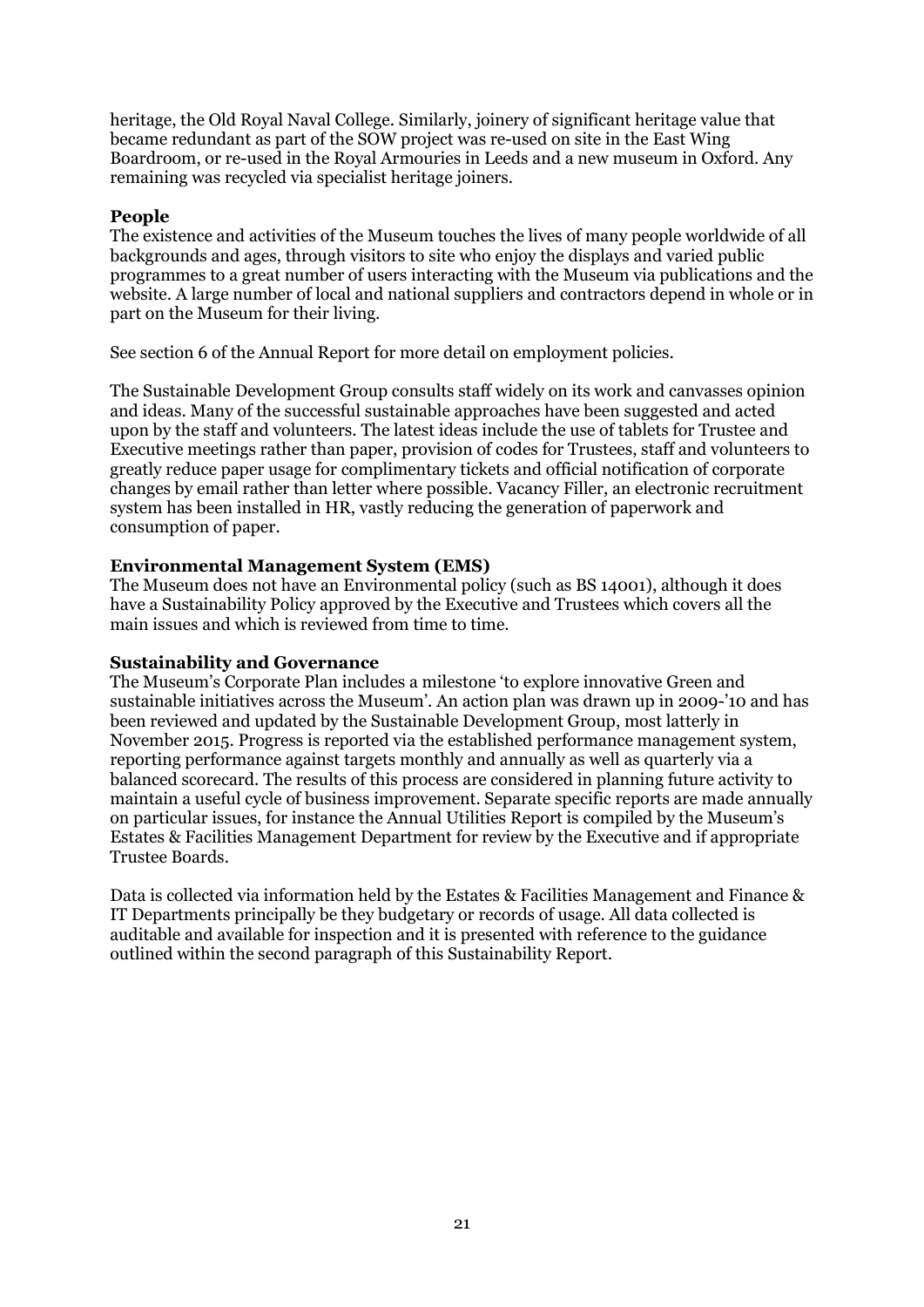heritage, the Old Royal Naval College. Similarly, joinery of significant heritage value that became redundant as part of the SOW project was re-used on site in the East Wing Boardroom, or re-used in the Royal Armouries in Leeds and a new museum in Oxford. Any remaining was recycled via specialist heritage joiners.

**People**

The existence and activities of the Museum touches the lives of many people worldwide of all backgrounds and ages, through visitors to site who enjoy the displays and varied public programmes to a great number of users interacting with the Museum via publications and the website. A large number of local and national suppliers and contractors depend in whole or in part on the Museum for their living.

See section 6 of the Annual Report for more detail on employment policies.

The Sustainable Development Group consults staff widely on its work and canvasses opinion and ideas. Many of the successful sustainable approaches have been suggested and acted upon by the staff and volunteers. The latest ideas include the use of tablets for Trustee and Executive meetings rather than paper, provision of codes for Trustees, staff and volunteers to greatly reduce paper usage for complimentary tickets and official notification of corporate changes by email rather than letter where possible. Vacancy Filler, an electronic recruitment system has been installed in HR, vastly reducing the generation of paperwork and consumption of paper.

**Environmental Management System (EMS)**

The Museum does not have an Environmental policy (such as BS 14001), although it does have a Sustainability Policy approved by the Executive and Trustees which covers all the main issues and which is reviewed from time to time.

**Sustainability and Governance**

The Museum's Corporate Plan includes a milestone 'to explore innovative Green and sustainable initiatives across the Museum'. An action plan was drawn up in 2009-'10 and has been reviewed and updated by the Sustainable Development Group, most latterly in November 2015. Progress is reported via the established performance management system, reporting performance against targets monthly and annually as well as quarterly via a balanced scorecard. The results of this process are considered in planning future activity to maintain a useful cycle of business improvement. Separate specific reports are made annually on particular issues, for instance the Annual Utilities Report is compiled by the Museum's Estates & Facilities Management Department for review by the Executive and if appropriate Trustee Boards.

Data is collected via information held by the Estates & Facilities Management and Finance & IT Departments principally be they budgetary or records of usage. All data collected is auditable and available for inspection and it is presented with reference to the guidance outlined within the second paragraph of this Sustainability Report.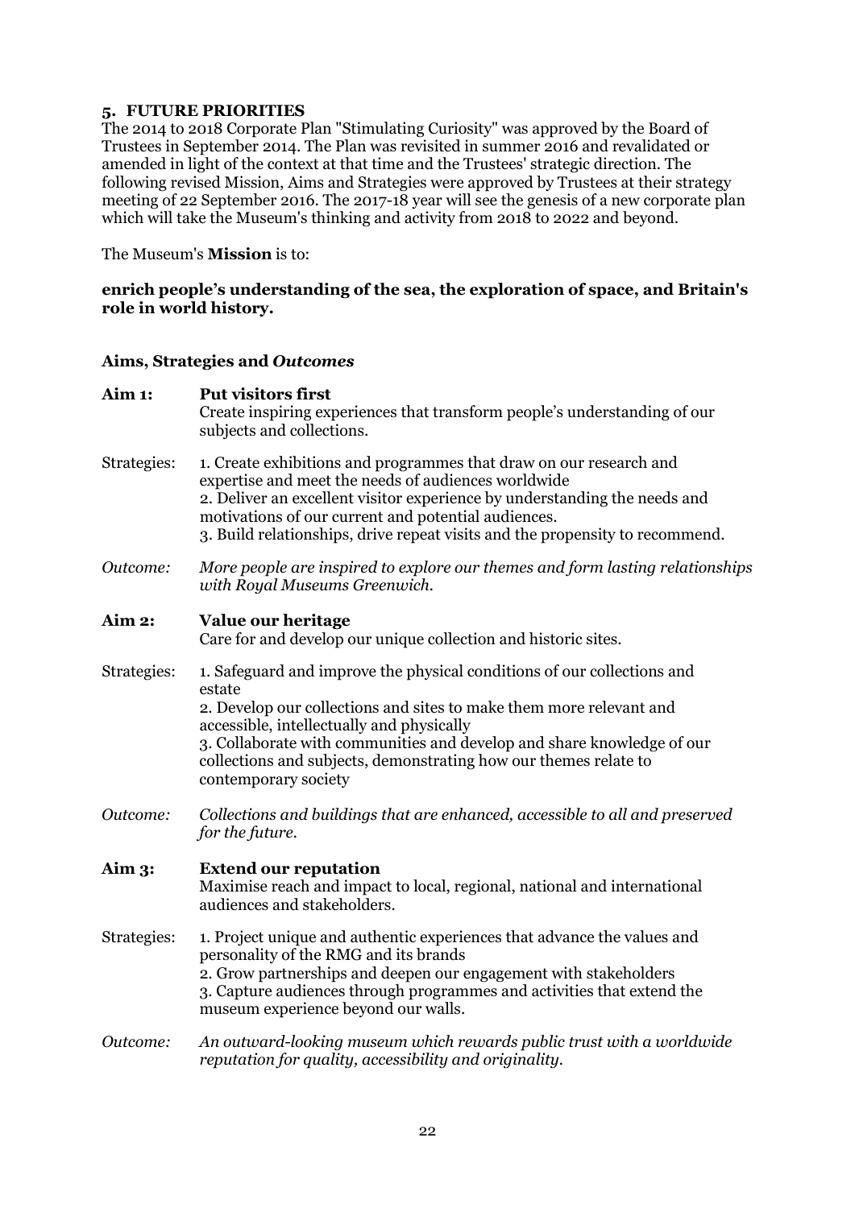## 5. FUTURE PRIORITIES

The 2014 to 2018 Corporate Plan "Stimulating Curiosity" was approved by the Board of Trustees in September 2014. The Plan was revisited in summer 2016 and revalidated or amended in light of the context at that time and the Trustees' strategic direction. The following revised Mission, Aims and Strategies were approved by Trustees at their strategy meeting of 22 September 2016. The 2017-18 year will see the genesis of a new corporate plan which will take the Museum's thinking and activity from 2018 to 2022 and beyond.

The Museum's **Mission** is to:

**enrich people's understanding of the sea, the exploration of space, and Britain's role in world history.**

### Aims, Strategies and *Outcomes*

**Aim 1: Put visitors first**
Create inspiring experiences that transform people's understanding of our subjects and collections.

Strategies:
1. Create exhibitions and programmes that draw on our research and expertise and meet the needs of audiences worldwide
2. Deliver an excellent visitor experience by understanding the needs and motivations of our current and potential audiences.
3. Build relationships, drive repeat visits and the propensity to recommend.

*Outcome: More people are inspired to explore our themes and form lasting relationships with Royal Museums Greenwich.*

**Aim 2: Value our heritage**
Care for and develop our unique collection and historic sites.

Strategies:
1. Safeguard and improve the physical conditions of our collections and estate
2. Develop our collections and sites to make them more relevant and accessible, intellectually and physically
3. Collaborate with communities and develop and share knowledge of our collections and subjects, demonstrating how our themes relate to contemporary society

*Outcome: Collections and buildings that are enhanced, accessible to all and preserved for the future.*

**Aim 3: Extend our reputation**
Maximise reach and impact to local, regional, national and international audiences and stakeholders.

Strategies:
1. Project unique and authentic experiences that advance the values and personality of the RMG and its brands
2. Grow partnerships and deepen our engagement with stakeholders
3. Capture audiences through programmes and activities that extend the museum experience beyond our walls.

*Outcome: An outward-looking museum which rewards public trust with a worldwide reputation for quality, accessibility and originality.*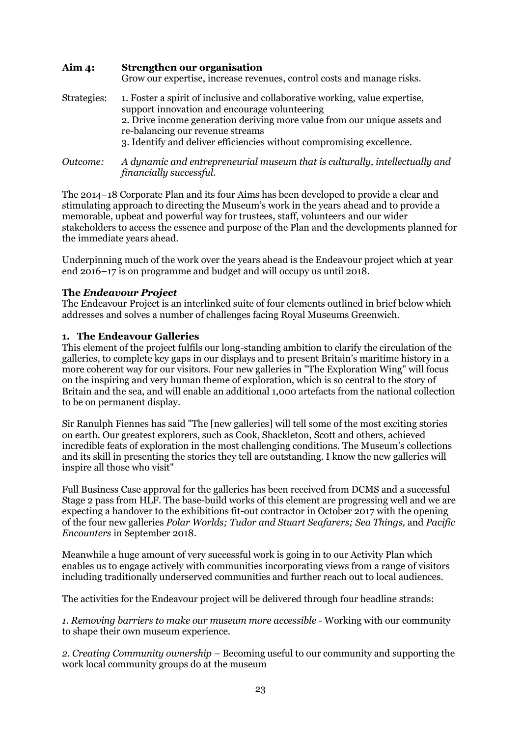**Aim 4: Strengthen our organisation**
Grow our expertise, increase revenues, control costs and manage risks.

Strategies:
1. Foster a spirit of inclusive and collaborative working, value expertise, support innovation and encourage volunteering
2. Drive income generation deriving more value from our unique assets and re-balancing our revenue streams
3. Identify and deliver efficiencies without compromising excellence.

*Outcome: A dynamic and entrepreneurial museum that is culturally, intellectually and financially successful.*

The 2014–18 Corporate Plan and its four Aims has been developed to provide a clear and stimulating approach to directing the Museum's work in the years ahead and to provide a memorable, upbeat and powerful way for trustees, staff, volunteers and our wider stakeholders to access the essence and purpose of the Plan and the developments planned for the immediate years ahead.

Underpinning much of the work over the years ahead is the Endeavour project which at year end 2016–17 is on programme and budget and will occupy us until 2018.

**The *Endeavour Project***

The Endeavour Project is an interlinked suite of four elements outlined in brief below which addresses and solves a number of challenges facing Royal Museums Greenwich.

**1. The Endeavour Galleries**

This element of the project fulfils our long-standing ambition to clarify the circulation of the galleries, to complete key gaps in our displays and to present Britain's maritime history in a more coherent way for our visitors. Four new galleries in "The Exploration Wing" will focus on the inspiring and very human theme of exploration, which is so central to the story of Britain and the sea, and will enable an additional 1,000 artefacts from the national collection to be on permanent display.

Sir Ranulph Fiennes has said "The [new galleries] will tell some of the most exciting stories on earth. Our greatest explorers, such as Cook, Shackleton, Scott and others, achieved incredible feats of exploration in the most challenging conditions. The Museum's collections and its skill in presenting the stories they tell are outstanding. I know the new galleries will inspire all those who visit"

Full Business Case approval for the galleries has been received from DCMS and a successful Stage 2 pass from HLF. The base-build works of this element are progressing well and we are expecting a handover to the exhibitions fit-out contractor in October 2017 with the opening of the four new galleries *Polar Worlds; Tudor and Stuart Seafarers; Sea Things,* and *Pacific Encounters* in September 2018.

Meanwhile a huge amount of very successful work is going in to our Activity Plan which enables us to engage actively with communities incorporating views from a range of visitors including traditionally underserved communities and further reach out to local audiences.

The activities for the Endeavour project will be delivered through four headline strands:

*1. Removing barriers to make our museum more accessible* - Working with our community to shape their own museum experience.

*2. Creating Community ownership* – Becoming useful to our community and supporting the work local community groups do at the museum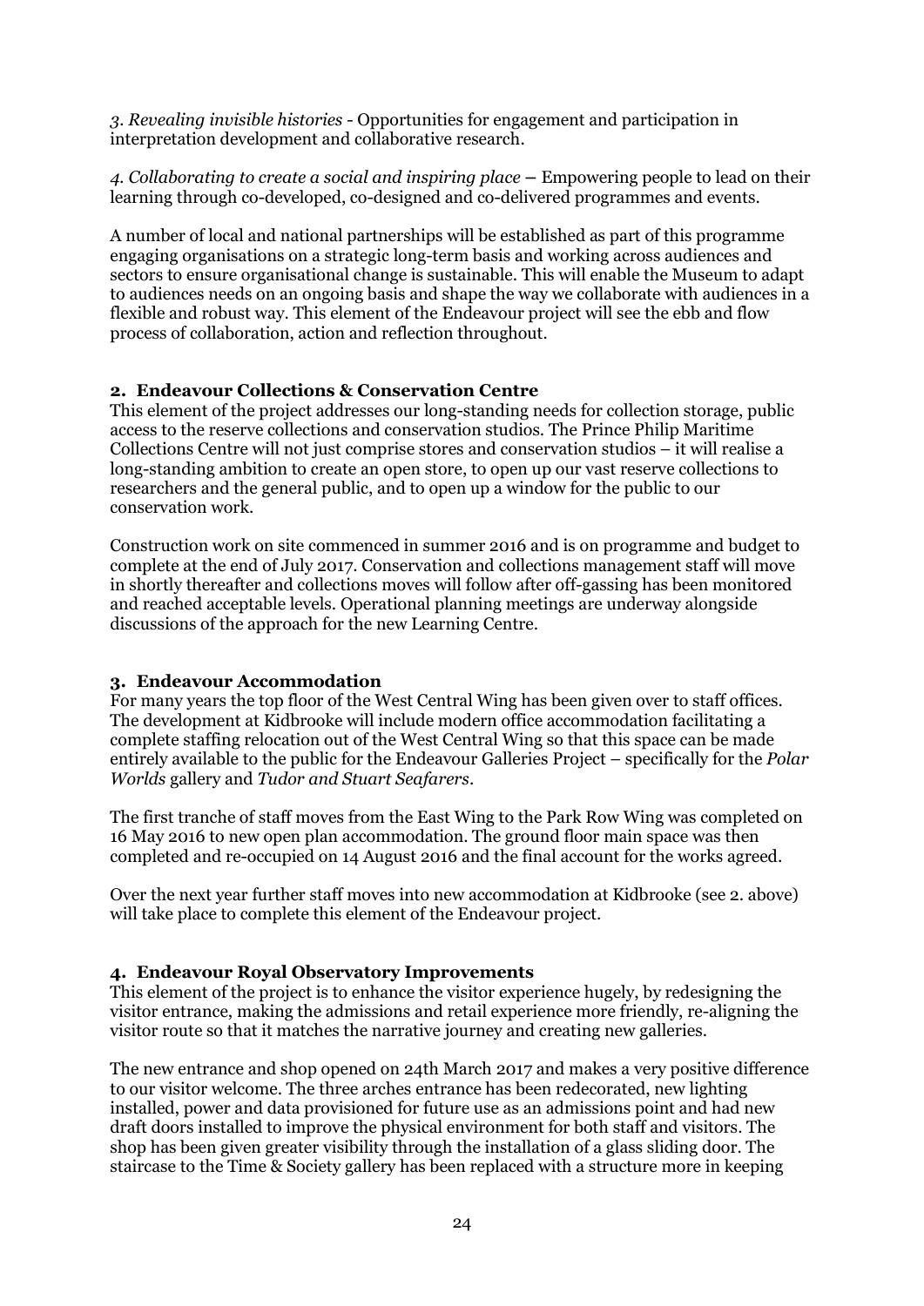*3. Revealing invisible histories* - Opportunities for engagement and participation in interpretation development and collaborative research.

*4. Collaborating to create a social and inspiring place* – Empowering people to lead on their learning through co-developed, co-designed and co-delivered programmes and events.

A number of local and national partnerships will be established as part of this programme engaging organisations on a strategic long-term basis and working across audiences and sectors to ensure organisational change is sustainable. This will enable the Museum to adapt to audiences needs on an ongoing basis and shape the way we collaborate with audiences in a flexible and robust way. This element of the Endeavour project will see the ebb and flow process of collaboration, action and reflection throughout.

**2. Endeavour Collections & Conservation Centre**

This element of the project addresses our long-standing needs for collection storage, public access to the reserve collections and conservation studios. The Prince Philip Maritime Collections Centre will not just comprise stores and conservation studios – it will realise a long-standing ambition to create an open store, to open up our vast reserve collections to researchers and the general public, and to open up a window for the public to our conservation work.

Construction work on site commenced in summer 2016 and is on programme and budget to complete at the end of July 2017. Conservation and collections management staff will move in shortly thereafter and collections moves will follow after off-gassing has been monitored and reached acceptable levels. Operational planning meetings are underway alongside discussions of the approach for the new Learning Centre.

**3. Endeavour Accommodation**

For many years the top floor of the West Central Wing has been given over to staff offices. The development at Kidbrooke will include modern office accommodation facilitating a complete staffing relocation out of the West Central Wing so that this space can be made entirely available to the public for the Endeavour Galleries Project – specifically for the *Polar Worlds* gallery and *Tudor and Stuart Seafarers*.

The first tranche of staff moves from the East Wing to the Park Row Wing was completed on 16 May 2016 to new open plan accommodation. The ground floor main space was then completed and re-occupied on 14 August 2016 and the final account for the works agreed.

Over the next year further staff moves into new accommodation at Kidbrooke (see 2. above) will take place to complete this element of the Endeavour project.

**4. Endeavour Royal Observatory Improvements**

This element of the project is to enhance the visitor experience hugely, by redesigning the visitor entrance, making the admissions and retail experience more friendly, re-aligning the visitor route so that it matches the narrative journey and creating new galleries.

The new entrance and shop opened on 24th March 2017 and makes a very positive difference to our visitor welcome. The three arches entrance has been redecorated, new lighting installed, power and data provisioned for future use as an admissions point and had new draft doors installed to improve the physical environment for both staff and visitors. The shop has been given greater visibility through the installation of a glass sliding door. The staircase to the Time & Society gallery has been replaced with a structure more in keeping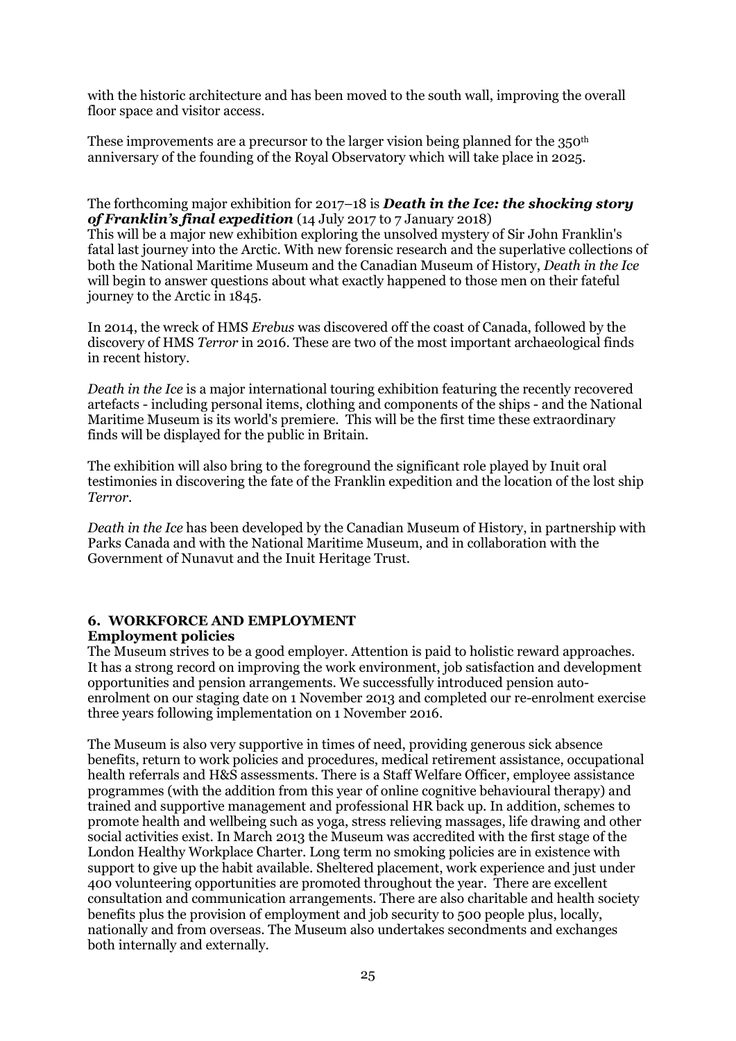with the historic architecture and has been moved to the south wall, improving the overall floor space and visitor access.

These improvements are a precursor to the larger vision being planned for the 350th anniversary of the founding of the Royal Observatory which will take place in 2025.

The forthcoming major exhibition for 2017–18 is ***Death in the Ice: the shocking story of Franklin's final expedition*** (14 July 2017 to 7 January 2018)
This will be a major new exhibition exploring the unsolved mystery of Sir John Franklin's fatal last journey into the Arctic. With new forensic research and the superlative collections of both the National Maritime Museum and the Canadian Museum of History, *Death in the Ice* will begin to answer questions about what exactly happened to those men on their fateful journey to the Arctic in 1845.

In 2014, the wreck of HMS *Erebus* was discovered off the coast of Canada, followed by the discovery of HMS *Terror* in 2016. These are two of the most important archaeological finds in recent history.

*Death in the Ice* is a major international touring exhibition featuring the recently recovered artefacts - including personal items, clothing and components of the ships - and the National Maritime Museum is its world's premiere. This will be the first time these extraordinary finds will be displayed for the public in Britain.

The exhibition will also bring to the foreground the significant role played by Inuit oral testimonies in discovering the fate of the Franklin expedition and the location of the lost ship *Terror*.

*Death in the Ice* has been developed by the Canadian Museum of History, in partnership with Parks Canada and with the National Maritime Museum, and in collaboration with the Government of Nunavut and the Inuit Heritage Trust.

## 6. WORKFORCE AND EMPLOYMENT

### Employment policies

The Museum strives to be a good employer. Attention is paid to holistic reward approaches. It has a strong record on improving the work environment, job satisfaction and development opportunities and pension arrangements. We successfully introduced pension auto-enrolment on our staging date on 1 November 2013 and completed our re-enrolment exercise three years following implementation on 1 November 2016.

The Museum is also very supportive in times of need, providing generous sick absence benefits, return to work policies and procedures, medical retirement assistance, occupational health referrals and H&S assessments. There is a Staff Welfare Officer, employee assistance programmes (with the addition from this year of online cognitive behavioural therapy) and trained and supportive management and professional HR back up. In addition, schemes to promote health and wellbeing such as yoga, stress relieving massages, life drawing and other social activities exist. In March 2013 the Museum was accredited with the first stage of the London Healthy Workplace Charter. Long term no smoking policies are in existence with support to give up the habit available. Sheltered placement, work experience and just under 400 volunteering opportunities are promoted throughout the year. There are excellent consultation and communication arrangements. There are also charitable and health society benefits plus the provision of employment and job security to 500 people plus, locally, nationally and from overseas. The Museum also undertakes secondments and exchanges both internally and externally.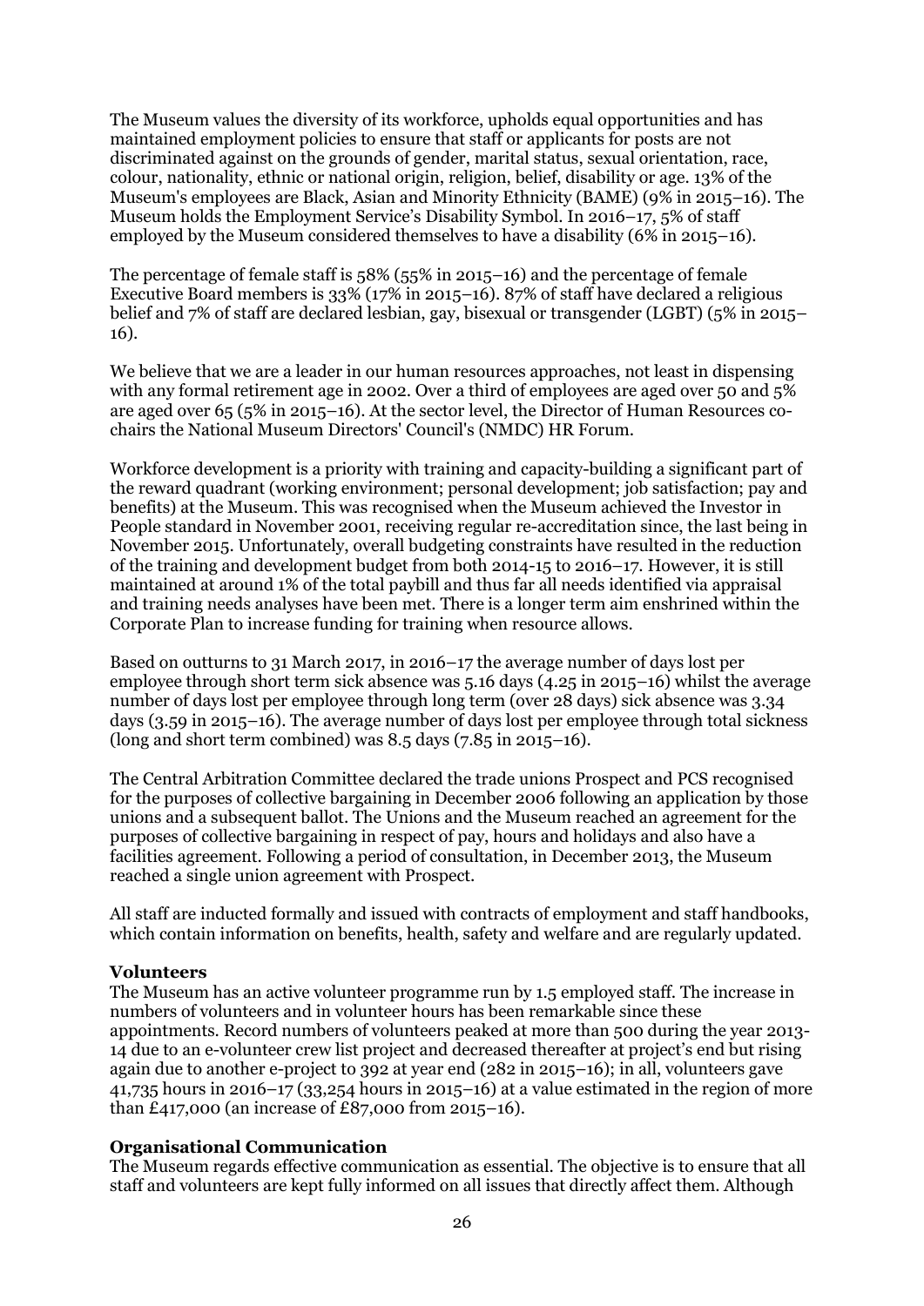The Museum values the diversity of its workforce, upholds equal opportunities and has maintained employment policies to ensure that staff or applicants for posts are not discriminated against on the grounds of gender, marital status, sexual orientation, race, colour, nationality, ethnic or national origin, religion, belief, disability or age. 13% of the Museum's employees are Black, Asian and Minority Ethnicity (BAME) (9% in 2015–16). The Museum holds the Employment Service's Disability Symbol. In 2016–17, 5% of staff employed by the Museum considered themselves to have a disability (6% in 2015–16).

The percentage of female staff is 58% (55% in 2015–16) and the percentage of female Executive Board members is 33% (17% in 2015–16). 87% of staff have declared a religious belief and 7% of staff are declared lesbian, gay, bisexual or transgender (LGBT) (5% in 2015–16).

We believe that we are a leader in our human resources approaches, not least in dispensing with any formal retirement age in 2002. Over a third of employees are aged over 50 and 5% are aged over 65 (5% in 2015–16). At the sector level, the Director of Human Resources co-chairs the National Museum Directors' Council's (NMDC) HR Forum.

Workforce development is a priority with training and capacity-building a significant part of the reward quadrant (working environment; personal development; job satisfaction; pay and benefits) at the Museum. This was recognised when the Museum achieved the Investor in People standard in November 2001, receiving regular re-accreditation since, the last being in November 2015. Unfortunately, overall budgeting constraints have resulted in the reduction of the training and development budget from both 2014-15 to 2016–17. However, it is still maintained at around 1% of the total paybill and thus far all needs identified via appraisal and training needs analyses have been met. There is a longer term aim enshrined within the Corporate Plan to increase funding for training when resource allows.

Based on outturns to 31 March 2017, in 2016–17 the average number of days lost per employee through short term sick absence was 5.16 days (4.25 in 2015–16) whilst the average number of days lost per employee through long term (over 28 days) sick absence was 3.34 days (3.59 in 2015–16). The average number of days lost per employee through total sickness (long and short term combined) was 8.5 days (7.85 in 2015–16).

The Central Arbitration Committee declared the trade unions Prospect and PCS recognised for the purposes of collective bargaining in December 2006 following an application by those unions and a subsequent ballot. The Unions and the Museum reached an agreement for the purposes of collective bargaining in respect of pay, hours and holidays and also have a facilities agreement. Following a period of consultation, in December 2013, the Museum reached a single union agreement with Prospect.

All staff are inducted formally and issued with contracts of employment and staff handbooks, which contain information on benefits, health, safety and welfare and are regularly updated.

**Volunteers**

The Museum has an active volunteer programme run by 1.5 employed staff. The increase in numbers of volunteers and in volunteer hours has been remarkable since these appointments. Record numbers of volunteers peaked at more than 500 during the year 2013-14 due to an e-volunteer crew list project and decreased thereafter at project's end but rising again due to another e-project to 392 at year end (282 in 2015–16); in all, volunteers gave 41,735 hours in 2016–17 (33,254 hours in 2015–16) at a value estimated in the region of more than £417,000 (an increase of £87,000 from 2015–16).

**Organisational Communication**

The Museum regards effective communication as essential. The objective is to ensure that all staff and volunteers are kept fully informed on all issues that directly affect them. Although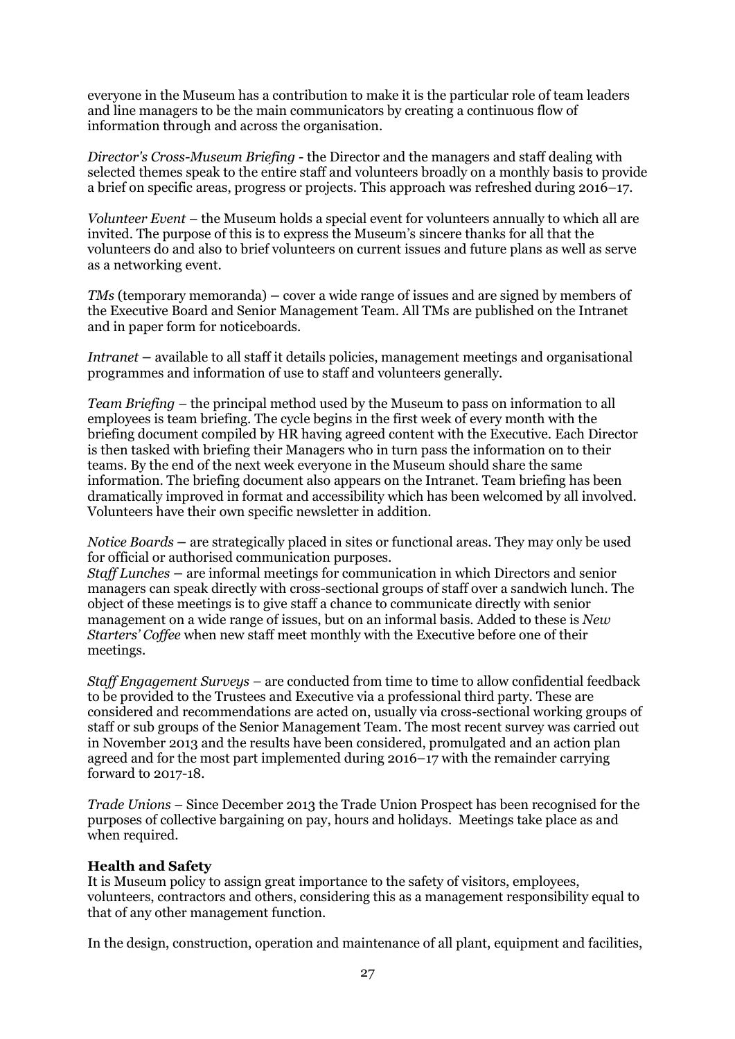everyone in the Museum has a contribution to make it is the particular role of team leaders and line managers to be the main communicators by creating a continuous flow of information through and across the organisation.

*Director's Cross-Museum Briefing* - the Director and the managers and staff dealing with selected themes speak to the entire staff and volunteers broadly on a monthly basis to provide a brief on specific areas, progress or projects. This approach was refreshed during 2016–17.

*Volunteer Event* – the Museum holds a special event for volunteers annually to which all are invited. The purpose of this is to express the Museum's sincere thanks for all that the volunteers do and also to brief volunteers on current issues and future plans as well as serve as a networking event.

*TMs* (temporary memoranda) **–** cover a wide range of issues and are signed by members of the Executive Board and Senior Management Team. All TMs are published on the Intranet and in paper form for noticeboards.

*Intranet* **–** available to all staff it details policies, management meetings and organisational programmes and information of use to staff and volunteers generally.

*Team Briefing* – the principal method used by the Museum to pass on information to all employees is team briefing. The cycle begins in the first week of every month with the briefing document compiled by HR having agreed content with the Executive. Each Director is then tasked with briefing their Managers who in turn pass the information on to their teams. By the end of the next week everyone in the Museum should share the same information. The briefing document also appears on the Intranet. Team briefing has been dramatically improved in format and accessibility which has been welcomed by all involved. Volunteers have their own specific newsletter in addition.

*Notice Boards* **–** are strategically placed in sites or functional areas. They may only be used for official or authorised communication purposes.

*Staff Lunches* **–** are informal meetings for communication in which Directors and senior managers can speak directly with cross-sectional groups of staff over a sandwich lunch. The object of these meetings is to give staff a chance to communicate directly with senior management on a wide range of issues, but on an informal basis. Added to these is *New Starters' Coffee* when new staff meet monthly with the Executive before one of their meetings.

*Staff Engagement Surveys* – are conducted from time to time to allow confidential feedback to be provided to the Trustees and Executive via a professional third party. These are considered and recommendations are acted on, usually via cross-sectional working groups of staff or sub groups of the Senior Management Team. The most recent survey was carried out in November 2013 and the results have been considered, promulgated and an action plan agreed and for the most part implemented during 2016–17 with the remainder carrying forward to 2017-18.

*Trade Unions* – Since December 2013 the Trade Union Prospect has been recognised for the purposes of collective bargaining on pay, hours and holidays. Meetings take place as and when required.

**Health and Safety**

It is Museum policy to assign great importance to the safety of visitors, employees, volunteers, contractors and others, considering this as a management responsibility equal to that of any other management function.

In the design, construction, operation and maintenance of all plant, equipment and facilities,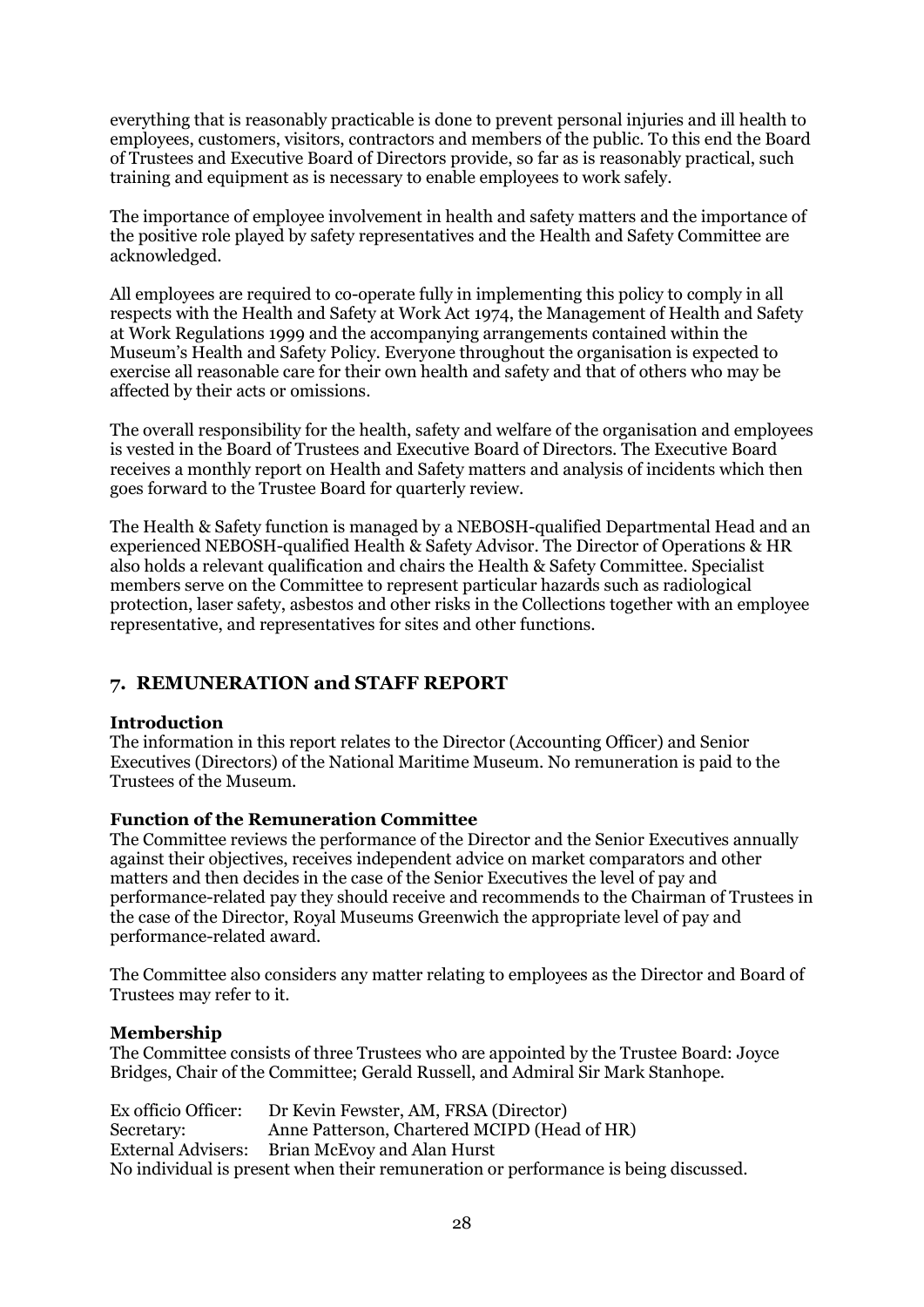everything that is reasonably practicable is done to prevent personal injuries and ill health to employees, customers, visitors, contractors and members of the public. To this end the Board of Trustees and Executive Board of Directors provide, so far as is reasonably practical, such training and equipment as is necessary to enable employees to work safely.

The importance of employee involvement in health and safety matters and the importance of the positive role played by safety representatives and the Health and Safety Committee are acknowledged.

All employees are required to co-operate fully in implementing this policy to comply in all respects with the Health and Safety at Work Act 1974, the Management of Health and Safety at Work Regulations 1999 and the accompanying arrangements contained within the Museum's Health and Safety Policy. Everyone throughout the organisation is expected to exercise all reasonable care for their own health and safety and that of others who may be affected by their acts or omissions.

The overall responsibility for the health, safety and welfare of the organisation and employees is vested in the Board of Trustees and Executive Board of Directors. The Executive Board receives a monthly report on Health and Safety matters and analysis of incidents which then goes forward to the Trustee Board for quarterly review.

The Health & Safety function is managed by a NEBOSH-qualified Departmental Head and an experienced NEBOSH-qualified Health & Safety Advisor. The Director of Operations & HR also holds a relevant qualification and chairs the Health & Safety Committee. Specialist members serve on the Committee to represent particular hazards such as radiological protection, laser safety, asbestos and other risks in the Collections together with an employee representative, and representatives for sites and other functions.

## 7. REMUNERATION and STAFF REPORT

### Introduction

The information in this report relates to the Director (Accounting Officer) and Senior Executives (Directors) of the National Maritime Museum. No remuneration is paid to the Trustees of the Museum.

### Function of the Remuneration Committee

The Committee reviews the performance of the Director and the Senior Executives annually against their objectives, receives independent advice on market comparators and other matters and then decides in the case of the Senior Executives the level of pay and performance-related pay they should receive and recommends to the Chairman of Trustees in the case of the Director, Royal Museums Greenwich the appropriate level of pay and performance-related award.

The Committee also considers any matter relating to employees as the Director and Board of Trustees may refer to it.

### Membership

The Committee consists of three Trustees who are appointed by the Trustee Board: Joyce Bridges, Chair of the Committee; Gerald Russell, and Admiral Sir Mark Stanhope.

Ex officio Officer: Dr Kevin Fewster, AM, FRSA (Director)
Secretary: Anne Patterson, Chartered MCIPD (Head of HR)
External Advisers: Brian McEvoy and Alan Hurst
No individual is present when their remuneration or performance is being discussed.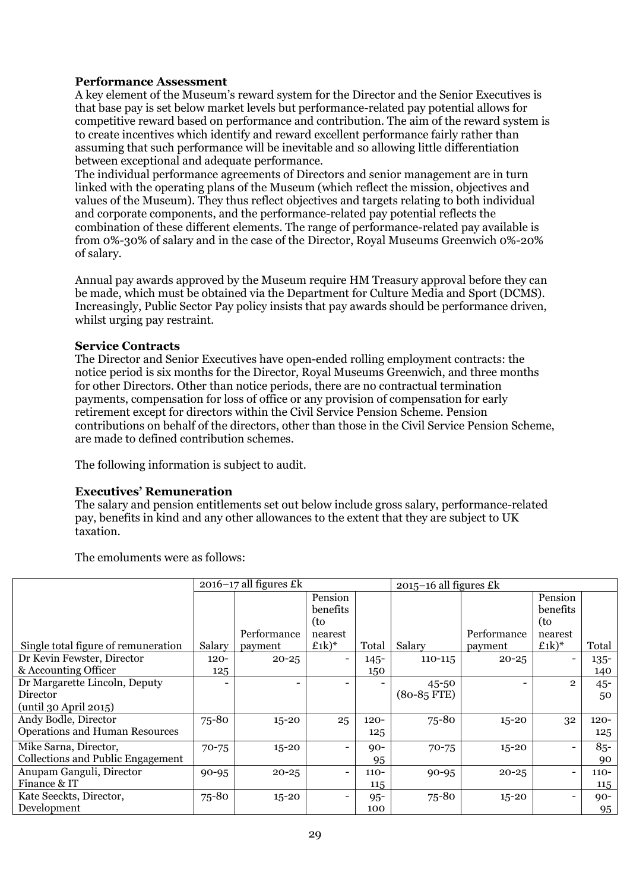**Performance Assessment**

A key element of the Museum's reward system for the Director and the Senior Executives is that base pay is set below market levels but performance-related pay potential allows for competitive reward based on performance and contribution. The aim of the reward system is to create incentives which identify and reward excellent performance fairly rather than assuming that such performance will be inevitable and so allowing little differentiation between exceptional and adequate performance.

The individual performance agreements of Directors and senior management are in turn linked with the operating plans of the Museum (which reflect the mission, objectives and values of the Museum). They thus reflect objectives and targets relating to both individual and corporate components, and the performance-related pay potential reflects the combination of these different elements. The range of performance-related pay available is from 0%-30% of salary and in the case of the Director, Royal Museums Greenwich 0%-20% of salary.

Annual pay awards approved by the Museum require HM Treasury approval before they can be made, which must be obtained via the Department for Culture Media and Sport (DCMS). Increasingly, Public Sector Pay policy insists that pay awards should be performance driven, whilst urging pay restraint.

**Service Contracts**

The Director and Senior Executives have open-ended rolling employment contracts: the notice period is six months for the Director, Royal Museums Greenwich, and three months for other Directors. Other than notice periods, there are no contractual termination payments, compensation for loss of office or any provision of compensation for early retirement except for directors within the Civil Service Pension Scheme. Pension contributions on behalf of the directors, other than those in the Civil Service Pension Scheme, are made to defined contribution schemes.

The following information is subject to audit.

**Executives' Remuneration**

The salary and pension entitlements set out below include gross salary, performance-related pay, benefits in kind and any other allowances to the extent that they are subject to UK taxation.

The emoluments were as follows:

| | 2016–17 all figures £k | | | | 2015–16 all figures £k | | | |
|---|---|---|---|---|---|---|---|---|
| Single total figure of remuneration | Salary | Performance payment | Pension benefits (to nearest £1k)* | Total | Salary | Performance payment | Pension benefits (to nearest £1k)* | Total |
| Dr Kevin Fewster, Director & Accounting Officer | 120-125 | 20-25 | - | 145-150 | 110-115 | 20-25 | - | 135-140 |
| Dr Margarette Lincoln, Deputy Director (until 30 April 2015) | - | - | - | - | 45-50 (80-85 FTE) | - | 2 | 45-50 |
| Andy Bodle, Director Operations and Human Resources | 75-80 | 15-20 | 25 | 120-125 | 75-80 | 15-20 | 32 | 120-125 |
| Mike Sarna, Director, Collections and Public Engagement | 70-75 | 15-20 | - | 90-95 | 70-75 | 15-20 | - | 85-90 |
| Anupam Ganguli, Director Finance & IT | 90-95 | 20-25 | - | 110-115 | 90-95 | 20-25 | - | 110-115 |
| Kate Seeckts, Director, Development | 75-80 | 15-20 | - | 95-100 | 75-80 | 15-20 | - | 90-95 |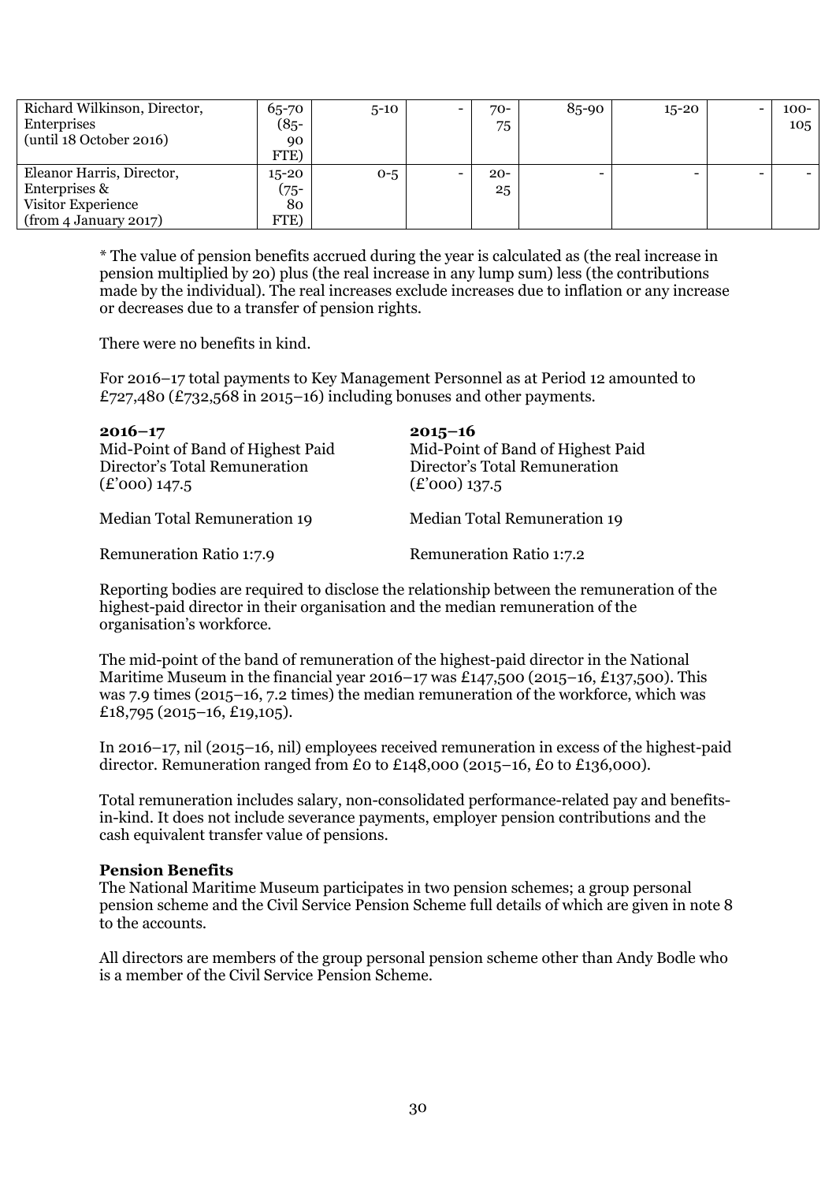| | | | | | | | | |
|---|---|---|---|---|---|---|---|---|
| Richard Wilkinson, Director, Enterprises (until 18 October 2016) | 65-70 (85-90 FTE) | 5-10 | - | 70-75 | 85-90 | 15-20 | - | 100-105 |
| Eleanor Harris, Director, Enterprises & Visitor Experience (from 4 January 2017) | 15-20 (75-80 FTE) | 0-5 | - | 20-25 | - | - | - | - |

* The value of pension benefits accrued during the year is calculated as (the real increase in pension multiplied by 20) plus (the real increase in any lump sum) less (the contributions made by the individual). The real increases exclude increases due to inflation or any increase or decreases due to a transfer of pension rights.

There were no benefits in kind.

For 2016–17 total payments to Key Management Personnel as at Period 12 amounted to £727,480 (£732,568 in 2015–16) including bonuses and other payments.

| **2016–17** | **2015–16** |
|---|---|
| Mid-Point of Band of Highest Paid Director's Total Remuneration (£'000) 147.5 | Mid-Point of Band of Highest Paid Director's Total Remuneration (£'000) 137.5 |
| Median Total Remuneration 19 | Median Total Remuneration 19 |
| Remuneration Ratio 1:7.9 | Remuneration Ratio 1:7.2 |

Reporting bodies are required to disclose the relationship between the remuneration of the highest-paid director in their organisation and the median remuneration of the organisation's workforce.

The mid-point of the band of remuneration of the highest-paid director in the National Maritime Museum in the financial year 2016–17 was £147,500 (2015–16, £137,500). This was 7.9 times (2015–16, 7.2 times) the median remuneration of the workforce, which was £18,795 (2015–16, £19,105).

In 2016–17, nil (2015–16, nil) employees received remuneration in excess of the highest-paid director. Remuneration ranged from £0 to £148,000 (2015–16, £0 to £136,000).

Total remuneration includes salary, non-consolidated performance-related pay and benefits-in-kind. It does not include severance payments, employer pension contributions and the cash equivalent transfer value of pensions.

**Pension Benefits**

The National Maritime Museum participates in two pension schemes; a group personal pension scheme and the Civil Service Pension Scheme full details of which are given in note 8 to the accounts.

All directors are members of the group personal pension scheme other than Andy Bodle who is a member of the Civil Service Pension Scheme.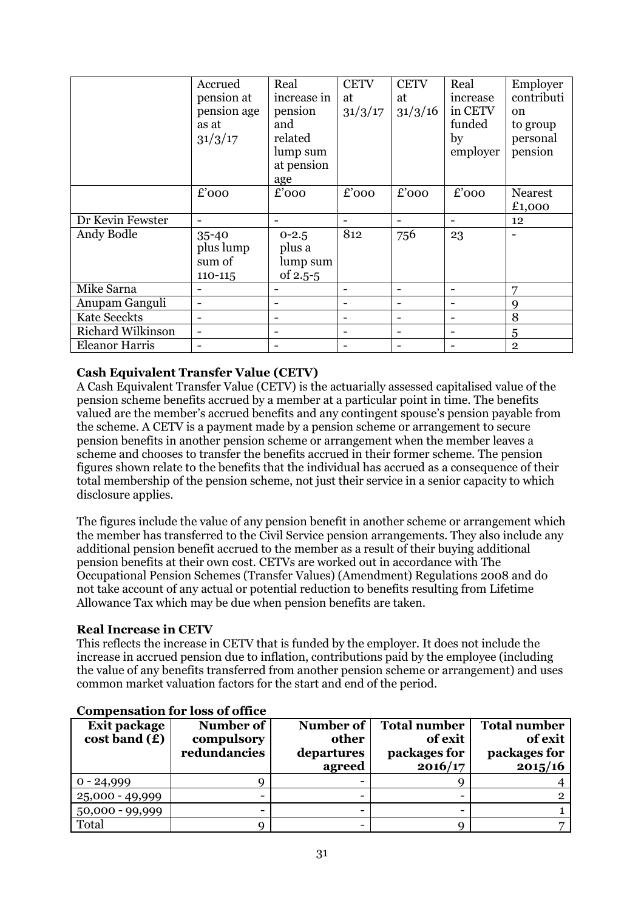| | Accrued pension at pension age as at 31/3/17 | Real increase in pension and related lump sum at pension age | CETV at 31/3/17 | CETV at 31/3/16 | Real increase in CETV funded by employer | Employer contribution to group personal pension |
|---|---|---|---|---|---|---|
| | £'000 | £'000 | £'000 | £'000 | £'000 | Nearest £1,000 |
| Dr Kevin Fewster | - | - | - | - | - | 12 |
| Andy Bodle | 35-40 plus lump sum of 110-115 | 0-2.5 plus a lump sum of 2.5-5 | 812 | 756 | 23 | - |
| Mike Sarna | - | - | - | - | - | 7 |
| Anupam Ganguli | - | - | - | - | - | 9 |
| Kate Seeckts | - | - | - | - | - | 8 |
| Richard Wilkinson | - | - | - | - | - | 5 |
| Eleanor Harris | - | - | - | - | - | 2 |

**Cash Equivalent Transfer Value (CETV)**

A Cash Equivalent Transfer Value (CETV) is the actuarially assessed capitalised value of the pension scheme benefits accrued by a member at a particular point in time. The benefits valued are the member's accrued benefits and any contingent spouse's pension payable from the scheme. A CETV is a payment made by a pension scheme or arrangement to secure pension benefits in another pension scheme or arrangement when the member leaves a scheme and chooses to transfer the benefits accrued in their former scheme. The pension figures shown relate to the benefits that the individual has accrued as a consequence of their total membership of the pension scheme, not just their service in a senior capacity to which disclosure applies.

The figures include the value of any pension benefit in another scheme or arrangement which the member has transferred to the Civil Service pension arrangements. They also include any additional pension benefit accrued to the member as a result of their buying additional pension benefits at their own cost. CETVs are worked out in accordance with The Occupational Pension Schemes (Transfer Values) (Amendment) Regulations 2008 and do not take account of any actual or potential reduction to benefits resulting from Lifetime Allowance Tax which may be due when pension benefits are taken.

**Real Increase in CETV**

This reflects the increase in CETV that is funded by the employer. It does not include the increase in accrued pension due to inflation, contributions paid by the employee (including the value of any benefits transferred from another pension scheme or arrangement) and uses common market valuation factors for the start and end of the period.

**Compensation for loss of office**

| Exit package cost band (£) | Number of compulsory redundancies | Number of other departures agreed | Total number of exit packages for 2016/17 | Total number of exit packages for 2015/16 |
|---|---|---|---|---|
| 0 - 24,999 | 9 | - | 9 | 4 |
| 25,000 - 49,999 | - | - | - | 2 |
| 50,000 - 99,999 | - | - | - | 1 |
| Total | 9 | - | 9 | 7 |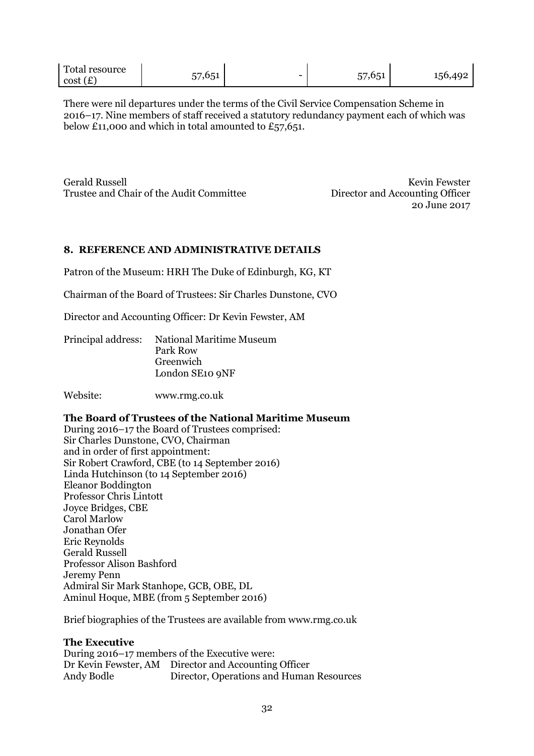| Total resource cost (£) | 57,651 | - | 57,651 | 156,492 |
|---|---|---|---|---|

There were nil departures under the terms of the Civil Service Compensation Scheme in 2016–17. Nine members of staff received a statutory redundancy payment each of which was below £11,000 and which in total amounted to £57,651.

Gerald Russell
Trustee and Chair of the Audit Committee

Kevin Fewster
Director and Accounting Officer
20 June 2017

## 8. REFERENCE AND ADMINISTRATIVE DETAILS

Patron of the Museum: HRH The Duke of Edinburgh, KG, KT

Chairman of the Board of Trustees: Sir Charles Dunstone, CVO

Director and Accounting Officer: Dr Kevin Fewster, AM

Principal address: National Maritime Museum
Park Row
Greenwich
London SE10 9NF

Website: www.rmg.co.uk

**The Board of Trustees of the National Maritime Museum**

During 2016–17 the Board of Trustees comprised:
Sir Charles Dunstone, CVO, Chairman
and in order of first appointment:
Sir Robert Crawford, CBE (to 14 September 2016)
Linda Hutchinson (to 14 September 2016)
Eleanor Boddington
Professor Chris Lintott
Joyce Bridges, CBE
Carol Marlow
Jonathan Ofer
Eric Reynolds
Gerald Russell
Professor Alison Bashford
Jeremy Penn
Admiral Sir Mark Stanhope, GCB, OBE, DL
Aminul Hoque, MBE (from 5 September 2016)

Brief biographies of the Trustees are available from www.rmg.co.uk

**The Executive**

During 2016–17 members of the Executive were:
Dr Kevin Fewster, AM Director and Accounting Officer
Andy Bodle Director, Operations and Human Resources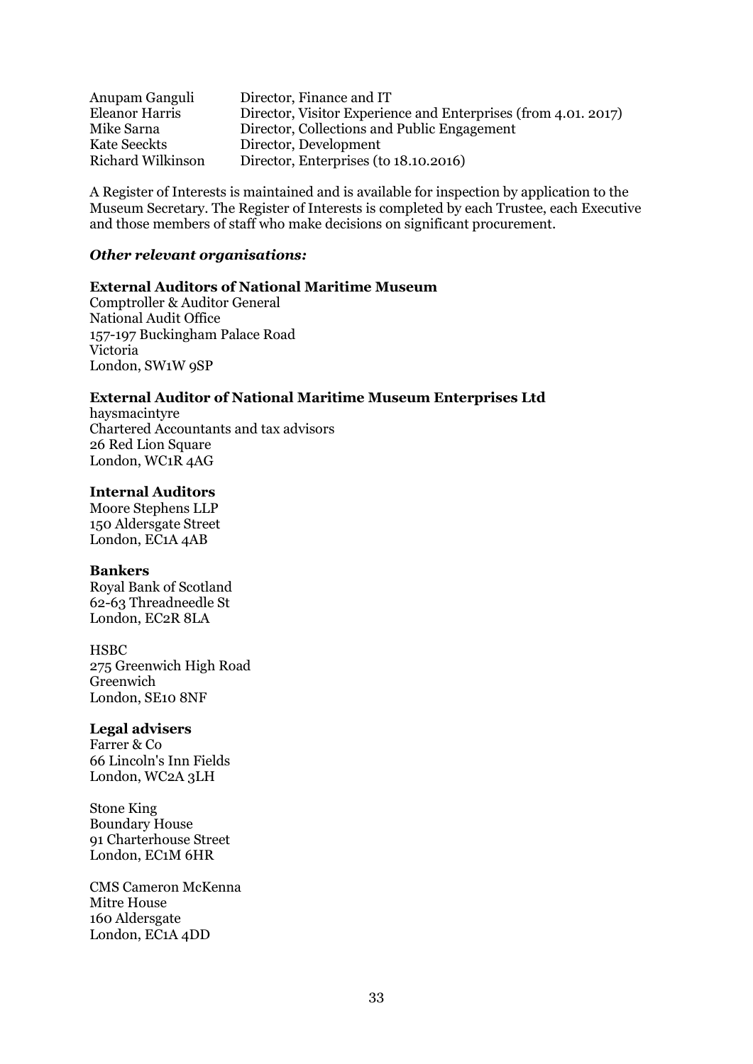| | |
|---|---|
| Anupam Ganguli | Director, Finance and IT |
| Eleanor Harris | Director, Visitor Experience and Enterprises (from 4.01. 2017) |
| Mike Sarna | Director, Collections and Public Engagement |
| Kate Seeckts | Director, Development |
| Richard Wilkinson | Director, Enterprises (to 18.10.2016) |

A Register of Interests is maintained and is available for inspection by application to the Museum Secretary. The Register of Interests is completed by each Trustee, each Executive and those members of staff who make decisions on significant procurement.

***Other relevant organisations:***

**External Auditors of National Maritime Museum**

Comptroller & Auditor General
National Audit Office
157-197 Buckingham Palace Road
Victoria
London, SW1W 9SP

**External Auditor of National Maritime Museum Enterprises Ltd**

haysmacintyre
Chartered Accountants and tax advisors
26 Red Lion Square
London, WC1R 4AG

**Internal Auditors**

Moore Stephens LLP
150 Aldersgate Street
London, EC1A 4AB

**Bankers**

Royal Bank of Scotland
62-63 Threadneedle St
London, EC2R 8LA

HSBC
275 Greenwich High Road
Greenwich
London, SE10 8NF

**Legal advisers**

Farrer & Co
66 Lincoln's Inn Fields
London, WC2A 3LH

Stone King
Boundary House
91 Charterhouse Street
London, EC1M 6HR

CMS Cameron McKenna
Mitre House
160 Aldersgate
London, EC1A 4DD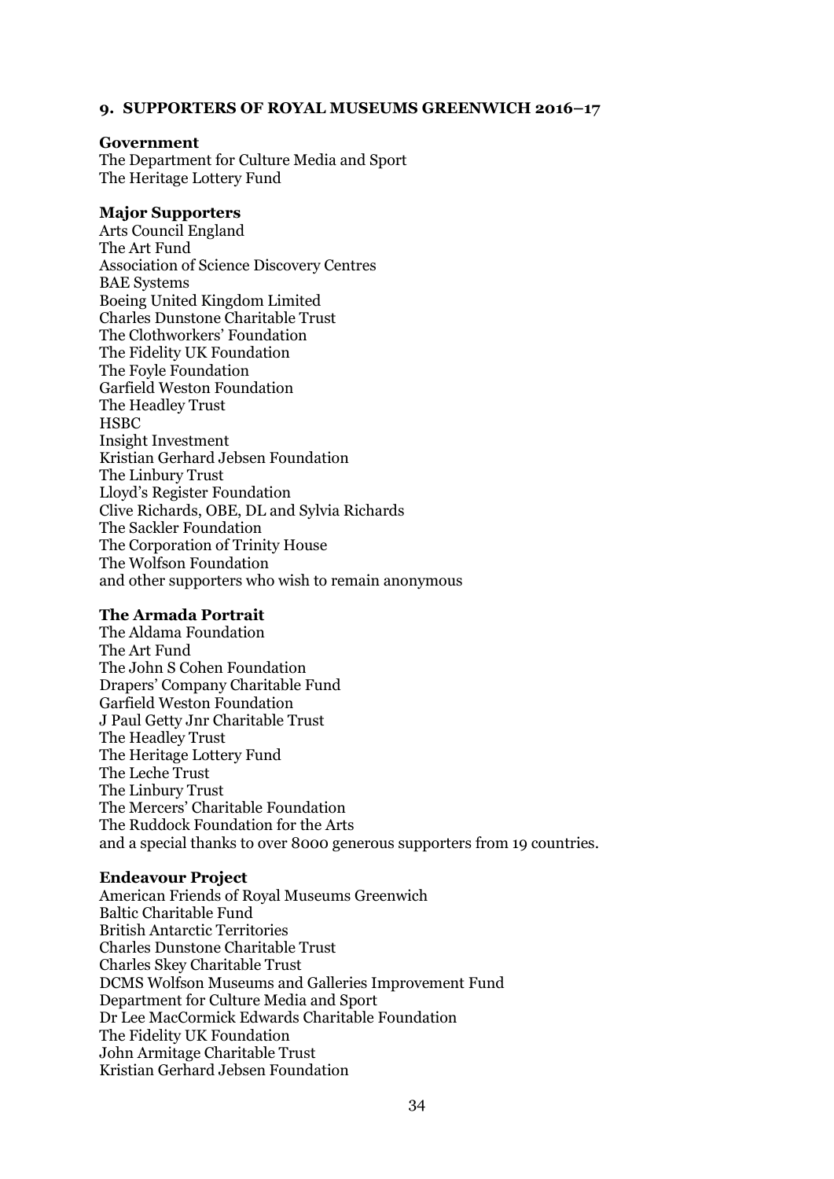## 9. SUPPORTERS OF ROYAL MUSEUMS GREENWICH 2016–17

**Government**

The Department for Culture Media and Sport
The Heritage Lottery Fund

**Major Supporters**

Arts Council England
The Art Fund
Association of Science Discovery Centres
BAE Systems
Boeing United Kingdom Limited
Charles Dunstone Charitable Trust
The Clothworkers' Foundation
The Fidelity UK Foundation
The Foyle Foundation
Garfield Weston Foundation
The Headley Trust
HSBC
Insight Investment
Kristian Gerhard Jebsen Foundation
The Linbury Trust
Lloyd's Register Foundation
Clive Richards, OBE, DL and Sylvia Richards
The Sackler Foundation
The Corporation of Trinity House
The Wolfson Foundation
and other supporters who wish to remain anonymous

**The Armada Portrait**

The Aldama Foundation
The Art Fund
The John S Cohen Foundation
Drapers' Company Charitable Fund
Garfield Weston Foundation
J Paul Getty Jnr Charitable Trust
The Headley Trust
The Heritage Lottery Fund
The Leche Trust
The Linbury Trust
The Mercers' Charitable Foundation
The Ruddock Foundation for the Arts
and a special thanks to over 8000 generous supporters from 19 countries.

**Endeavour Project**

American Friends of Royal Museums Greenwich
Baltic Charitable Fund
British Antarctic Territories
Charles Dunstone Charitable Trust
Charles Skey Charitable Trust
DCMS Wolfson Museums and Galleries Improvement Fund
Department for Culture Media and Sport
Dr Lee MacCormick Edwards Charitable Foundation
The Fidelity UK Foundation
John Armitage Charitable Trust
Kristian Gerhard Jebsen Foundation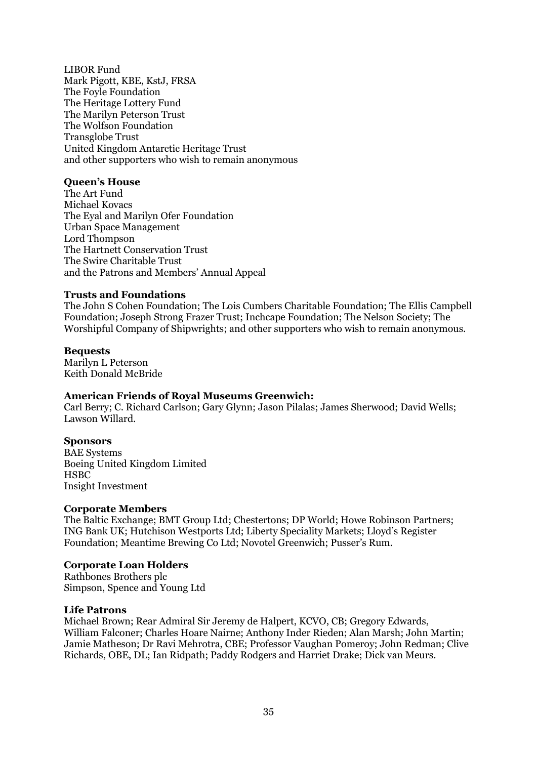LIBOR Fund
Mark Pigott, KBE, KstJ, FRSA
The Foyle Foundation
The Heritage Lottery Fund
The Marilyn Peterson Trust
The Wolfson Foundation
Transglobe Trust
United Kingdom Antarctic Heritage Trust
and other supporters who wish to remain anonymous

**Queen's House**
The Art Fund
Michael Kovacs
The Eyal and Marilyn Ofer Foundation
Urban Space Management
Lord Thompson
The Hartnett Conservation Trust
The Swire Charitable Trust
and the Patrons and Members' Annual Appeal

**Trusts and Foundations**
The John S Cohen Foundation; The Lois Cumbers Charitable Foundation; The Ellis Campbell Foundation; Joseph Strong Frazer Trust; Inchcape Foundation; The Nelson Society; The Worshipful Company of Shipwrights; and other supporters who wish to remain anonymous.

**Bequests**
Marilyn L Peterson
Keith Donald McBride

**American Friends of Royal Museums Greenwich:**
Carl Berry; C. Richard Carlson; Gary Glynn; Jason Pilalas; James Sherwood; David Wells; Lawson Willard.

**Sponsors**
BAE Systems
Boeing United Kingdom Limited
HSBC
Insight Investment

**Corporate Members**
The Baltic Exchange; BMT Group Ltd; Chestertons; DP World; Howe Robinson Partners; ING Bank UK; Hutchison Westports Ltd; Liberty Speciality Markets; Lloyd's Register Foundation; Meantime Brewing Co Ltd; Novotel Greenwich; Pusser's Rum.

**Corporate Loan Holders**
Rathbones Brothers plc
Simpson, Spence and Young Ltd

**Life Patrons**
Michael Brown; Rear Admiral Sir Jeremy de Halpert, KCVO, CB; Gregory Edwards, William Falconer; Charles Hoare Nairne; Anthony Inder Rieden; Alan Marsh; John Martin; Jamie Matheson; Dr Ravi Mehrotra, CBE; Professor Vaughan Pomeroy; John Redman; Clive Richards, OBE, DL; Ian Ridpath; Paddy Rodgers and Harriet Drake; Dick van Meurs.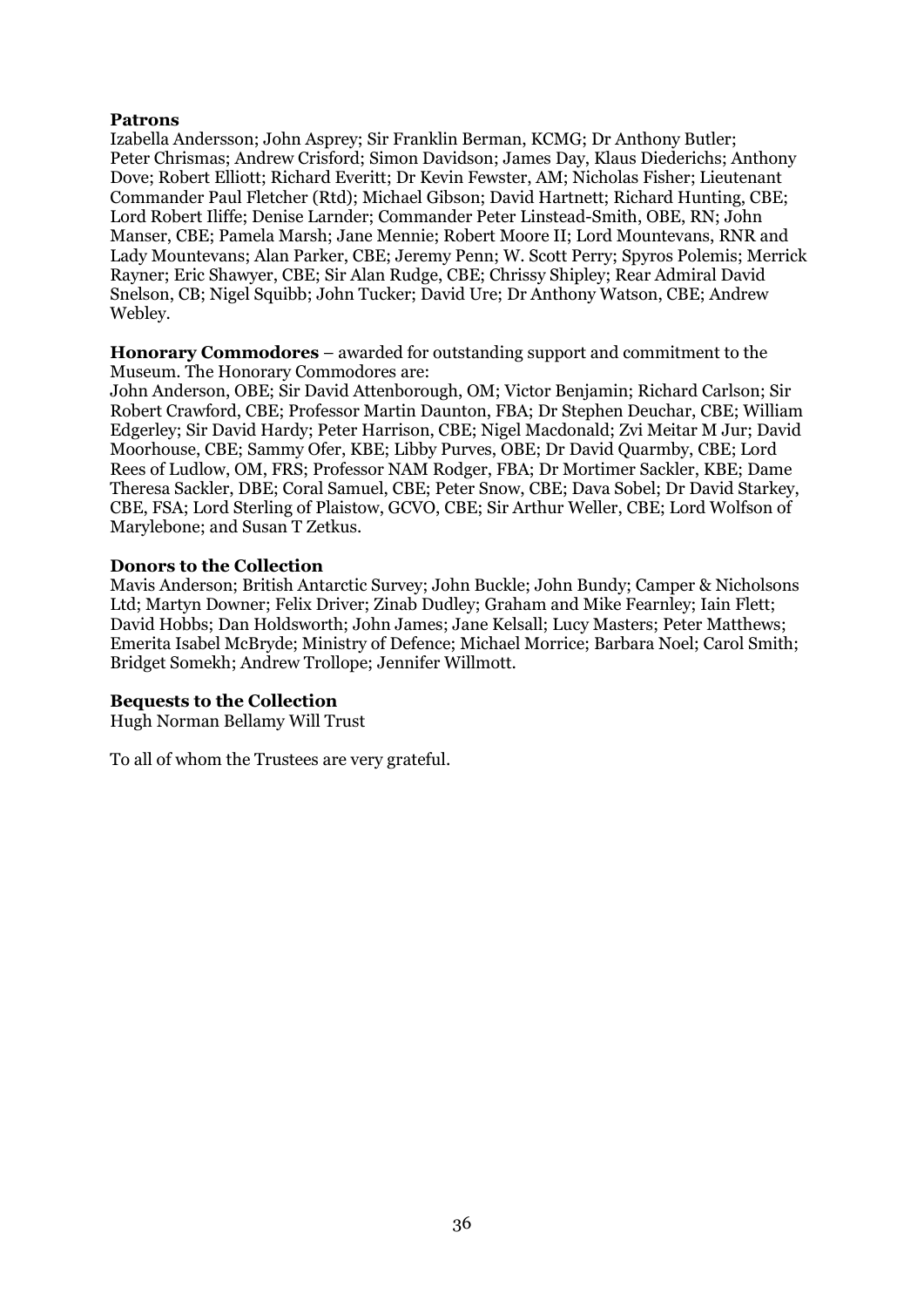**Patrons**

Izabella Andersson; John Asprey; Sir Franklin Berman, KCMG; Dr Anthony Butler; Peter Chrismas; Andrew Crisford; Simon Davidson; James Day, Klaus Diederichs; Anthony Dove; Robert Elliott; Richard Everitt; Dr Kevin Fewster, AM; Nicholas Fisher; Lieutenant Commander Paul Fletcher (Rtd); Michael Gibson; David Hartnett; Richard Hunting, CBE; Lord Robert Iliffe; Denise Larnder; Commander Peter Linstead-Smith, OBE, RN; John Manser, CBE; Pamela Marsh; Jane Mennie; Robert Moore II; Lord Mountevans, RNR and Lady Mountevans; Alan Parker, CBE; Jeremy Penn; W. Scott Perry; Spyros Polemis; Merrick Rayner; Eric Shawyer, CBE; Sir Alan Rudge, CBE; Chrissy Shipley; Rear Admiral David Snelson, CB; Nigel Squibb; John Tucker; David Ure; Dr Anthony Watson, CBE; Andrew Webley.

**Honorary Commodores** – awarded for outstanding support and commitment to the Museum. The Honorary Commodores are:

John Anderson, OBE; Sir David Attenborough, OM; Victor Benjamin; Richard Carlson; Sir Robert Crawford, CBE; Professor Martin Daunton, FBA; Dr Stephen Deuchar, CBE; William Edgerley; Sir David Hardy; Peter Harrison, CBE; Nigel Macdonald; Zvi Meitar M Jur; David Moorhouse, CBE; Sammy Ofer, KBE; Libby Purves, OBE; Dr David Quarmby, CBE; Lord Rees of Ludlow, OM, FRS; Professor NAM Rodger, FBA; Dr Mortimer Sackler, KBE; Dame Theresa Sackler, DBE; Coral Samuel, CBE; Peter Snow, CBE; Dava Sobel; Dr David Starkey, CBE, FSA; Lord Sterling of Plaistow, GCVO, CBE; Sir Arthur Weller, CBE; Lord Wolfson of Marylebone; and Susan T Zetkus.

**Donors to the Collection**

Mavis Anderson; British Antarctic Survey; John Buckle; John Bundy; Camper & Nicholsons Ltd; Martyn Downer; Felix Driver; Zinab Dudley; Graham and Mike Fearnley; Iain Flett; David Hobbs; Dan Holdsworth; John James; Jane Kelsall; Lucy Masters; Peter Matthews; Emerita Isabel McBryde; Ministry of Defence; Michael Morrice; Barbara Noel; Carol Smith; Bridget Somekh; Andrew Trollope; Jennifer Willmott.

**Bequests to the Collection**

Hugh Norman Bellamy Will Trust

To all of whom the Trustees are very grateful.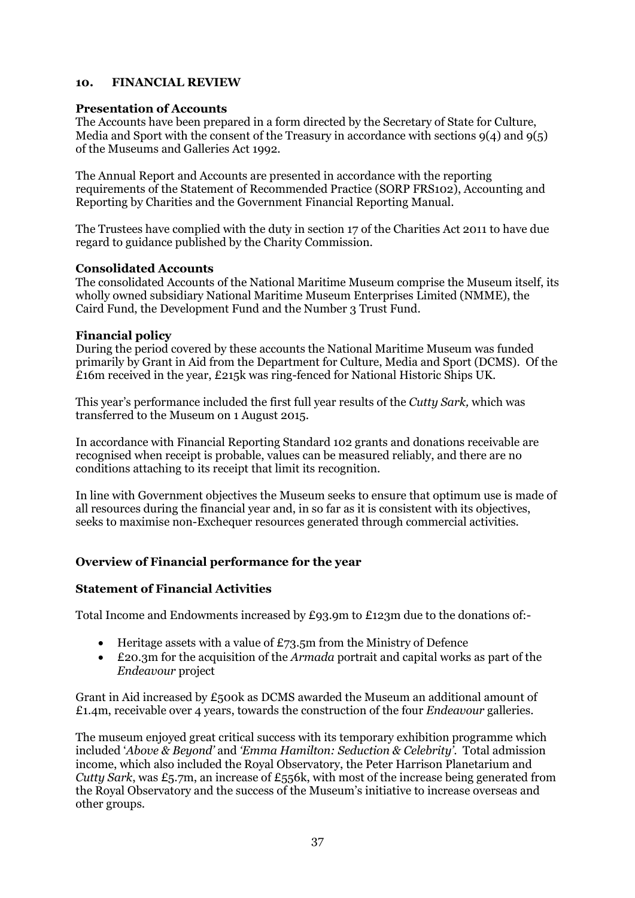## 10. FINANCIAL REVIEW

### Presentation of Accounts

The Accounts have been prepared in a form directed by the Secretary of State for Culture, Media and Sport with the consent of the Treasury in accordance with sections 9(4) and 9(5) of the Museums and Galleries Act 1992.

The Annual Report and Accounts are presented in accordance with the reporting requirements of the Statement of Recommended Practice (SORP FRS102), Accounting and Reporting by Charities and the Government Financial Reporting Manual.

The Trustees have complied with the duty in section 17 of the Charities Act 2011 to have due regard to guidance published by the Charity Commission.

### Consolidated Accounts

The consolidated Accounts of the National Maritime Museum comprise the Museum itself, its wholly owned subsidiary National Maritime Museum Enterprises Limited (NMME), the Caird Fund, the Development Fund and the Number 3 Trust Fund.

### Financial policy

During the period covered by these accounts the National Maritime Museum was funded primarily by Grant in Aid from the Department for Culture, Media and Sport (DCMS). Of the £16m received in the year, £215k was ring-fenced for National Historic Ships UK.

This year's performance included the first full year results of the *Cutty Sark,* which was transferred to the Museum on 1 August 2015.

In accordance with Financial Reporting Standard 102 grants and donations receivable are recognised when receipt is probable, values can be measured reliably, and there are no conditions attaching to its receipt that limit its recognition.

In line with Government objectives the Museum seeks to ensure that optimum use is made of all resources during the financial year and, in so far as it is consistent with its objectives, seeks to maximise non-Exchequer resources generated through commercial activities.

### Overview of Financial performance for the year

### Statement of Financial Activities

Total Income and Endowments increased by £93.9m to £123m due to the donations of:-

- Heritage assets with a value of £73.5m from the Ministry of Defence
- £20.3m for the acquisition of the *Armada* portrait and capital works as part of the *Endeavour* project

Grant in Aid increased by £500k as DCMS awarded the Museum an additional amount of £1.4m, receivable over 4 years, towards the construction of the four *Endeavour* galleries.

The museum enjoyed great critical success with its temporary exhibition programme which included '*Above & Beyond'* and *'Emma Hamilton: Seduction & Celebrity'*. Total admission income, which also included the Royal Observatory, the Peter Harrison Planetarium and *Cutty Sark*, was £5.7m, an increase of £556k, with most of the increase being generated from the Royal Observatory and the success of the Museum's initiative to increase overseas and other groups.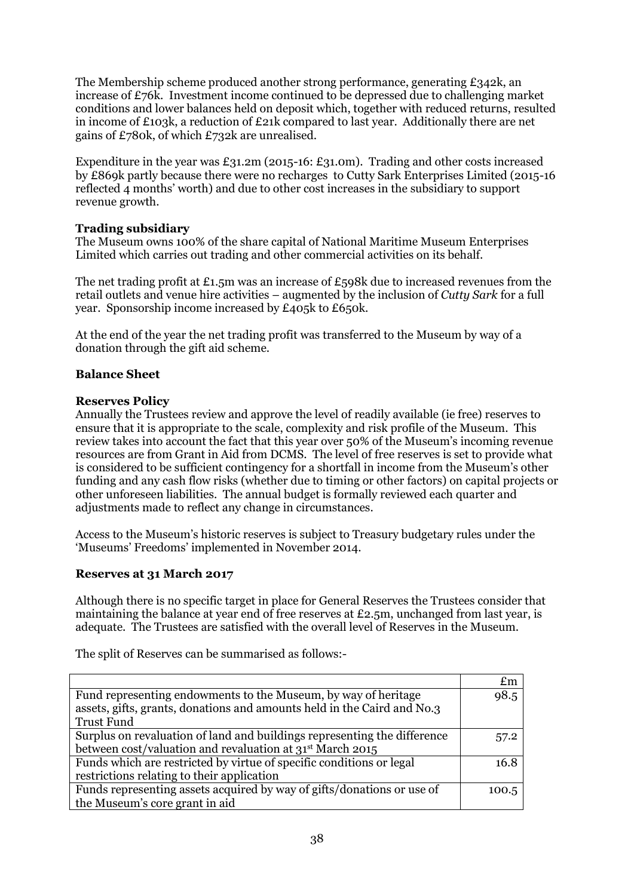The Membership scheme produced another strong performance, generating £342k, an increase of £76k. Investment income continued to be depressed due to challenging market conditions and lower balances held on deposit which, together with reduced returns, resulted in income of £103k, a reduction of £21k compared to last year. Additionally there are net gains of £780k, of which £732k are unrealised.

Expenditure in the year was £31.2m (2015-16: £31.0m). Trading and other costs increased by £869k partly because there were no recharges to Cutty Sark Enterprises Limited (2015-16 reflected 4 months' worth) and due to other cost increases in the subsidiary to support revenue growth.

**Trading subsidiary**

The Museum owns 100% of the share capital of National Maritime Museum Enterprises Limited which carries out trading and other commercial activities on its behalf.

The net trading profit at £1.5m was an increase of £598k due to increased revenues from the retail outlets and venue hire activities – augmented by the inclusion of *Cutty Sark* for a full year. Sponsorship income increased by £405k to £650k.

At the end of the year the net trading profit was transferred to the Museum by way of a donation through the gift aid scheme.

**Balance Sheet**

**Reserves Policy**

Annually the Trustees review and approve the level of readily available (ie free) reserves to ensure that it is appropriate to the scale, complexity and risk profile of the Museum. This review takes into account the fact that this year over 50% of the Museum's incoming revenue resources are from Grant in Aid from DCMS. The level of free reserves is set to provide what is considered to be sufficient contingency for a shortfall in income from the Museum's other funding and any cash flow risks (whether due to timing or other factors) on capital projects or other unforeseen liabilities. The annual budget is formally reviewed each quarter and adjustments made to reflect any change in circumstances.

Access to the Museum's historic reserves is subject to Treasury budgetary rules under the 'Museums' Freedoms' implemented in November 2014.

**Reserves at 31 March 2017**

Although there is no specific target in place for General Reserves the Trustees consider that maintaining the balance at year end of free reserves at £2.5m, unchanged from last year, is adequate. The Trustees are satisfied with the overall level of Reserves in the Museum.

The split of Reserves can be summarised as follows:-

| | £m |
|---|---|
| Fund representing endowments to the Museum, by way of heritage assets, gifts, grants, donations and amounts held in the Caird and No.3 Trust Fund | 98.5 |
| Surplus on revaluation of land and buildings representing the difference between cost/valuation and revaluation at 31st March 2015 | 57.2 |
| Funds which are restricted by virtue of specific conditions or legal restrictions relating to their application | 16.8 |
| Funds representing assets acquired by way of gifts/donations or use of the Museum's core grant in aid | 100.5 |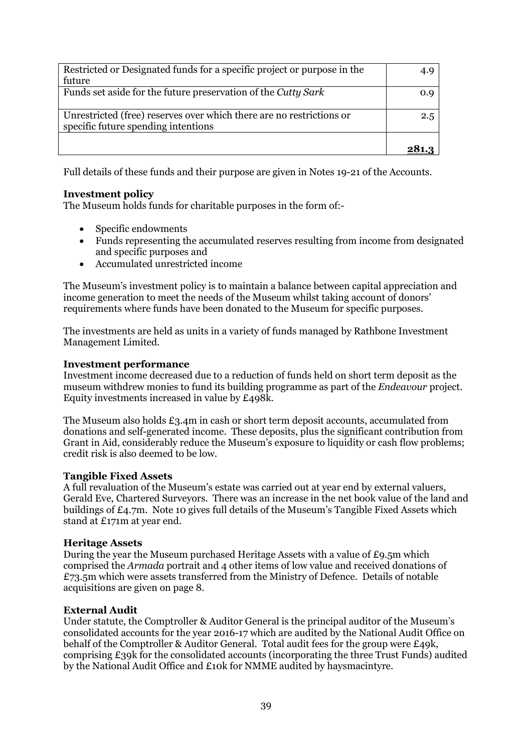| | |
|---|---|
| Restricted or Designated funds for a specific project or purpose in the future | 4.9 |
| Funds set aside for the future preservation of the *Cutty Sark* | 0.9 |
| Unrestricted (free) reserves over which there are no restrictions or specific future spending intentions | 2.5 |
| | **281.3** |

Full details of these funds and their purpose are given in Notes 19-21 of the Accounts.

**Investment policy**
The Museum holds funds for charitable purposes in the form of:-

- Specific endowments
- Funds representing the accumulated reserves resulting from income from designated and specific purposes and
- Accumulated unrestricted income

The Museum's investment policy is to maintain a balance between capital appreciation and income generation to meet the needs of the Museum whilst taking account of donors' requirements where funds have been donated to the Museum for specific purposes.

The investments are held as units in a variety of funds managed by Rathbone Investment Management Limited.

**Investment performance**
Investment income decreased due to a reduction of funds held on short term deposit as the museum withdrew monies to fund its building programme as part of the *Endeavour* project. Equity investments increased in value by £498k.

The Museum also holds £3.4m in cash or short term deposit accounts, accumulated from donations and self-generated income. These deposits, plus the significant contribution from Grant in Aid, considerably reduce the Museum's exposure to liquidity or cash flow problems; credit risk is also deemed to be low.

**Tangible Fixed Assets**
A full revaluation of the Museum's estate was carried out at year end by external valuers, Gerald Eve, Chartered Surveyors. There was an increase in the net book value of the land and buildings of £4.7m. Note 10 gives full details of the Museum's Tangible Fixed Assets which stand at £171m at year end.

**Heritage Assets**
During the year the Museum purchased Heritage Assets with a value of £9.5m which comprised the *Armada* portrait and 4 other items of low value and received donations of £73.5m which were assets transferred from the Ministry of Defence. Details of notable acquisitions are given on page 8.

**External Audit**
Under statute, the Comptroller & Auditor General is the principal auditor of the Museum's consolidated accounts for the year 2016-17 which are audited by the National Audit Office on behalf of the Comptroller & Auditor General. Total audit fees for the group were £49k, comprising £39k for the consolidated accounts (incorporating the three Trust Funds) audited by the National Audit Office and £10k for NMME audited by haysmacintyre.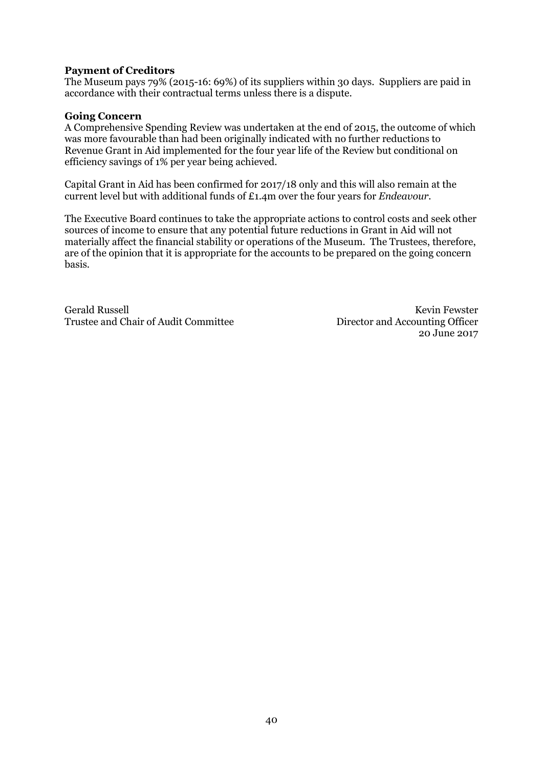**Payment of Creditors**

The Museum pays 79% (2015-16: 69%) of its suppliers within 30 days. Suppliers are paid in accordance with their contractual terms unless there is a dispute.

**Going Concern**

A Comprehensive Spending Review was undertaken at the end of 2015, the outcome of which was more favourable than had been originally indicated with no further reductions to Revenue Grant in Aid implemented for the four year life of the Review but conditional on efficiency savings of 1% per year being achieved.

Capital Grant in Aid has been confirmed for 2017/18 only and this will also remain at the current level but with additional funds of £1.4m over the four years for *Endeavour*.

The Executive Board continues to take the appropriate actions to control costs and seek other sources of income to ensure that any potential future reductions in Grant in Aid will not materially affect the financial stability or operations of the Museum. The Trustees, therefore, are of the opinion that it is appropriate for the accounts to be prepared on the going concern basis.

Gerald Russell
Trustee and Chair of Audit Committee

Kevin Fewster
Director and Accounting Officer
20 June 2017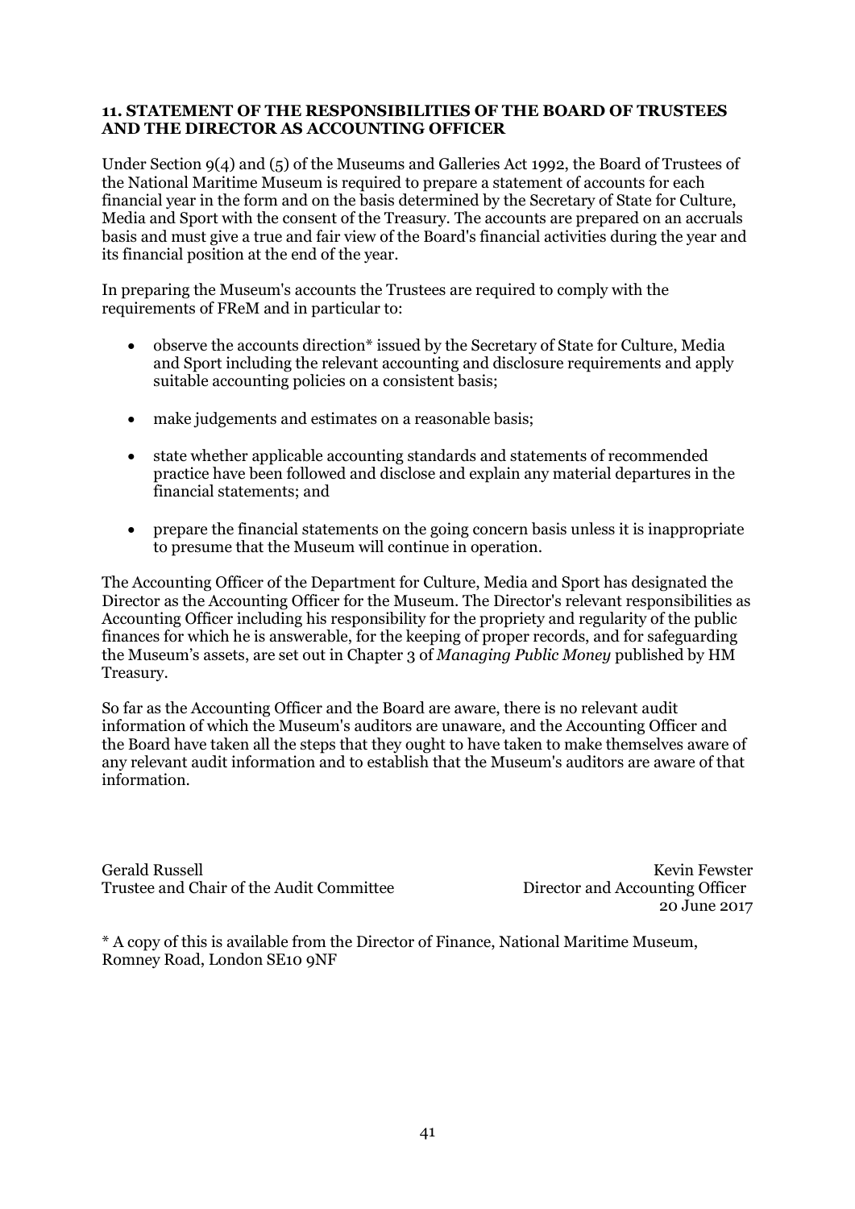## 11. STATEMENT OF THE RESPONSIBILITIES OF THE BOARD OF TRUSTEES AND THE DIRECTOR AS ACCOUNTING OFFICER

Under Section 9(4) and (5) of the Museums and Galleries Act 1992, the Board of Trustees of the National Maritime Museum is required to prepare a statement of accounts for each financial year in the form and on the basis determined by the Secretary of State for Culture, Media and Sport with the consent of the Treasury. The accounts are prepared on an accruals basis and must give a true and fair view of the Board's financial activities during the year and its financial position at the end of the year.

In preparing the Museum's accounts the Trustees are required to comply with the requirements of FReM and in particular to:

- observe the accounts direction* issued by the Secretary of State for Culture, Media and Sport including the relevant accounting and disclosure requirements and apply suitable accounting policies on a consistent basis;
- make judgements and estimates on a reasonable basis;
- state whether applicable accounting standards and statements of recommended practice have been followed and disclose and explain any material departures in the financial statements; and
- prepare the financial statements on the going concern basis unless it is inappropriate to presume that the Museum will continue in operation.

The Accounting Officer of the Department for Culture, Media and Sport has designated the Director as the Accounting Officer for the Museum. The Director's relevant responsibilities as Accounting Officer including his responsibility for the propriety and regularity of the public finances for which he is answerable, for the keeping of proper records, and for safeguarding the Museum's assets, are set out in Chapter 3 of *Managing Public Money* published by HM Treasury.

So far as the Accounting Officer and the Board are aware, there is no relevant audit information of which the Museum's auditors are unaware, and the Accounting Officer and the Board have taken all the steps that they ought to have taken to make themselves aware of any relevant audit information and to establish that the Museum's auditors are aware of that information.

Gerald Russell
Trustee and Chair of the Audit Committee

Kevin Fewster
Director and Accounting Officer
20 June 2017

* A copy of this is available from the Director of Finance, National Maritime Museum, Romney Road, London SE10 9NF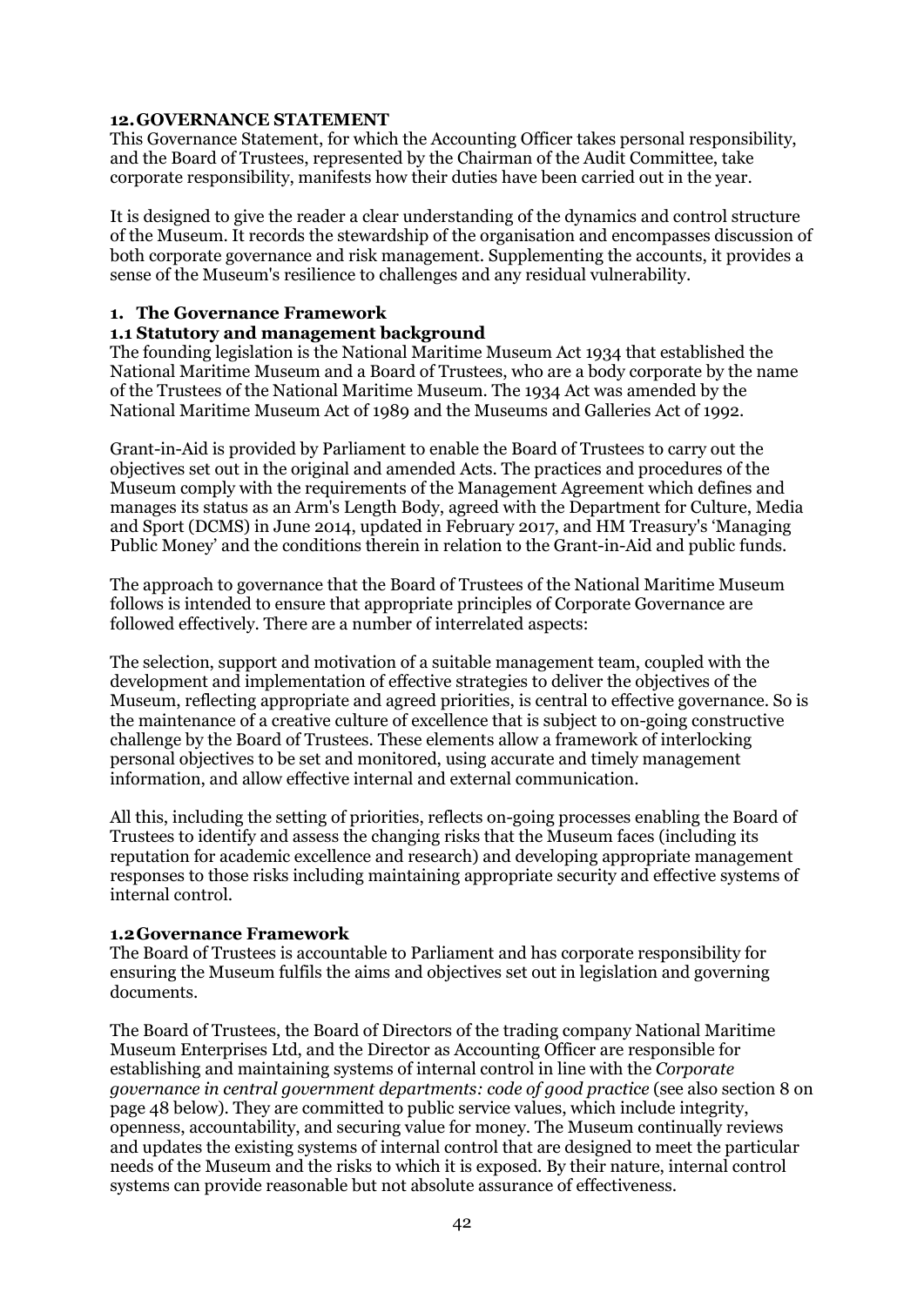## 12. GOVERNANCE STATEMENT

This Governance Statement, for which the Accounting Officer takes personal responsibility, and the Board of Trustees, represented by the Chairman of the Audit Committee, take corporate responsibility, manifests how their duties have been carried out in the year.

It is designed to give the reader a clear understanding of the dynamics and control structure of the Museum. It records the stewardship of the organisation and encompasses discussion of both corporate governance and risk management. Supplementing the accounts, it provides a sense of the Museum's resilience to challenges and any residual vulnerability.

### 1. The Governance Framework

#### 1.1 Statutory and management background

The founding legislation is the National Maritime Museum Act 1934 that established the National Maritime Museum and a Board of Trustees, who are a body corporate by the name of the Trustees of the National Maritime Museum. The 1934 Act was amended by the National Maritime Museum Act of 1989 and the Museums and Galleries Act of 1992.

Grant-in-Aid is provided by Parliament to enable the Board of Trustees to carry out the objectives set out in the original and amended Acts. The practices and procedures of the Museum comply with the requirements of the Management Agreement which defines and manages its status as an Arm's Length Body, agreed with the Department for Culture, Media and Sport (DCMS) in June 2014, updated in February 2017, and HM Treasury's 'Managing Public Money' and the conditions therein in relation to the Grant-in-Aid and public funds.

The approach to governance that the Board of Trustees of the National Maritime Museum follows is intended to ensure that appropriate principles of Corporate Governance are followed effectively. There are a number of interrelated aspects:

The selection, support and motivation of a suitable management team, coupled with the development and implementation of effective strategies to deliver the objectives of the Museum, reflecting appropriate and agreed priorities, is central to effective governance. So is the maintenance of a creative culture of excellence that is subject to on-going constructive challenge by the Board of Trustees. These elements allow a framework of interlocking personal objectives to be set and monitored, using accurate and timely management information, and allow effective internal and external communication.

All this, including the setting of priorities, reflects on-going processes enabling the Board of Trustees to identify and assess the changing risks that the Museum faces (including its reputation for academic excellence and research) and developing appropriate management responses to those risks including maintaining appropriate security and effective systems of internal control.

#### 1.2 Governance Framework

The Board of Trustees is accountable to Parliament and has corporate responsibility for ensuring the Museum fulfils the aims and objectives set out in legislation and governing documents.

The Board of Trustees, the Board of Directors of the trading company National Maritime Museum Enterprises Ltd, and the Director as Accounting Officer are responsible for establishing and maintaining systems of internal control in line with the *Corporate governance in central government departments: code of good practice* (see also section 8 on page 48 below). They are committed to public service values, which include integrity, openness, accountability, and securing value for money. The Museum continually reviews and updates the existing systems of internal control that are designed to meet the particular needs of the Museum and the risks to which it is exposed. By their nature, internal control systems can provide reasonable but not absolute assurance of effectiveness.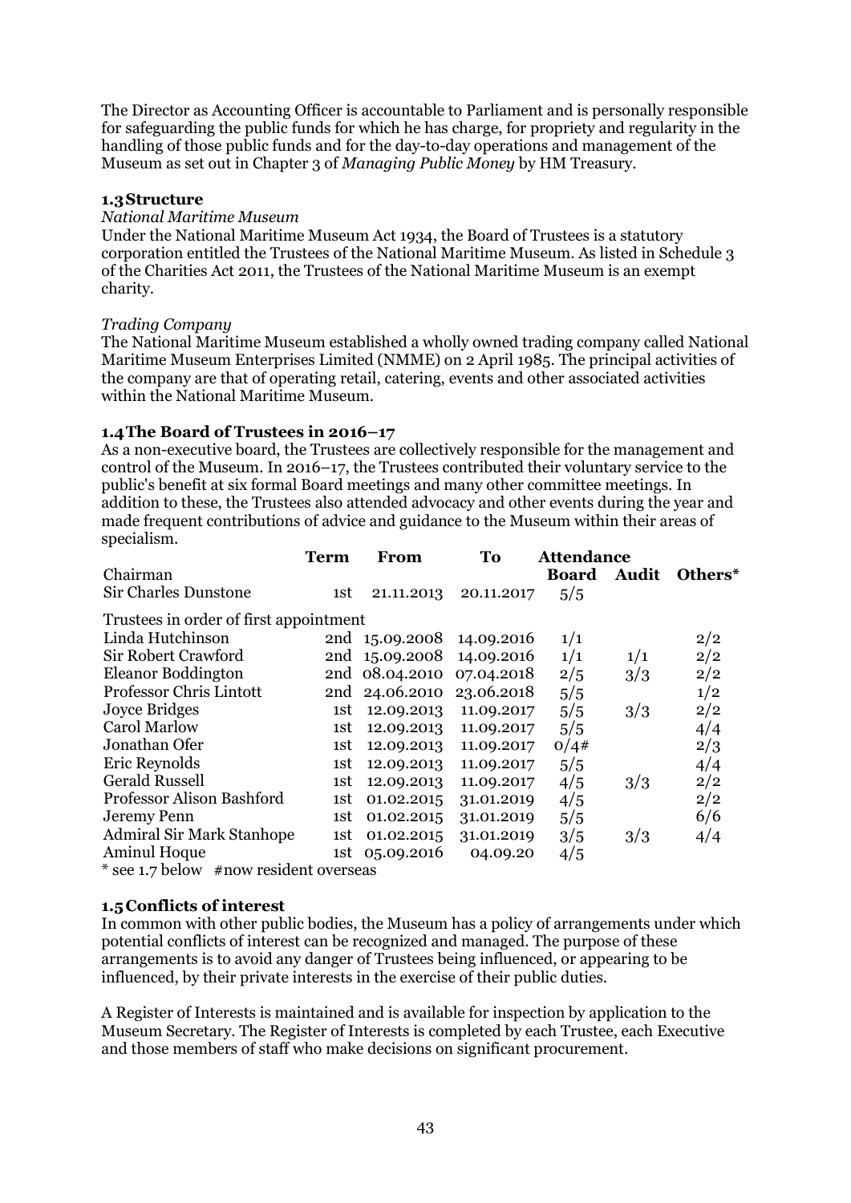The Director as Accounting Officer is accountable to Parliament and is personally responsible for safeguarding the public funds for which he has charge, for propriety and regularity in the handling of those public funds and for the day-to-day operations and management of the Museum as set out in Chapter 3 of *Managing Public Money* by HM Treasury.

### 1.3 Structure

*National Maritime Museum*

Under the National Maritime Museum Act 1934, the Board of Trustees is a statutory corporation entitled the Trustees of the National Maritime Museum. As listed in Schedule 3 of the Charities Act 2011, the Trustees of the National Maritime Museum is an exempt charity.

*Trading Company*

The National Maritime Museum established a wholly owned trading company called National Maritime Museum Enterprises Limited (NMME) on 2 April 1985. The principal activities of the company are that of operating retail, catering, events and other associated activities within the National Maritime Museum.

### 1.4 The Board of Trustees in 2016–17

As a non-executive board, the Trustees are collectively responsible for the management and control of the Museum. In 2016–17, the Trustees contributed their voluntary service to the public's benefit at six formal Board meetings and many other committee meetings. In addition to these, the Trustees also attended advocacy and other events during the year and made frequent contributions of advice and guidance to the Museum within their areas of specialism.

| | Term | From | To | Attendance | | |
|---|---|---|---|---|---|---|
| | | | | **Board** | **Audit** | **Others*** |
| Chairman | | | | | | |
| Sir Charles Dunstone | 1st | 21.11.2013 | 20.11.2017 | 5/5 | | |
| Trustees in order of first appointment | | | | | | |
| Linda Hutchinson | 2nd | 15.09.2008 | 14.09.2016 | 1/1 | | 2/2 |
| Sir Robert Crawford | 2nd | 15.09.2008 | 14.09.2016 | 1/1 | 1/1 | 2/2 |
| Eleanor Boddington | 2nd | 08.04.2010 | 07.04.2018 | 2/5 | 3/3 | 2/2 |
| Professor Chris Lintott | 2nd | 24.06.2010 | 23.06.2018 | 5/5 | | 1/2 |
| Joyce Bridges | 1st | 12.09.2013 | 11.09.2017 | 5/5 | 3/3 | 2/2 |
| Carol Marlow | 1st | 12.09.2013 | 11.09.2017 | 5/5 | | 4/4 |
| Jonathan Ofer | 1st | 12.09.2013 | 11.09.2017 | 0/4# | | 2/3 |
| Eric Reynolds | 1st | 12.09.2013 | 11.09.2017 | 5/5 | | 4/4 |
| Gerald Russell | 1st | 12.09.2013 | 11.09.2017 | 4/5 | 3/3 | 2/2 |
| Professor Alison Bashford | 1st | 01.02.2015 | 31.01.2019 | 4/5 | | 2/2 |
| Jeremy Penn | 1st | 01.02.2015 | 31.01.2019 | 5/5 | | 6/6 |
| Admiral Sir Mark Stanhope | 1st | 01.02.2015 | 31.01.2019 | 3/5 | 3/3 | 4/4 |
| Aminul Hoque | 1st | 05.09.2016 | 04.09.20 | 4/5 | | |

\* see 1.7 below #now resident overseas

### 1.5 Conflicts of interest

In common with other public bodies, the Museum has a policy of arrangements under which potential conflicts of interest can be recognized and managed. The purpose of these arrangements is to avoid any danger of Trustees being influenced, or appearing to be influenced, by their private interests in the exercise of their public duties.

A Register of Interests is maintained and is available for inspection by application to the Museum Secretary. The Register of Interests is completed by each Trustee, each Executive and those members of staff who make decisions on significant procurement.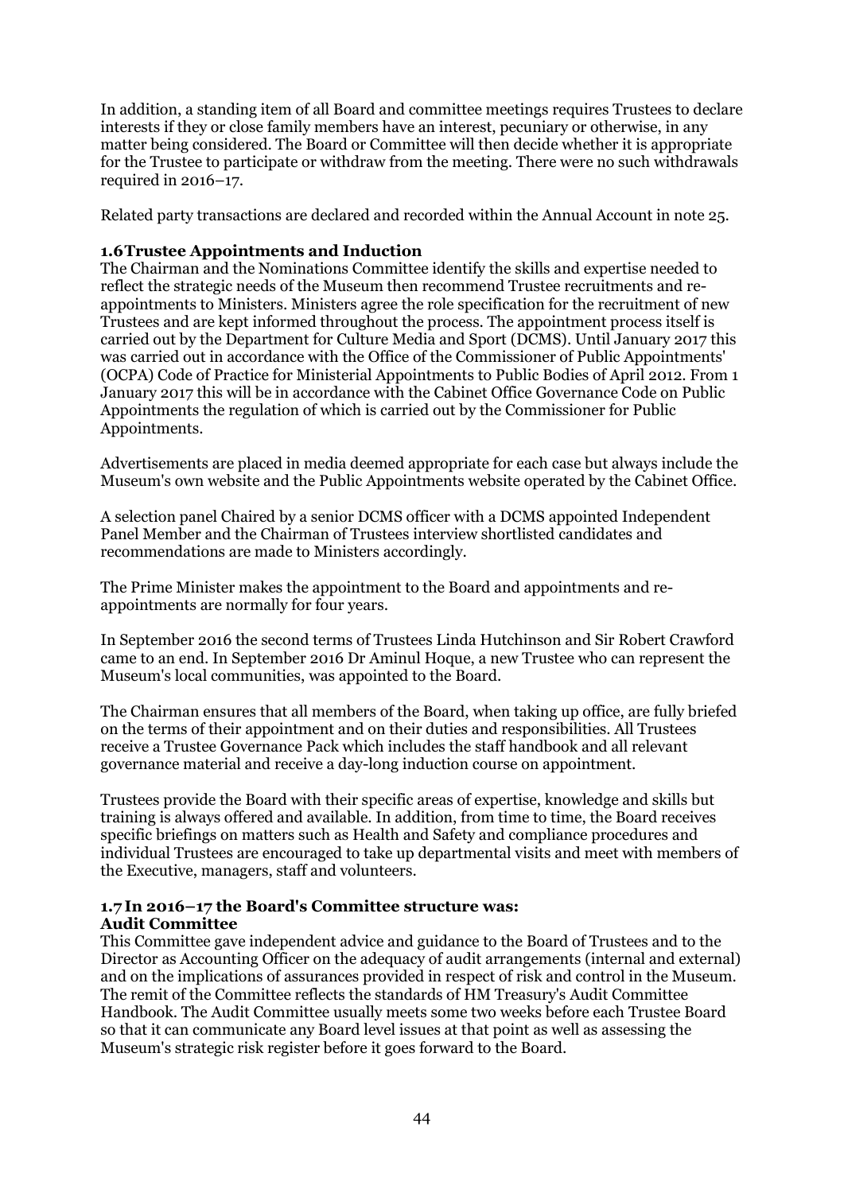In addition, a standing item of all Board and committee meetings requires Trustees to declare interests if they or close family members have an interest, pecuniary or otherwise, in any matter being considered. The Board or Committee will then decide whether it is appropriate for the Trustee to participate or withdraw from the meeting. There were no such withdrawals required in 2016–17.

Related party transactions are declared and recorded within the Annual Account in note 25.

### 1.6 Trustee Appointments and Induction

The Chairman and the Nominations Committee identify the skills and expertise needed to reflect the strategic needs of the Museum then recommend Trustee recruitments and re-appointments to Ministers. Ministers agree the role specification for the recruitment of new Trustees and are kept informed throughout the process. The appointment process itself is carried out by the Department for Culture Media and Sport (DCMS). Until January 2017 this was carried out in accordance with the Office of the Commissioner of Public Appointments' (OCPA) Code of Practice for Ministerial Appointments to Public Bodies of April 2012. From 1 January 2017 this will be in accordance with the Cabinet Office Governance Code on Public Appointments the regulation of which is carried out by the Commissioner for Public Appointments.

Advertisements are placed in media deemed appropriate for each case but always include the Museum's own website and the Public Appointments website operated by the Cabinet Office.

A selection panel Chaired by a senior DCMS officer with a DCMS appointed Independent Panel Member and the Chairman of Trustees interview shortlisted candidates and recommendations are made to Ministers accordingly.

The Prime Minister makes the appointment to the Board and appointments and re-appointments are normally for four years.

In September 2016 the second terms of Trustees Linda Hutchinson and Sir Robert Crawford came to an end. In September 2016 Dr Aminul Hoque, a new Trustee who can represent the Museum's local communities, was appointed to the Board.

The Chairman ensures that all members of the Board, when taking up office, are fully briefed on the terms of their appointment and on their duties and responsibilities. All Trustees receive a Trustee Governance Pack which includes the staff handbook and all relevant governance material and receive a day-long induction course on appointment.

Trustees provide the Board with their specific areas of expertise, knowledge and skills but training is always offered and available. In addition, from time to time, the Board receives specific briefings on matters such as Health and Safety and compliance procedures and individual Trustees are encouraged to take up departmental visits and meet with members of the Executive, managers, staff and volunteers.

### 1.7 In 2016–17 the Board's Committee structure was:

**Audit Committee**

This Committee gave independent advice and guidance to the Board of Trustees and to the Director as Accounting Officer on the adequacy of audit arrangements (internal and external) and on the implications of assurances provided in respect of risk and control in the Museum. The remit of the Committee reflects the standards of HM Treasury's Audit Committee Handbook. The Audit Committee usually meets some two weeks before each Trustee Board so that it can communicate any Board level issues at that point as well as assessing the Museum's strategic risk register before it goes forward to the Board.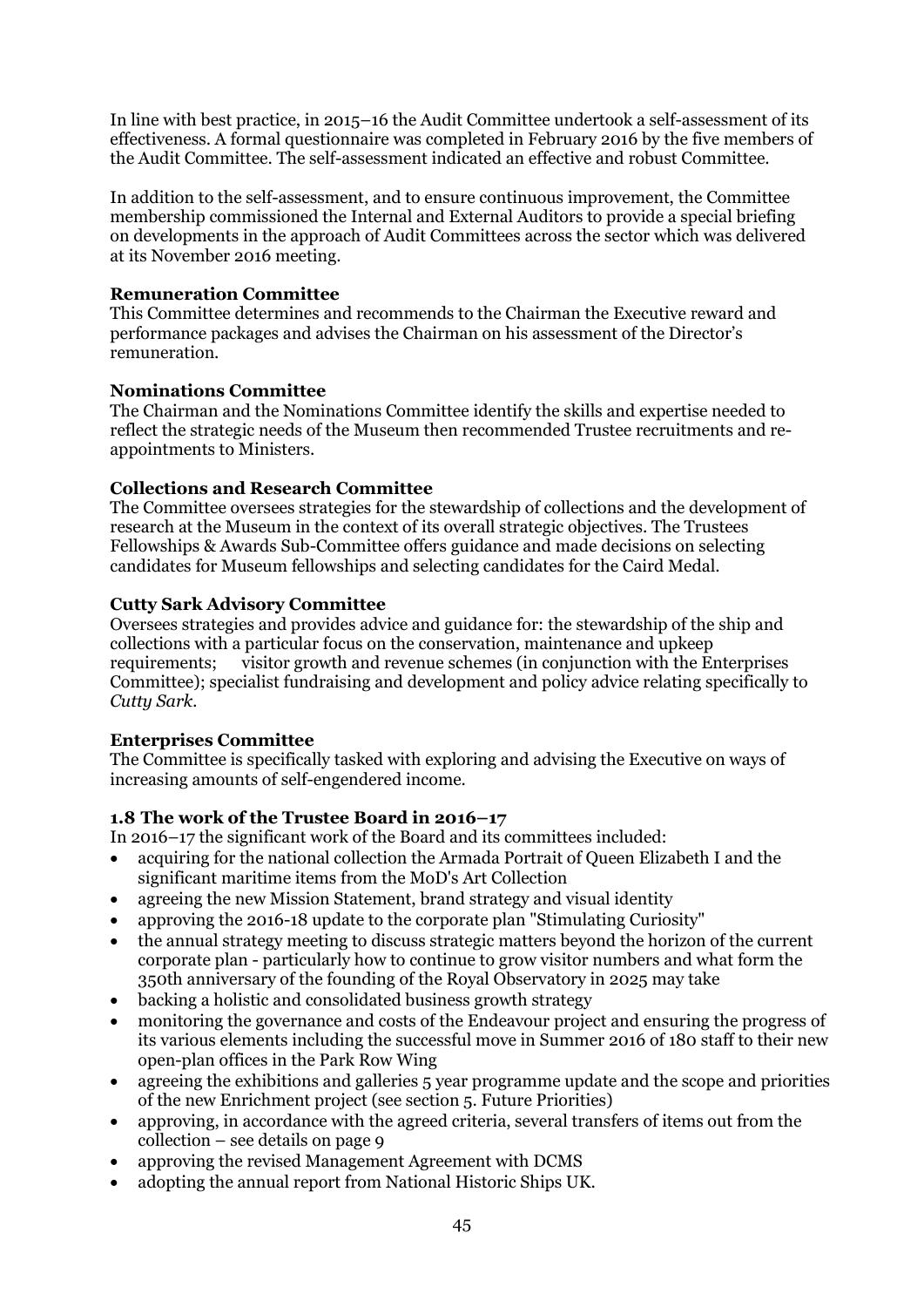In line with best practice, in 2015–16 the Audit Committee undertook a self-assessment of its effectiveness. A formal questionnaire was completed in February 2016 by the five members of the Audit Committee. The self-assessment indicated an effective and robust Committee.

In addition to the self-assessment, and to ensure continuous improvement, the Committee membership commissioned the Internal and External Auditors to provide a special briefing on developments in the approach of Audit Committees across the sector which was delivered at its November 2016 meeting.

**Remuneration Committee**
This Committee determines and recommends to the Chairman the Executive reward and performance packages and advises the Chairman on his assessment of the Director's remuneration.

**Nominations Committee**
The Chairman and the Nominations Committee identify the skills and expertise needed to reflect the strategic needs of the Museum then recommended Trustee recruitments and re-appointments to Ministers.

**Collections and Research Committee**
The Committee oversees strategies for the stewardship of collections and the development of research at the Museum in the context of its overall strategic objectives. The Trustees Fellowships & Awards Sub-Committee offers guidance and made decisions on selecting candidates for Museum fellowships and selecting candidates for the Caird Medal.

**Cutty Sark Advisory Committee**
Oversees strategies and provides advice and guidance for: the stewardship of the ship and collections with a particular focus on the conservation, maintenance and upkeep requirements; visitor growth and revenue schemes (in conjunction with the Enterprises Committee); specialist fundraising and development and policy advice relating specifically to *Cutty Sark*.

**Enterprises Committee**
The Committee is specifically tasked with exploring and advising the Executive on ways of increasing amounts of self-engendered income.

### 1.8 The work of the Trustee Board in 2016–17

In 2016–17 the significant work of the Board and its committees included:

- acquiring for the national collection the Armada Portrait of Queen Elizabeth I and the significant maritime items from the MoD's Art Collection
- agreeing the new Mission Statement, brand strategy and visual identity
- approving the 2016-18 update to the corporate plan "Stimulating Curiosity"
- the annual strategy meeting to discuss strategic matters beyond the horizon of the current corporate plan - particularly how to continue to grow visitor numbers and what form the 350th anniversary of the founding of the Royal Observatory in 2025 may take
- backing a holistic and consolidated business growth strategy
- monitoring the governance and costs of the Endeavour project and ensuring the progress of its various elements including the successful move in Summer 2016 of 180 staff to their new open-plan offices in the Park Row Wing
- agreeing the exhibitions and galleries 5 year programme update and the scope and priorities of the new Enrichment project (see section 5. Future Priorities)
- approving, in accordance with the agreed criteria, several transfers of items out from the collection – see details on page 9
- approving the revised Management Agreement with DCMS
- adopting the annual report from National Historic Ships UK.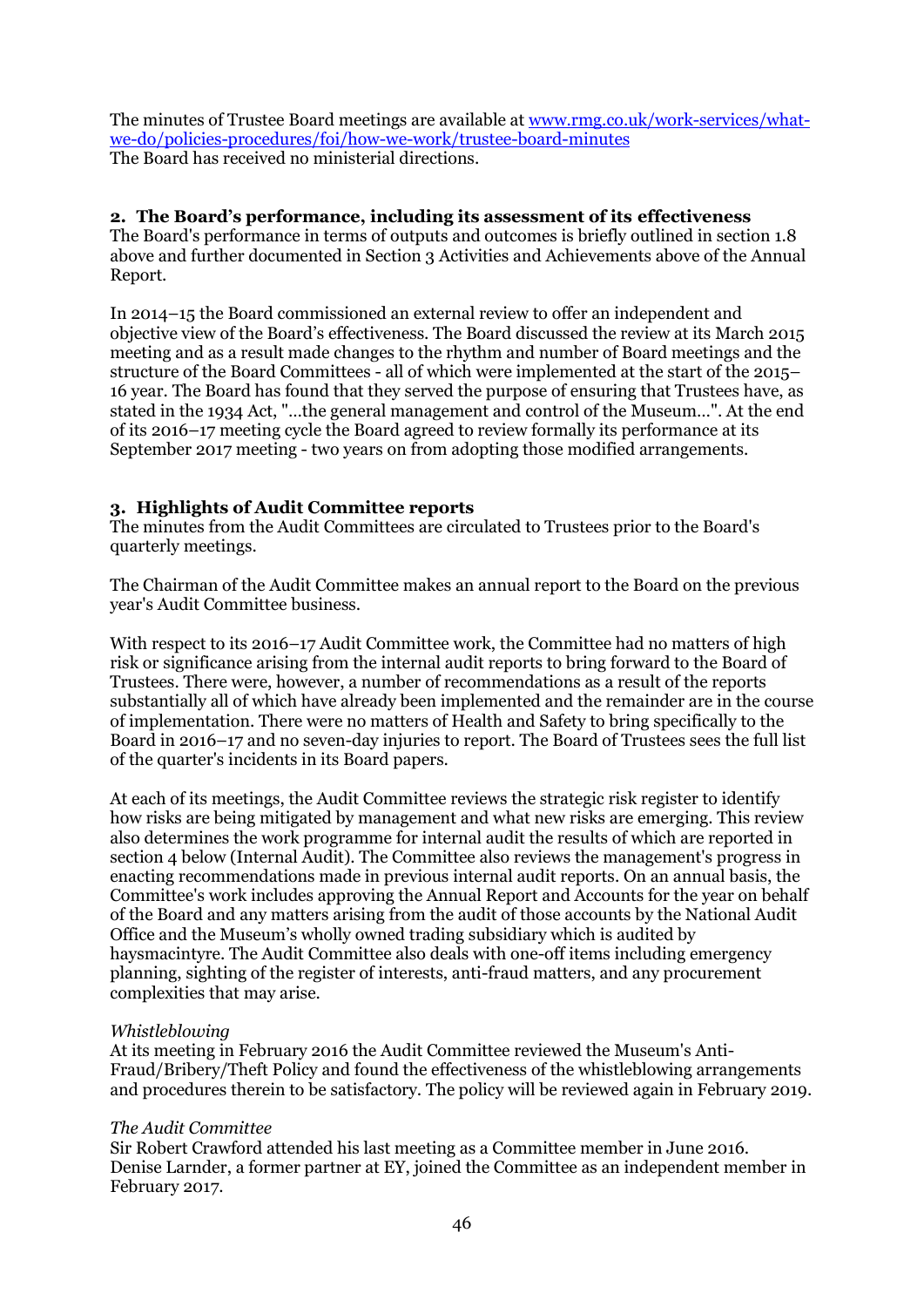The minutes of Trustee Board meetings are available at [www.rmg.co.uk/work-services/what-we-do/policies-procedures/foi/how-we-work/trustee-board-minutes](www.rmg.co.uk/work-services/what-we-do/policies-procedures/foi/how-we-work/trustee-board-minutes)
The Board has received no ministerial directions.

## 2. The Board's performance, including its assessment of its effectiveness

The Board's performance in terms of outputs and outcomes is briefly outlined in section 1.8 above and further documented in Section 3 Activities and Achievements above of the Annual Report.

In 2014–15 the Board commissioned an external review to offer an independent and objective view of the Board's effectiveness. The Board discussed the review at its March 2015 meeting and as a result made changes to the rhythm and number of Board meetings and the structure of the Board Committees - all of which were implemented at the start of the 2015–16 year. The Board has found that they served the purpose of ensuring that Trustees have, as stated in the 1934 Act, "...the general management and control of the Museum...". At the end of its 2016–17 meeting cycle the Board agreed to review formally its performance at its September 2017 meeting - two years on from adopting those modified arrangements.

## 3. Highlights of Audit Committee reports

The minutes from the Audit Committees are circulated to Trustees prior to the Board's quarterly meetings.

The Chairman of the Audit Committee makes an annual report to the Board on the previous year's Audit Committee business.

With respect to its 2016–17 Audit Committee work, the Committee had no matters of high risk or significance arising from the internal audit reports to bring forward to the Board of Trustees. There were, however, a number of recommendations as a result of the reports substantially all of which have already been implemented and the remainder are in the course of implementation. There were no matters of Health and Safety to bring specifically to the Board in 2016–17 and no seven-day injuries to report. The Board of Trustees sees the full list of the quarter's incidents in its Board papers.

At each of its meetings, the Audit Committee reviews the strategic risk register to identify how risks are being mitigated by management and what new risks are emerging. This review also determines the work programme for internal audit the results of which are reported in section 4 below (Internal Audit). The Committee also reviews the management's progress in enacting recommendations made in previous internal audit reports. On an annual basis, the Committee's work includes approving the Annual Report and Accounts for the year on behalf of the Board and any matters arising from the audit of those accounts by the National Audit Office and the Museum's wholly owned trading subsidiary which is audited by haysmacintyre. The Audit Committee also deals with one-off items including emergency planning, sighting of the register of interests, anti-fraud matters, and any procurement complexities that may arise.

*Whistleblowing*
At its meeting in February 2016 the Audit Committee reviewed the Museum's Anti-Fraud/Bribery/Theft Policy and found the effectiveness of the whistleblowing arrangements and procedures therein to be satisfactory. The policy will be reviewed again in February 2019.

*The Audit Committee*
Sir Robert Crawford attended his last meeting as a Committee member in June 2016. Denise Larnder, a former partner at EY, joined the Committee as an independent member in February 2017.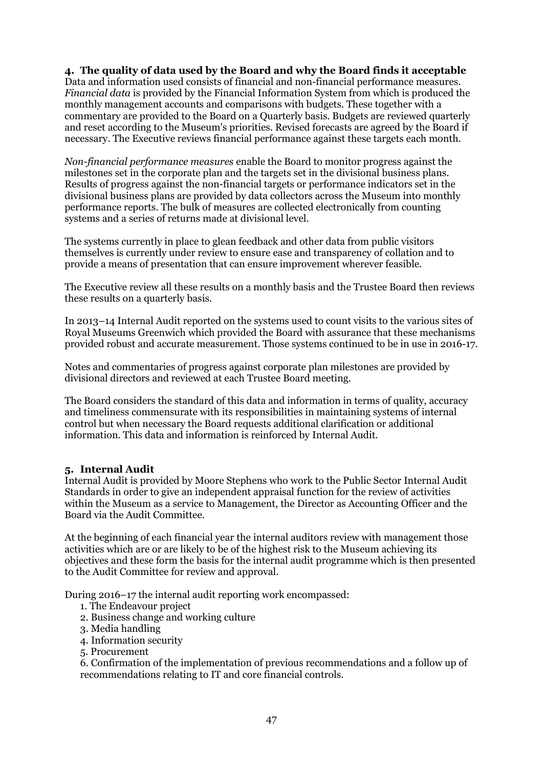## 4. The quality of data used by the Board and why the Board finds it acceptable

Data and information used consists of financial and non-financial performance measures. *Financial data* is provided by the Financial Information System from which is produced the monthly management accounts and comparisons with budgets. These together with a commentary are provided to the Board on a Quarterly basis. Budgets are reviewed quarterly and reset according to the Museum's priorities. Revised forecasts are agreed by the Board if necessary. The Executive reviews financial performance against these targets each month.

*Non-financial performance measures* enable the Board to monitor progress against the milestones set in the corporate plan and the targets set in the divisional business plans. Results of progress against the non-financial targets or performance indicators set in the divisional business plans are provided by data collectors across the Museum into monthly performance reports. The bulk of measures are collected electronically from counting systems and a series of returns made at divisional level.

The systems currently in place to glean feedback and other data from public visitors themselves is currently under review to ensure ease and transparency of collation and to provide a means of presentation that can ensure improvement wherever feasible.

The Executive review all these results on a monthly basis and the Trustee Board then reviews these results on a quarterly basis.

In 2013–14 Internal Audit reported on the systems used to count visits to the various sites of Royal Museums Greenwich which provided the Board with assurance that these mechanisms provided robust and accurate measurement. Those systems continued to be in use in 2016-17.

Notes and commentaries of progress against corporate plan milestones are provided by divisional directors and reviewed at each Trustee Board meeting.

The Board considers the standard of this data and information in terms of quality, accuracy and timeliness commensurate with its responsibilities in maintaining systems of internal control but when necessary the Board requests additional clarification or additional information. This data and information is reinforced by Internal Audit.

## 5. Internal Audit

Internal Audit is provided by Moore Stephens who work to the Public Sector Internal Audit Standards in order to give an independent appraisal function for the review of activities within the Museum as a service to Management, the Director as Accounting Officer and the Board via the Audit Committee.

At the beginning of each financial year the internal auditors review with management those activities which are or are likely to be of the highest risk to the Museum achieving its objectives and these form the basis for the internal audit programme which is then presented to the Audit Committee for review and approval.

During 2016–17 the internal audit reporting work encompassed:

1. The Endeavour project
2. Business change and working culture
3. Media handling
4. Information security
5. Procurement
6. Confirmation of the implementation of previous recommendations and a follow up of recommendations relating to IT and core financial controls.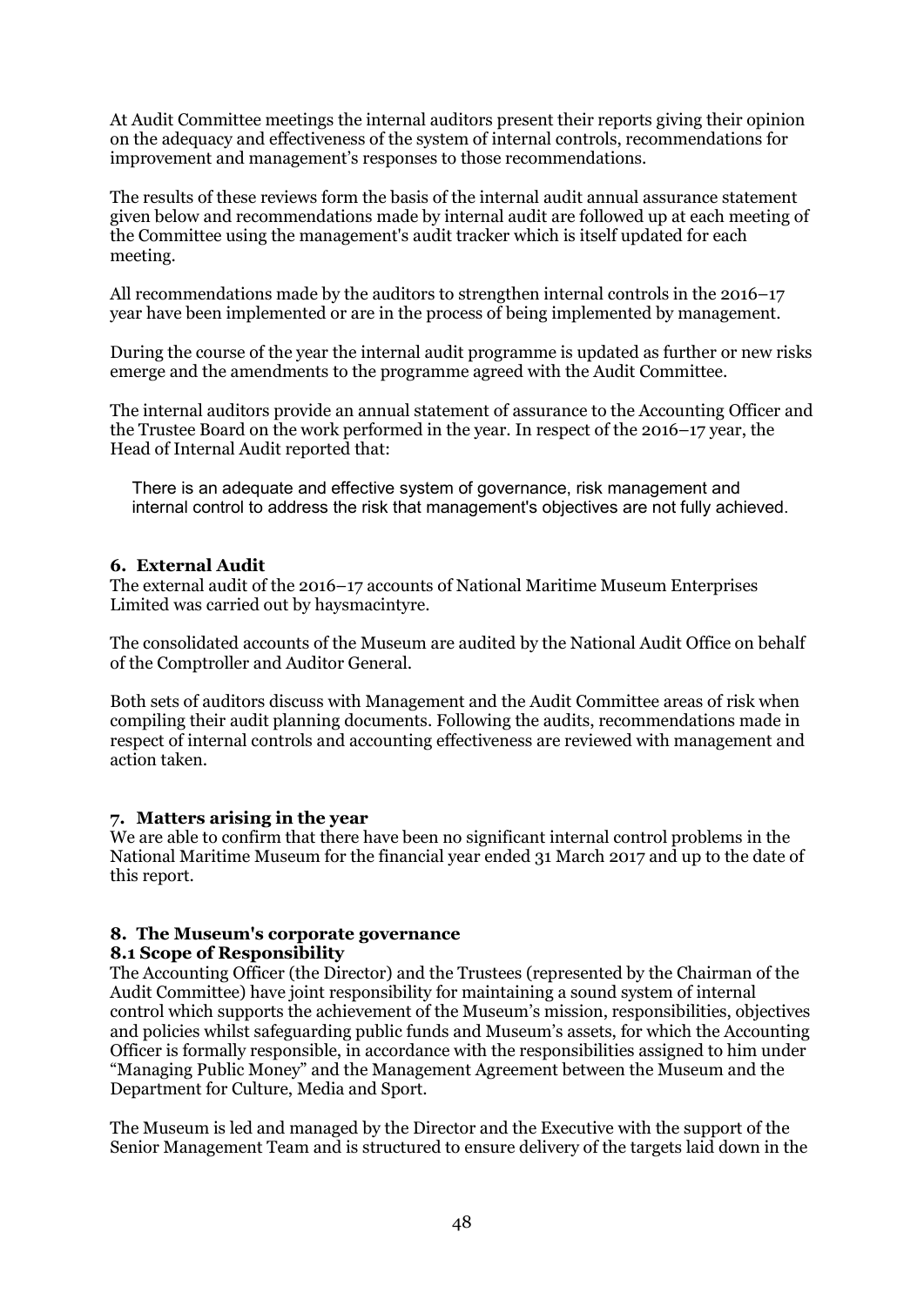At Audit Committee meetings the internal auditors present their reports giving their opinion on the adequacy and effectiveness of the system of internal controls, recommendations for improvement and management's responses to those recommendations.

The results of these reviews form the basis of the internal audit annual assurance statement given below and recommendations made by internal audit are followed up at each meeting of the Committee using the management's audit tracker which is itself updated for each meeting.

All recommendations made by the auditors to strengthen internal controls in the 2016–17 year have been implemented or are in the process of being implemented by management.

During the course of the year the internal audit programme is updated as further or new risks emerge and the amendments to the programme agreed with the Audit Committee.

The internal auditors provide an annual statement of assurance to the Accounting Officer and the Trustee Board on the work performed in the year. In respect of the 2016–17 year, the Head of Internal Audit reported that:

> There is an adequate and effective system of governance, risk management and internal control to address the risk that management's objectives are not fully achieved.

### 6. External Audit

The external audit of the 2016–17 accounts of National Maritime Museum Enterprises Limited was carried out by haysmacintyre.

The consolidated accounts of the Museum are audited by the National Audit Office on behalf of the Comptroller and Auditor General.

Both sets of auditors discuss with Management and the Audit Committee areas of risk when compiling their audit planning documents. Following the audits, recommendations made in respect of internal controls and accounting effectiveness are reviewed with management and action taken.

### 7. Matters arising in the year

We are able to confirm that there have been no significant internal control problems in the National Maritime Museum for the financial year ended 31 March 2017 and up to the date of this report.

### 8. The Museum's corporate governance

#### 8.1 Scope of Responsibility

The Accounting Officer (the Director) and the Trustees (represented by the Chairman of the Audit Committee) have joint responsibility for maintaining a sound system of internal control which supports the achievement of the Museum's mission, responsibilities, objectives and policies whilst safeguarding public funds and Museum's assets, for which the Accounting Officer is formally responsible, in accordance with the responsibilities assigned to him under "Managing Public Money" and the Management Agreement between the Museum and the Department for Culture, Media and Sport.

The Museum is led and managed by the Director and the Executive with the support of the Senior Management Team and is structured to ensure delivery of the targets laid down in the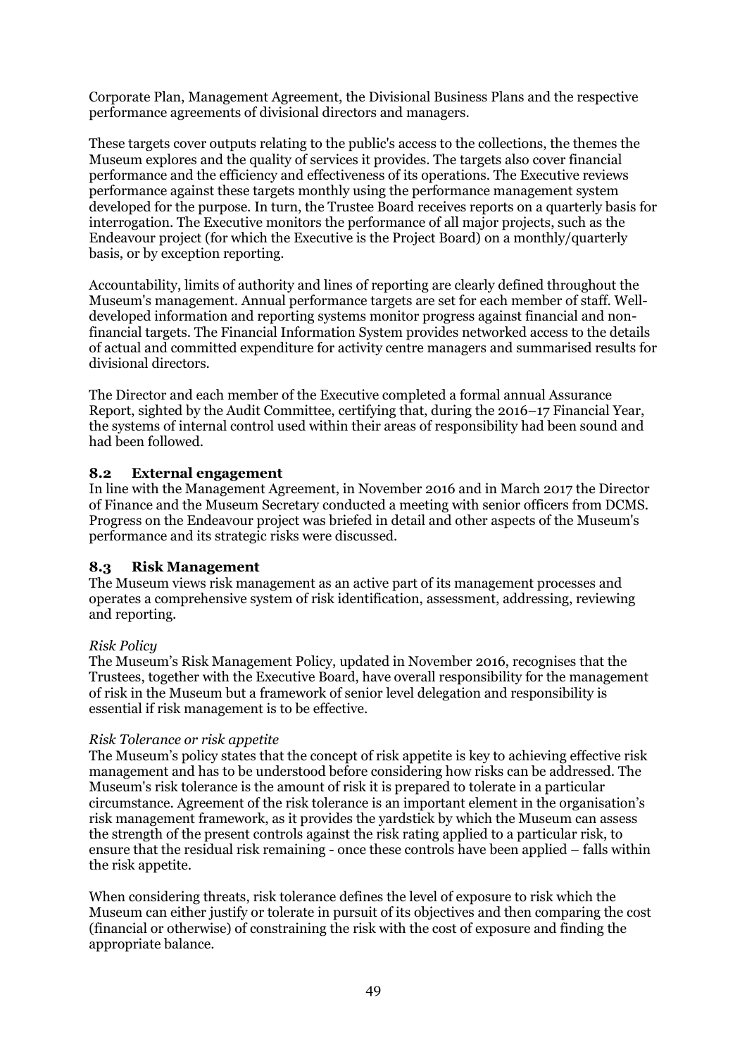Corporate Plan, Management Agreement, the Divisional Business Plans and the respective performance agreements of divisional directors and managers.

These targets cover outputs relating to the public's access to the collections, the themes the Museum explores and the quality of services it provides. The targets also cover financial performance and the efficiency and effectiveness of its operations. The Executive reviews performance against these targets monthly using the performance management system developed for the purpose. In turn, the Trustee Board receives reports on a quarterly basis for interrogation. The Executive monitors the performance of all major projects, such as the Endeavour project (for which the Executive is the Project Board) on a monthly/quarterly basis, or by exception reporting.

Accountability, limits of authority and lines of reporting are clearly defined throughout the Museum's management. Annual performance targets are set for each member of staff. Well-developed information and reporting systems monitor progress against financial and non-financial targets. The Financial Information System provides networked access to the details of actual and committed expenditure for activity centre managers and summarised results for divisional directors.

The Director and each member of the Executive completed a formal annual Assurance Report, sighted by the Audit Committee, certifying that, during the 2016–17 Financial Year, the systems of internal control used within their areas of responsibility had been sound and had been followed.

### 8.2 External engagement

In line with the Management Agreement, in November 2016 and in March 2017 the Director of Finance and the Museum Secretary conducted a meeting with senior officers from DCMS. Progress on the Endeavour project was briefed in detail and other aspects of the Museum's performance and its strategic risks were discussed.

### 8.3 Risk Management

The Museum views risk management as an active part of its management processes and operates a comprehensive system of risk identification, assessment, addressing, reviewing and reporting.

*Risk Policy*

The Museum's Risk Management Policy, updated in November 2016, recognises that the Trustees, together with the Executive Board, have overall responsibility for the management of risk in the Museum but a framework of senior level delegation and responsibility is essential if risk management is to be effective.

*Risk Tolerance or risk appetite*

The Museum's policy states that the concept of risk appetite is key to achieving effective risk management and has to be understood before considering how risks can be addressed. The Museum's risk tolerance is the amount of risk it is prepared to tolerate in a particular circumstance. Agreement of the risk tolerance is an important element in the organisation's risk management framework, as it provides the yardstick by which the Museum can assess the strength of the present controls against the risk rating applied to a particular risk, to ensure that the residual risk remaining - once these controls have been applied – falls within the risk appetite.

When considering threats, risk tolerance defines the level of exposure to risk which the Museum can either justify or tolerate in pursuit of its objectives and then comparing the cost (financial or otherwise) of constraining the risk with the cost of exposure and finding the appropriate balance.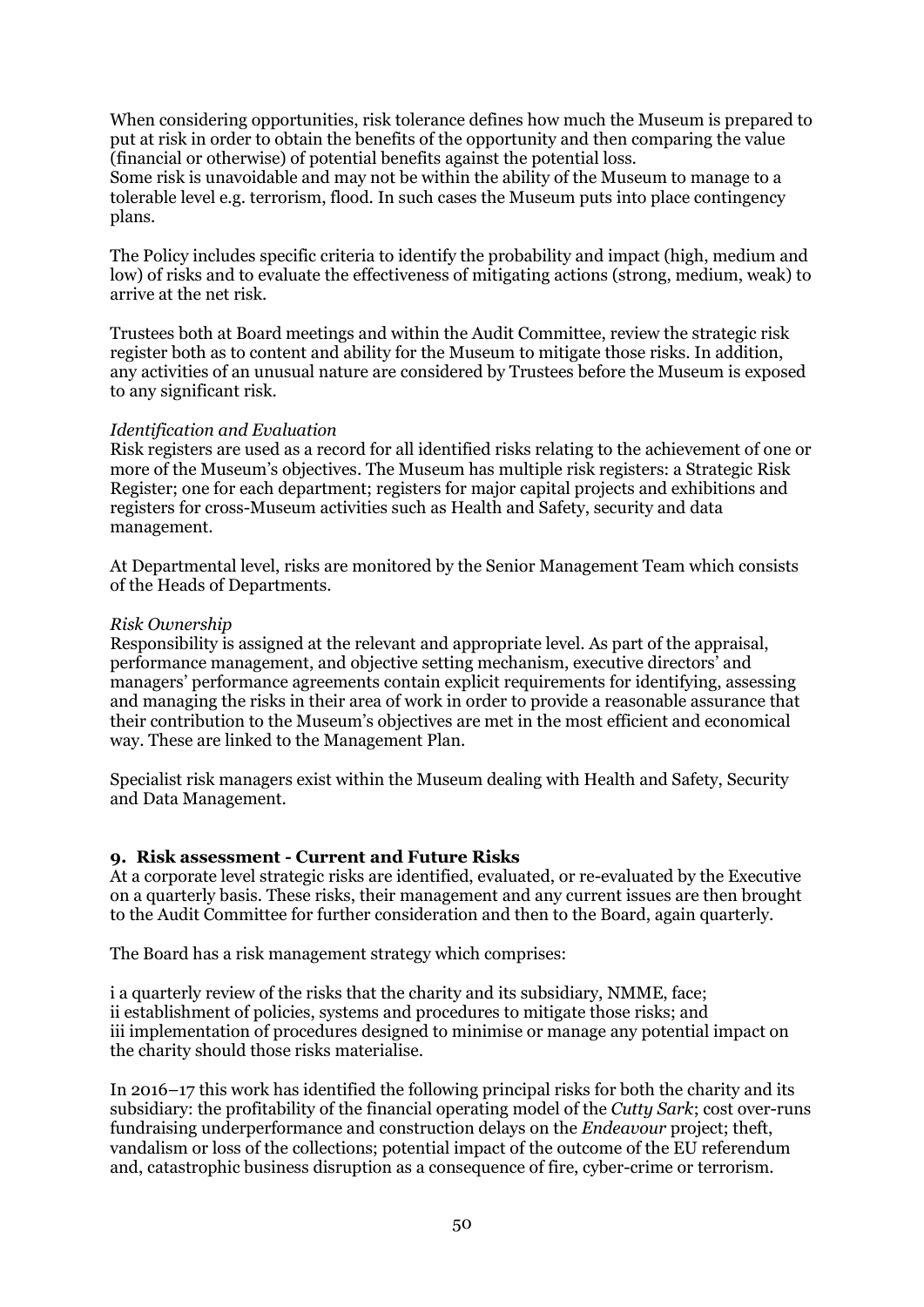When considering opportunities, risk tolerance defines how much the Museum is prepared to put at risk in order to obtain the benefits of the opportunity and then comparing the value (financial or otherwise) of potential benefits against the potential loss.
Some risk is unavoidable and may not be within the ability of the Museum to manage to a tolerable level e.g. terrorism, flood. In such cases the Museum puts into place contingency plans.

The Policy includes specific criteria to identify the probability and impact (high, medium and low) of risks and to evaluate the effectiveness of mitigating actions (strong, medium, weak) to arrive at the net risk.

Trustees both at Board meetings and within the Audit Committee, review the strategic risk register both as to content and ability for the Museum to mitigate those risks. In addition, any activities of an unusual nature are considered by Trustees before the Museum is exposed to any significant risk.

*Identification and Evaluation*
Risk registers are used as a record for all identified risks relating to the achievement of one or more of the Museum's objectives. The Museum has multiple risk registers: a Strategic Risk Register; one for each department; registers for major capital projects and exhibitions and registers for cross-Museum activities such as Health and Safety, security and data management.

At Departmental level, risks are monitored by the Senior Management Team which consists of the Heads of Departments.

*Risk Ownership*
Responsibility is assigned at the relevant and appropriate level. As part of the appraisal, performance management, and objective setting mechanism, executive directors' and managers' performance agreements contain explicit requirements for identifying, assessing and managing the risks in their area of work in order to provide a reasonable assurance that their contribution to the Museum's objectives are met in the most efficient and economical way. These are linked to the Management Plan.

Specialist risk managers exist within the Museum dealing with Health and Safety, Security and Data Management.

## 9. Risk assessment - Current and Future Risks

At a corporate level strategic risks are identified, evaluated, or re-evaluated by the Executive on a quarterly basis. These risks, their management and any current issues are then brought to the Audit Committee for further consideration and then to the Board, again quarterly.

The Board has a risk management strategy which comprises:

i a quarterly review of the risks that the charity and its subsidiary, NMME, face;
ii establishment of policies, systems and procedures to mitigate those risks; and
iii implementation of procedures designed to minimise or manage any potential impact on the charity should those risks materialise.

In 2016–17 this work has identified the following principal risks for both the charity and its subsidiary: the profitability of the financial operating model of the *Cutty Sark*; cost over-runs fundraising underperformance and construction delays on the *Endeavour* project; theft, vandalism or loss of the collections; potential impact of the outcome of the EU referendum and, catastrophic business disruption as a consequence of fire, cyber-crime or terrorism.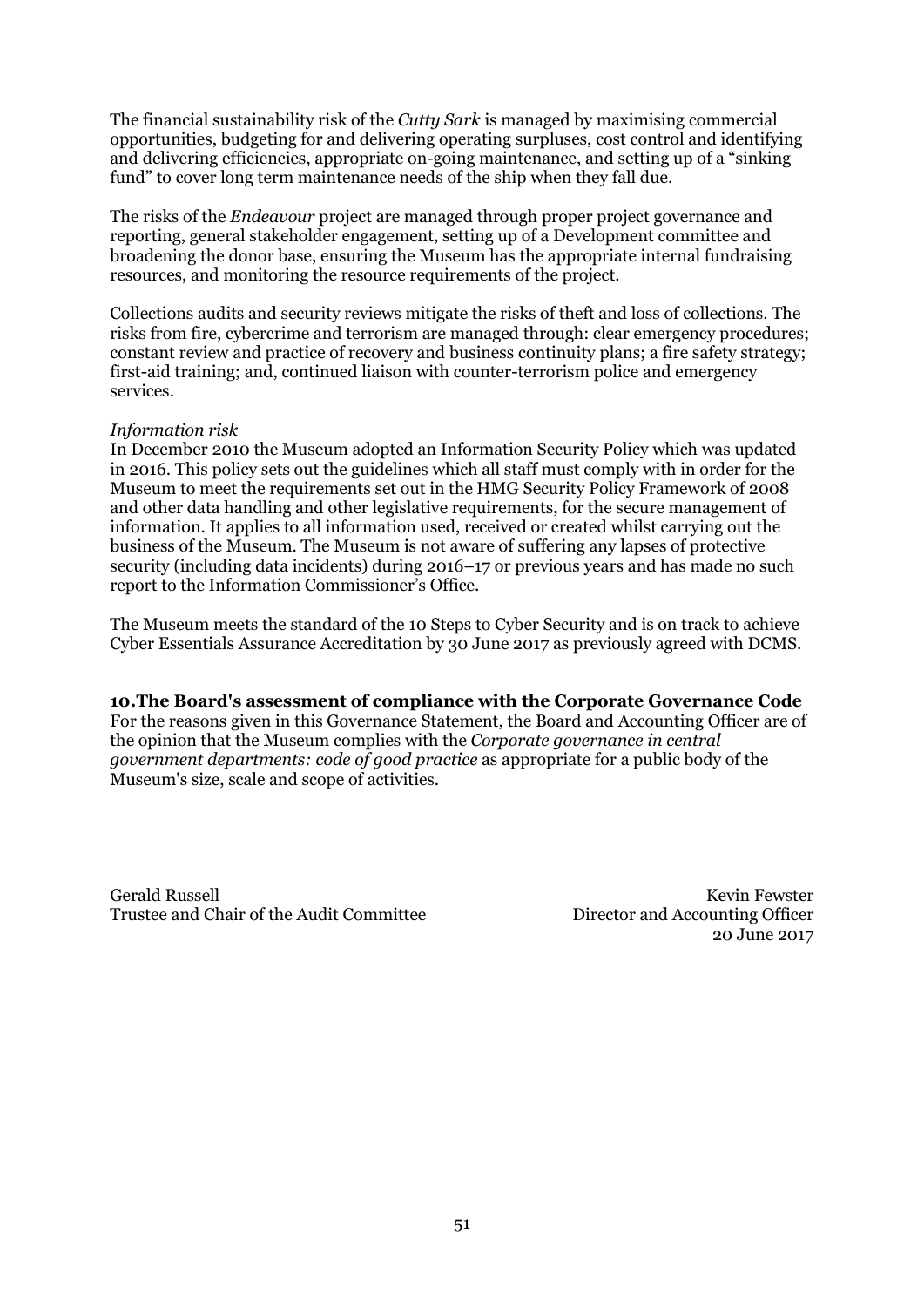The financial sustainability risk of the *Cutty Sark* is managed by maximising commercial opportunities, budgeting for and delivering operating surpluses, cost control and identifying and delivering efficiencies, appropriate on-going maintenance, and setting up of a "sinking fund" to cover long term maintenance needs of the ship when they fall due.

The risks of the *Endeavour* project are managed through proper project governance and reporting, general stakeholder engagement, setting up of a Development committee and broadening the donor base, ensuring the Museum has the appropriate internal fundraising resources, and monitoring the resource requirements of the project.

Collections audits and security reviews mitigate the risks of theft and loss of collections. The risks from fire, cybercrime and terrorism are managed through: clear emergency procedures; constant review and practice of recovery and business continuity plans; a fire safety strategy; first-aid training; and, continued liaison with counter-terrorism police and emergency services.

*Information risk*

In December 2010 the Museum adopted an Information Security Policy which was updated in 2016. This policy sets out the guidelines which all staff must comply with in order for the Museum to meet the requirements set out in the HMG Security Policy Framework of 2008 and other data handling and other legislative requirements, for the secure management of information. It applies to all information used, received or created whilst carrying out the business of the Museum. The Museum is not aware of suffering any lapses of protective security (including data incidents) during 2016–17 or previous years and has made no such report to the Information Commissioner's Office.

The Museum meets the standard of the 10 Steps to Cyber Security and is on track to achieve Cyber Essentials Assurance Accreditation by 30 June 2017 as previously agreed with DCMS.

**10.The Board's assessment of compliance with the Corporate Governance Code**

For the reasons given in this Governance Statement, the Board and Accounting Officer are of the opinion that the Museum complies with the *Corporate governance in central government departments: code of good practice* as appropriate for a public body of the Museum's size, scale and scope of activities.

Gerald Russell
Trustee and Chair of the Audit Committee

Kevin Fewster
Director and Accounting Officer
20 June 2017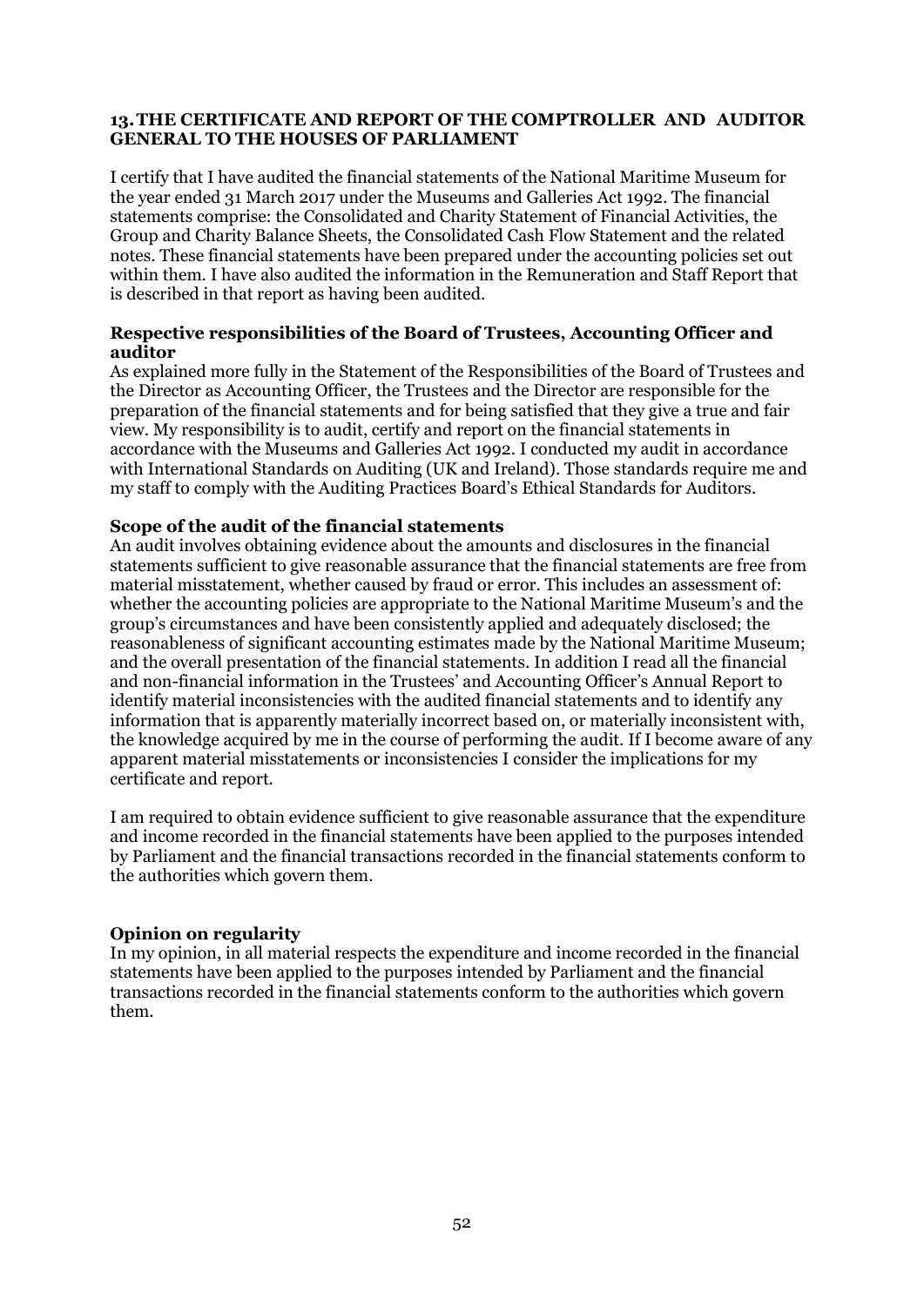## 13. THE CERTIFICATE AND REPORT OF THE COMPTROLLER AND AUDITOR GENERAL TO THE HOUSES OF PARLIAMENT

I certify that I have audited the financial statements of the National Maritime Museum for the year ended 31 March 2017 under the Museums and Galleries Act 1992. The financial statements comprise: the Consolidated and Charity Statement of Financial Activities, the Group and Charity Balance Sheets, the Consolidated Cash Flow Statement and the related notes. These financial statements have been prepared under the accounting policies set out within them. I have also audited the information in the Remuneration and Staff Report that is described in that report as having been audited.

### Respective responsibilities of the Board of Trustees, Accounting Officer and auditor

As explained more fully in the Statement of the Responsibilities of the Board of Trustees and the Director as Accounting Officer, the Trustees and the Director are responsible for the preparation of the financial statements and for being satisfied that they give a true and fair view. My responsibility is to audit, certify and report on the financial statements in accordance with the Museums and Galleries Act 1992. I conducted my audit in accordance with International Standards on Auditing (UK and Ireland). Those standards require me and my staff to comply with the Auditing Practices Board's Ethical Standards for Auditors.

### Scope of the audit of the financial statements

An audit involves obtaining evidence about the amounts and disclosures in the financial statements sufficient to give reasonable assurance that the financial statements are free from material misstatement, whether caused by fraud or error. This includes an assessment of: whether the accounting policies are appropriate to the National Maritime Museum's and the group's circumstances and have been consistently applied and adequately disclosed; the reasonableness of significant accounting estimates made by the National Maritime Museum; and the overall presentation of the financial statements. In addition I read all the financial and non-financial information in the Trustees' and Accounting Officer's Annual Report to identify material inconsistencies with the audited financial statements and to identify any information that is apparently materially incorrect based on, or materially inconsistent with, the knowledge acquired by me in the course of performing the audit. If I become aware of any apparent material misstatements or inconsistencies I consider the implications for my certificate and report.

I am required to obtain evidence sufficient to give reasonable assurance that the expenditure and income recorded in the financial statements have been applied to the purposes intended by Parliament and the financial transactions recorded in the financial statements conform to the authorities which govern them.

### Opinion on regularity

In my opinion, in all material respects the expenditure and income recorded in the financial statements have been applied to the purposes intended by Parliament and the financial transactions recorded in the financial statements conform to the authorities which govern them.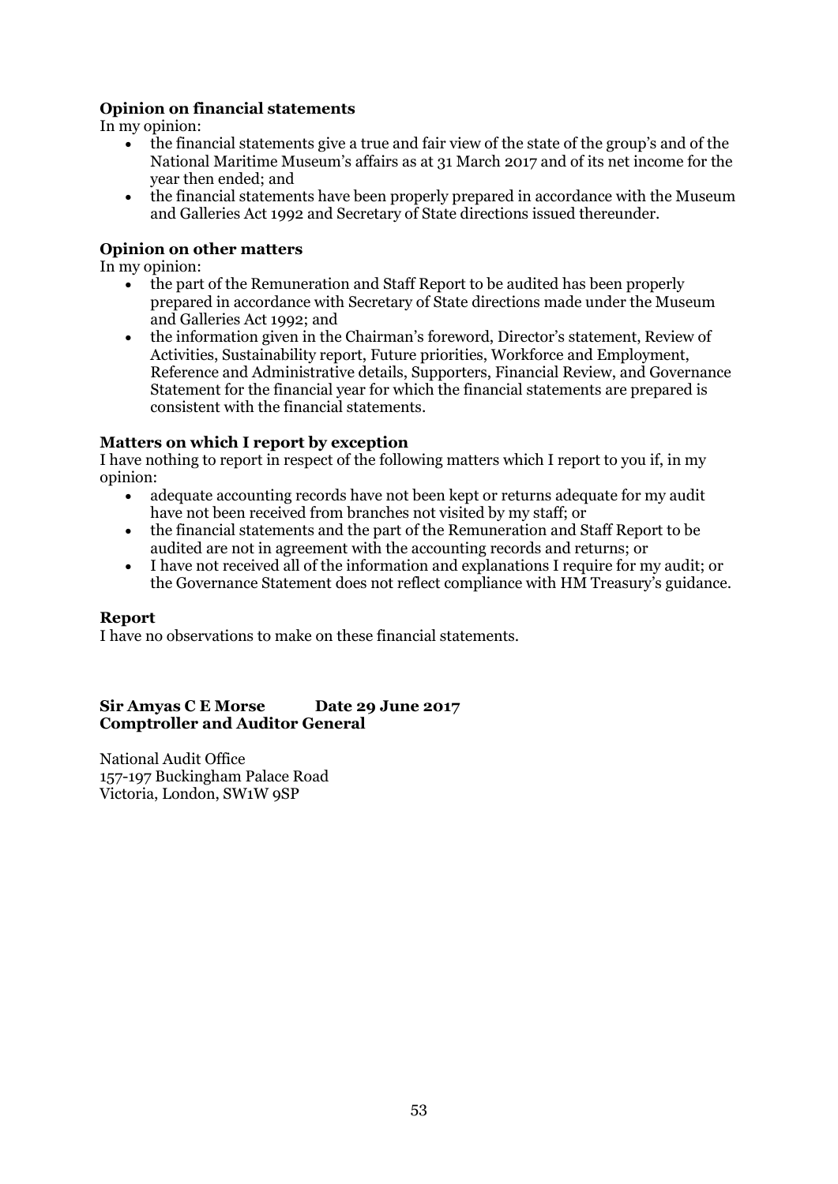**Opinion on financial statements**

In my opinion:

- the financial statements give a true and fair view of the state of the group's and of the National Maritime Museum's affairs as at 31 March 2017 and of its net income for the year then ended; and
- the financial statements have been properly prepared in accordance with the Museum and Galleries Act 1992 and Secretary of State directions issued thereunder.

**Opinion on other matters**

In my opinion:

- the part of the Remuneration and Staff Report to be audited has been properly prepared in accordance with Secretary of State directions made under the Museum and Galleries Act 1992; and
- the information given in the Chairman's foreword, Director's statement, Review of Activities, Sustainability report, Future priorities, Workforce and Employment, Reference and Administrative details, Supporters, Financial Review, and Governance Statement for the financial year for which the financial statements are prepared is consistent with the financial statements.

**Matters on which I report by exception**

I have nothing to report in respect of the following matters which I report to you if, in my opinion:

- adequate accounting records have not been kept or returns adequate for my audit have not been received from branches not visited by my staff; or
- the financial statements and the part of the Remuneration and Staff Report to be audited are not in agreement with the accounting records and returns; or
- I have not received all of the information and explanations I require for my audit; or the Governance Statement does not reflect compliance with HM Treasury's guidance.

**Report**

I have no observations to make on these financial statements.

**Sir Amyas C E Morse** **Date 29 June 2017**
**Comptroller and Auditor General**

National Audit Office
157-197 Buckingham Palace Road
Victoria, London, SW1W 9SP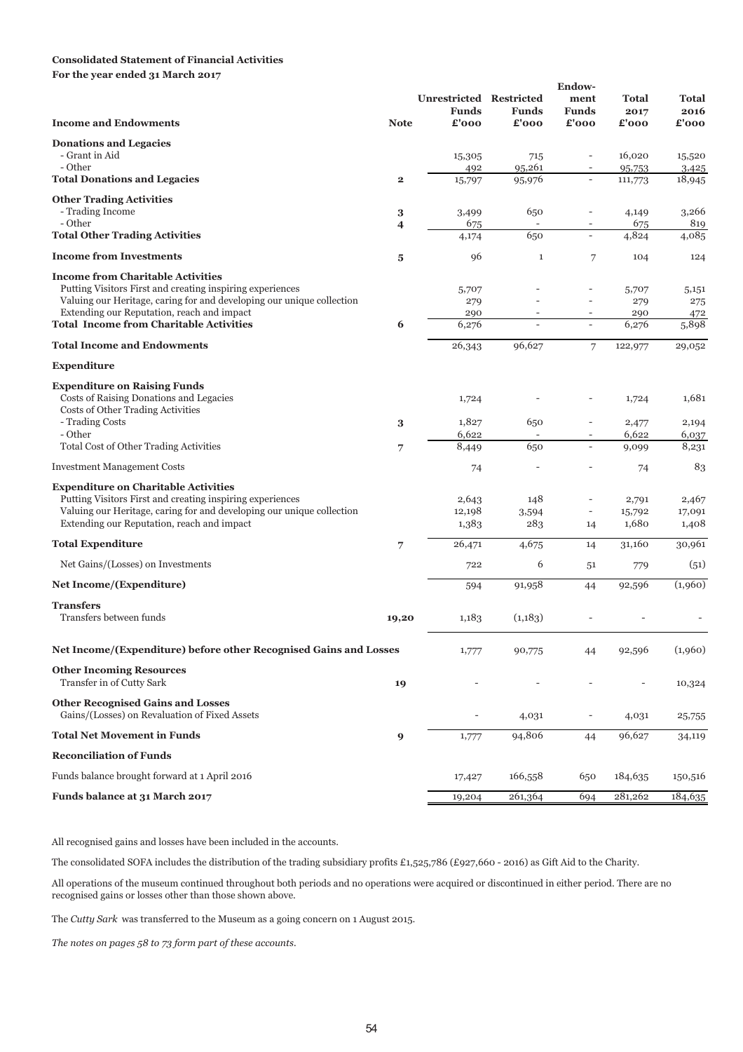**Consolidated Statement of Financial Activities**

**For the year ended 31 March 2017**

| Income and Endowments | Note | Unrestricted Funds £'000 | Restricted Funds £'000 | Endow-ment Funds £'000 | Total 2017 £'000 | Total 2016 £'000 |
|---|---|---|---|---|---|---|
| **Donations and Legacies** | | | | | | |
| - Grant in Aid | | 15,305 | 715 | - | 16,020 | 15,520 |
| - Other | | 492 | 95,261 | - | 95,753 | 3,425 |
| **Total Donations and Legacies** | **2** | 15,797 | 95,976 | - | 111,773 | 18,945 |
| **Other Trading Activities** | | | | | | |
| - Trading Income | 3 | 3,499 | 650 | - | 4,149 | 3,266 |
| - Other | 4 | 675 | - | - | 675 | 819 |
| **Total Other Trading Activities** | | 4,174 | 650 | - | 4,824 | 4,085 |
| **Income from Investments** | **5** | 96 | 1 | 7 | 104 | 124 |
| **Income from Charitable Activities** | | | | | | |
| Putting Visitors First and creating inspiring experiences | | 5,707 | - | - | 5,707 | 5,151 |
| Valuing our Heritage, caring for and developing our unique collection | | 279 | - | - | 279 | 275 |
| Extending our Reputation, reach and impact | | 290 | - | - | 290 | 472 |
| **Total Income from Charitable Activities** | **6** | 6,276 | - | - | 6,276 | 5,898 |
| **Total Income and Endowments** | | 26,343 | 96,627 | 7 | 122,977 | 29,052 |
| **Expenditure** | | | | | | |
| **Expenditure on Raising Funds** | | | | | | |
| Costs of Raising Donations and Legacies | | 1,724 | - | - | 1,724 | 1,681 |
| Costs of Other Trading Activities | | | | | | |
| - Trading Costs | 3 | 1,827 | 650 | - | 2,477 | 2,194 |
| - Other | | 6,622 | - | - | 6,622 | 6,037 |
| Total Cost of Other Trading Activities | 7 | 8,449 | 650 | - | 9,099 | 8,231 |
| Investment Management Costs | | 74 | - | - | 74 | 83 |
| **Expenditure on Charitable Activities** | | | | | | |
| Putting Visitors First and creating inspiring experiences | | 2,643 | 148 | - | 2,791 | 2,467 |
| Valuing our Heritage, caring for and developing our unique collection | | 12,198 | 3,594 | - | 15,792 | 17,091 |
| Extending our Reputation, reach and impact | | 1,383 | 283 | 14 | 1,680 | 1,408 |
| **Total Expenditure** | **7** | 26,471 | 4,675 | 14 | 31,160 | 30,961 |
| Net Gains/(Losses) on Investments | | 722 | 6 | 51 | 779 | (51) |
| **Net Income/(Expenditure)** | | 594 | 91,958 | 44 | 92,596 | (1,960) |
| **Transfers** | | | | | | |
| Transfers between funds | 19,20 | 1,183 | (1,183) | - | - | - |
| **Net Income/(Expenditure) before other Recognised Gains and Losses** | | 1,777 | 90,775 | 44 | 92,596 | (1,960) |
| **Other Incoming Resources** | | | | | | |
| Transfer in of Cutty Sark | 19 | - | - | - | - | 10,324 |
| **Other Recognised Gains and Losses** | | | | | | |
| Gains/(Losses) on Revaluation of Fixed Assets | | - | 4,031 | - | 4,031 | 25,755 |
| **Total Net Movement in Funds** | **9** | 1,777 | 94,806 | 44 | 96,627 | 34,119 |
| **Reconciliation of Funds** | | | | | | |
| Funds balance brought forward at 1 April 2016 | | 17,427 | 166,558 | 650 | 184,635 | 150,516 |
| **Funds balance at 31 March 2017** | | 19,204 | 261,364 | 694 | 281,262 | 184,635 |

All recognised gains and losses have been included in the accounts.

The consolidated SOFA includes the distribution of the trading subsidiary profits £1,525,786 (£927,660 - 2016) as Gift Aid to the Charity.

All operations of the museum continued throughout both periods and no operations were acquired or discontinued in either period. There are no recognised gains or losses other than those shown above.

The *Cutty Sark* was transferred to the Museum as a going concern on 1 August 2015.

*The notes on pages 58 to 73 form part of these accounts.*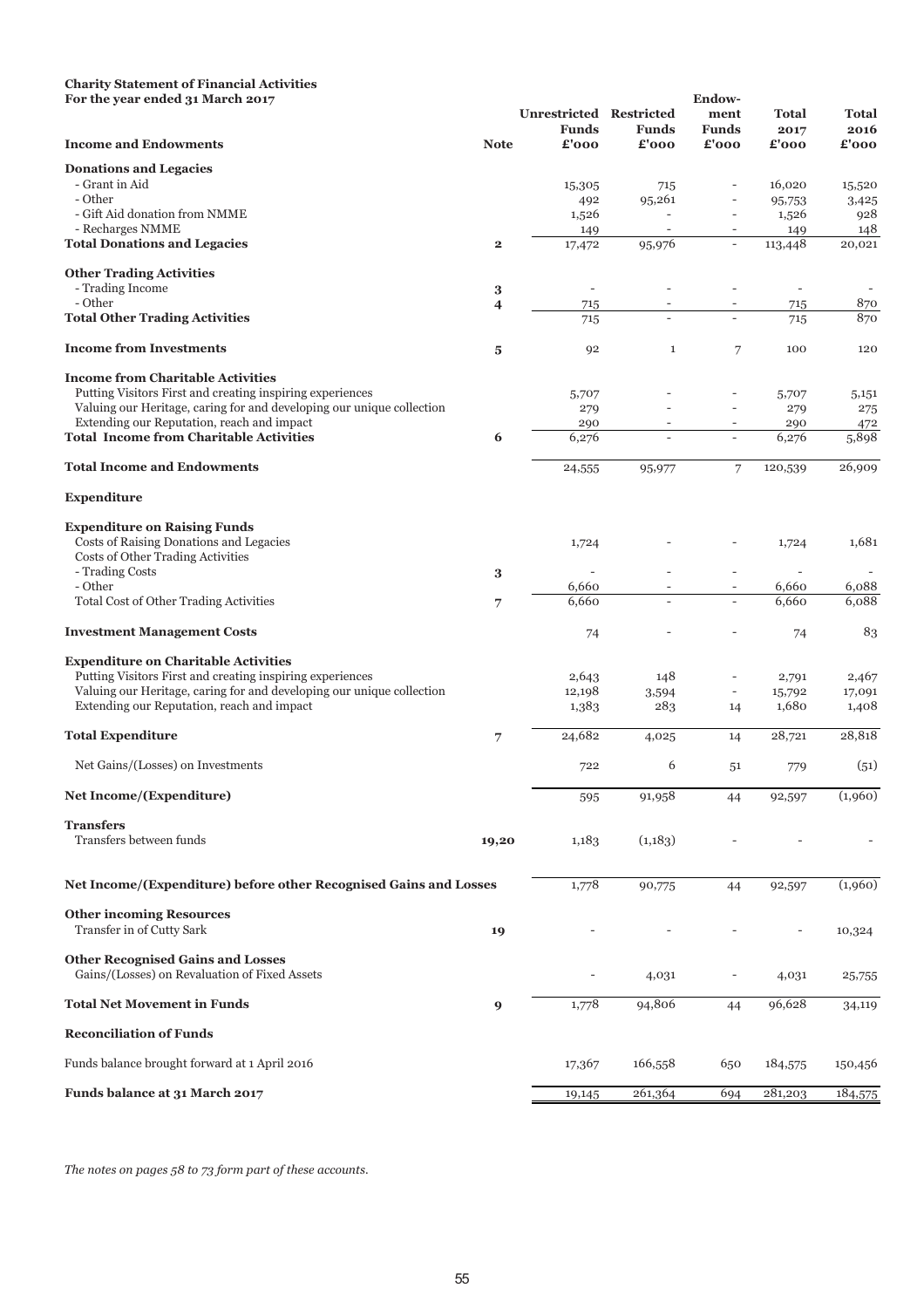**Charity Statement of Financial Activities**
**For the year ended 31 March 2017**

| Income and Endowments | Note | Unrestricted Funds £'000 | Restricted Funds £'000 | Endowment Funds £'000 | Total 2017 £'000 | Total 2016 £'000 |
|---|---|---|---|---|---|---|
| **Donations and Legacies** | | | | | | |
| - Grant in Aid | | 15,305 | 715 | - | 16,020 | 15,520 |
| - Other | | 492 | 95,261 | - | 95,753 | 3,425 |
| - Gift Aid donation from NMME | | 1,526 | - | - | 1,526 | 928 |
| - Recharges NMME | | 149 | - | - | 149 | 148 |
| **Total Donations and Legacies** | **2** | 17,472 | 95,976 | - | 113,448 | 20,021 |
| **Other Trading Activities** | | | | | | |
| - Trading Income | 3 | - | - | - | - | - |
| - Other | 4 | 715 | - | - | 715 | 870 |
| **Total Other Trading Activities** | | 715 | - | - | 715 | 870 |
| **Income from Investments** | **5** | 92 | 1 | 7 | 100 | 120 |
| **Income from Charitable Activities** | | | | | | |
| Putting Visitors First and creating inspiring experiences | | 5,707 | - | - | 5,707 | 5,151 |
| Valuing our Heritage, caring for and developing our unique collection | | 279 | - | - | 279 | 275 |
| Extending our Reputation, reach and impact | | 290 | - | - | 290 | 472 |
| **Total Income from Charitable Activities** | **6** | 6,276 | - | - | 6,276 | 5,898 |
| **Total Income and Endowments** | | 24,555 | 95,977 | 7 | 120,539 | 26,909 |
| **Expenditure** | | | | | | |
| **Expenditure on Raising Funds** | | | | | | |
| Costs of Raising Donations and Legacies | | 1,724 | - | - | 1,724 | 1,681 |
| Costs of Other Trading Activities | | | | | | |
| - Trading Costs | 3 | - | - | - | - | - |
| - Other | | 6,660 | - | - | 6,660 | 6,088 |
| Total Cost of Other Trading Activities | 7 | 6,660 | - | - | 6,660 | 6,088 |
| **Investment Management Costs** | | 74 | - | - | 74 | 83 |
| **Expenditure on Charitable Activities** | | | | | | |
| Putting Visitors First and creating inspiring experiences | | 2,643 | 148 | - | 2,791 | 2,467 |
| Valuing our Heritage, caring for and developing our unique collection | | 12,198 | 3,594 | - | 15,792 | 17,091 |
| Extending our Reputation, reach and impact | | 1,383 | 283 | 14 | 1,680 | 1,408 |
| **Total Expenditure** | **7** | 24,682 | 4,025 | 14 | 28,721 | 28,818 |
| Net Gains/(Losses) on Investments | | 722 | 6 | 51 | 779 | (51) |
| **Net Income/(Expenditure)** | | 595 | 91,958 | 44 | 92,597 | (1,960) |
| **Transfers** | | | | | | |
| Transfers between funds | **19,20** | 1,183 | (1,183) | - | - | - |
| **Net Income/(Expenditure) before other Recognised Gains and Losses** | | 1,778 | 90,775 | 44 | 92,597 | (1,960) |
| **Other incoming Resources** | | | | | | |
| Transfer in of Cutty Sark | **19** | - | - | - | - | 10,324 |
| **Other Recognised Gains and Losses** | | | | | | |
| Gains/(Losses) on Revaluation of Fixed Assets | | - | 4,031 | - | 4,031 | 25,755 |
| **Total Net Movement in Funds** | **9** | 1,778 | 94,806 | 44 | 96,628 | 34,119 |
| **Reconciliation of Funds** | | | | | | |
| Funds balance brought forward at 1 April 2016 | | 17,367 | 166,558 | 650 | 184,575 | 150,456 |
| **Funds balance at 31 March 2017** | | 19,145 | 261,364 | 694 | 281,203 | 184,575 |

*The notes on pages 58 to 73 form part of these accounts.*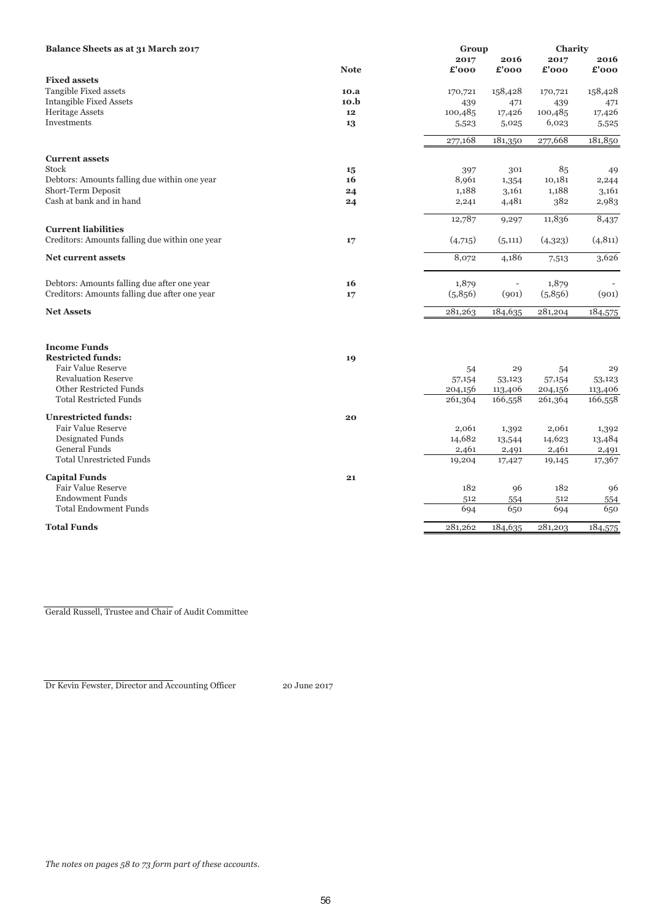## Balance Sheets as at 31 March 2017

| | Note | Group 2017 £'000 | Group 2016 £'000 | Charity 2017 £'000 | Charity 2016 £'000 |
|---|---|---|---|---|---|
| **Fixed assets** | | | | | |
| Tangible Fixed assets | 10.a | 170,721 | 158,428 | 170,721 | 158,428 |
| Intangible Fixed Assets | 10.b | 439 | 471 | 439 | 471 |
| Heritage Assets | 12 | 100,485 | 17,426 | 100,485 | 17,426 |
| Investments | 13 | 5,523 | 5,025 | 6,023 | 5,525 |
| | | 277,168 | 181,350 | 277,668 | 181,850 |
| **Current assets** | | | | | |
| Stock | 15 | 397 | 301 | 85 | 49 |
| Debtors: Amounts falling due within one year | 16 | 8,961 | 1,354 | 10,181 | 2,244 |
| Short-Term Deposit | 24 | 1,188 | 3,161 | 1,188 | 3,161 |
| Cash at bank and in hand | 24 | 2,241 | 4,481 | 382 | 2,983 |
| | | 12,787 | 9,297 | 11,836 | 8,437 |
| **Current liabilities** | | | | | |
| Creditors: Amounts falling due within one year | 17 | (4,715) | (5,111) | (4,323) | (4,811) |
| **Net current assets** | | 8,072 | 4,186 | 7,513 | 3,626 |
| Debtors: Amounts falling due after one year | 16 | 1,879 | - | 1,879 | - |
| Creditors: Amounts falling due after one year | 17 | (5,856) | (901) | (5,856) | (901) |
| **Net Assets** | | 281,263 | 184,635 | 281,204 | 184,575 |
| **Income Funds** | | | | | |
| **Restricted funds:** | 19 | | | | |
| Fair Value Reserve | | 54 | 29 | 54 | 29 |
| Revaluation Reserve | | 57,154 | 53,123 | 57,154 | 53,123 |
| Other Restricted Funds | | 204,156 | 113,406 | 204,156 | 113,406 |
| Total Restricted Funds | | 261,364 | 166,558 | 261,364 | 166,558 |
| **Unrestricted funds:** | 20 | | | | |
| Fair Value Reserve | | 2,061 | 1,392 | 2,061 | 1,392 |
| Designated Funds | | 14,682 | 13,544 | 14,623 | 13,484 |
| General Funds | | 2,461 | 2,491 | 2,461 | 2,491 |
| Total Unrestricted Funds | | 19,204 | 17,427 | 19,145 | 17,367 |
| **Capital Funds** | 21 | | | | |
| Fair Value Reserve | | 182 | 96 | 182 | 96 |
| Endowment Funds | | 512 | 554 | 512 | 554 |
| Total Endowment Funds | | 694 | 650 | 694 | 650 |
| **Total Funds** | | 281,262 | 184,635 | 281,203 | 184,575 |

Gerald Russell, Trustee and Chair of Audit Committee

Dr Kevin Fewster, Director and Accounting Officer 20 June 2017

*The notes on pages 58 to 73 form part of these accounts.*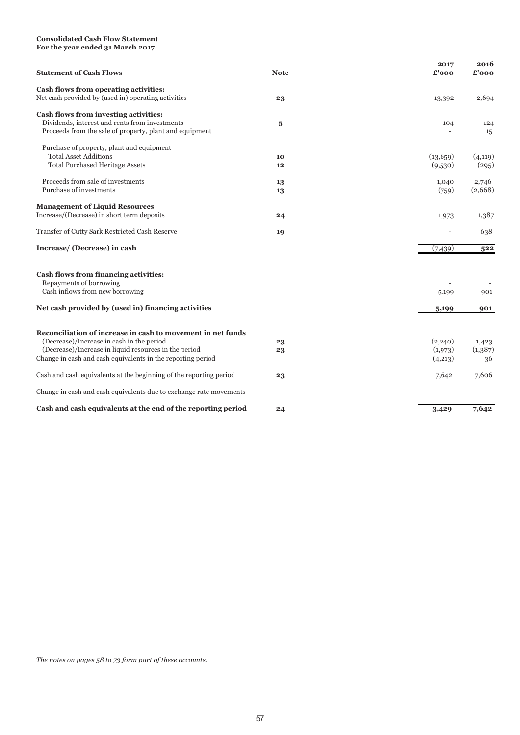**Consolidated Cash Flow Statement**
**For the year ended 31 March 2017**

| **Statement of Cash Flows** | **Note** | **2017 £'000** | **2016 £'000** |
|---|---|---|---|
| **Cash flows from operating activities:** | | | |
| Net cash provided by (used in) operating activities | **23** | 13,392 | 2,694 |
| **Cash flows from investing activities:** | | | |
| Dividends, interest and rents from investments | **5** | 104 | 124 |
| Proceeds from the sale of property, plant and equipment | | - | 15 |
| Purchase of property, plant and equipment | | | |
| Total Asset Additions | **10** | (13,659) | (4,119) |
| Total Purchased Heritage Assets | **12** | (9,530) | (295) |
| Proceeds from sale of investments | **13** | 1,040 | 2,746 |
| Purchase of investments | **13** | (759) | (2,668) |
| **Management of Liquid Resources** | | | |
| Increase/(Decrease) in short term deposits | **24** | 1,973 | 1,387 |
| Transfer of Cutty Sark Restricted Cash Reserve | **19** | - | 638 |
| **Increase/ (Decrease) in cash** | | (7,439) | **522** |
| **Cash flows from financing activities:** | | | |
| Repayments of borrowing | | - | - |
| Cash inflows from new borrowing | | 5,199 | 901 |
| **Net cash provided by (used in) financing activities** | | **5,199** | **901** |
| **Reconciliation of increase in cash to movement in net funds** | | | |
| (Decrease)/Increase in cash in the period | **23** | (2,240) | 1,423 |
| (Decrease)/Increase in liquid resources in the period | **23** | (1,973) | (1,387) |
| Change in cash and cash equivalents in the reporting period | | (4,213) | 36 |
| Cash and cash equivalents at the beginning of the reporting period | **23** | 7,642 | 7,606 |
| Change in cash and cash equivalents due to exchange rate movements | | - | - |
| **Cash and cash equivalents at the end of the reporting period** | **24** | **3,429** | **7,642** |

*The notes on pages 58 to 73 form part of these accounts.*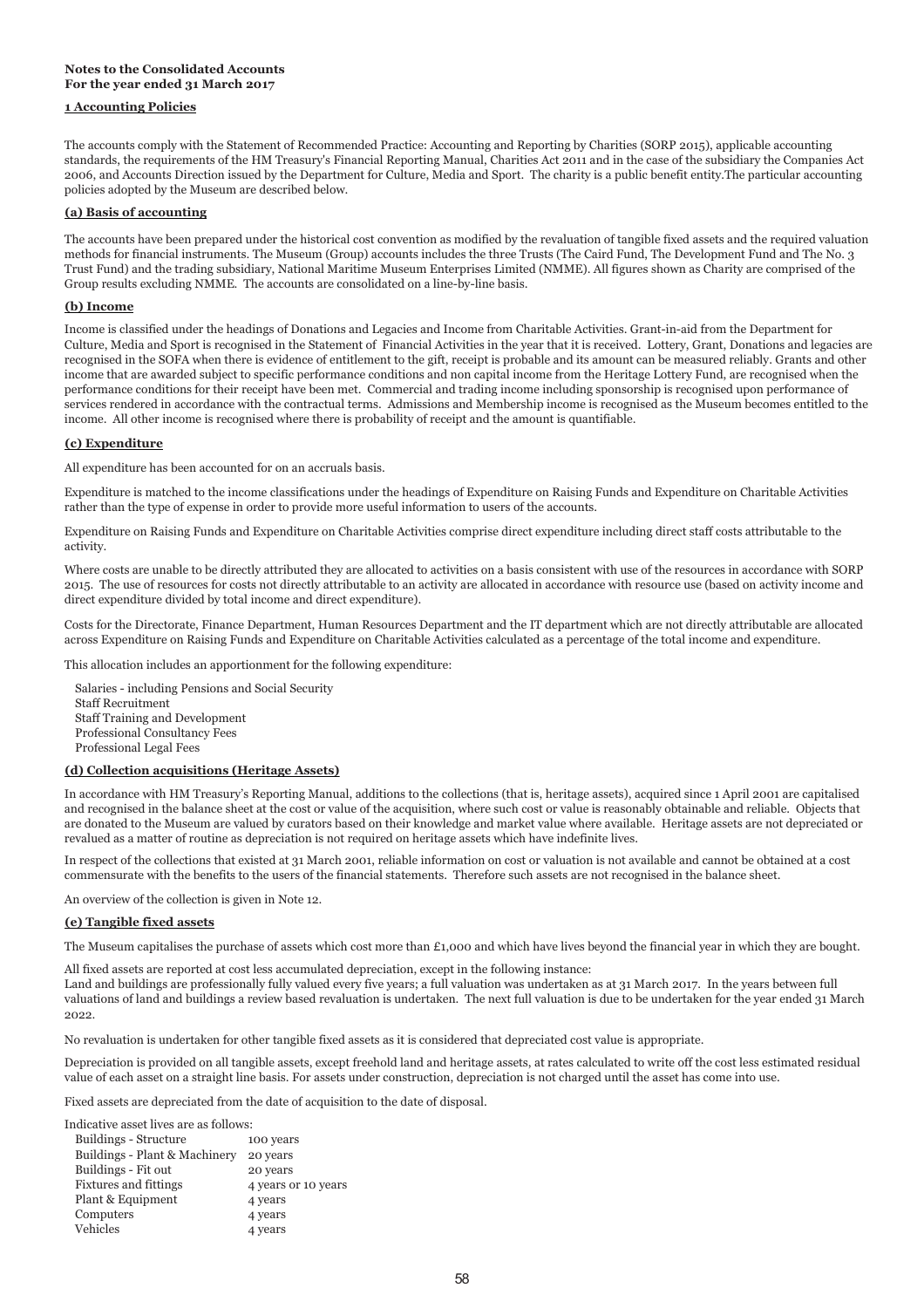**Notes to the Consolidated Accounts**
**For the year ended 31 March 2017**

## 1 Accounting Policies

The accounts comply with the Statement of Recommended Practice: Accounting and Reporting by Charities (SORP 2015), applicable accounting standards, the requirements of the HM Treasury's Financial Reporting Manual, Charities Act 2011 and in the case of the subsidiary the Companies Act 2006, and Accounts Direction issued by the Department for Culture, Media and Sport. The charity is a public benefit entity.The particular accounting policies adopted by the Museum are described below.

### (a) Basis of accounting

The accounts have been prepared under the historical cost convention as modified by the revaluation of tangible fixed assets and the required valuation methods for financial instruments. The Museum (Group) accounts includes the three Trusts (The Caird Fund, The Development Fund and The No. 3 Trust Fund) and the trading subsidiary, National Maritime Museum Enterprises Limited (NMME). All figures shown as Charity are comprised of the Group results excluding NMME. The accounts are consolidated on a line-by-line basis.

### (b) Income

Income is classified under the headings of Donations and Legacies and Income from Charitable Activities. Grant-in-aid from the Department for Culture, Media and Sport is recognised in the Statement of Financial Activities in the year that it is received. Lottery, Grant, Donations and legacies are recognised in the SOFA when there is evidence of entitlement to the gift, receipt is probable and its amount can be measured reliably. Grants and other income that are awarded subject to specific performance conditions and non capital income from the Heritage Lottery Fund, are recognised when the performance conditions for their receipt have been met. Commercial and trading income including sponsorship is recognised upon performance of services rendered in accordance with the contractual terms. Admissions and Membership income is recognised as the Museum becomes entitled to the income. All other income is recognised where there is probability of receipt and the amount is quantifiable.

### (c) Expenditure

All expenditure has been accounted for on an accruals basis.

Expenditure is matched to the income classifications under the headings of Expenditure on Raising Funds and Expenditure on Charitable Activities rather than the type of expense in order to provide more useful information to users of the accounts.

Expenditure on Raising Funds and Expenditure on Charitable Activities comprise direct expenditure including direct staff costs attributable to the activity.

Where costs are unable to be directly attributed they are allocated to activities on a basis consistent with use of the resources in accordance with SORP 2015. The use of resources for costs not directly attributable to an activity are allocated in accordance with resource use (based on activity income and direct expenditure divided by total income and direct expenditure).

Costs for the Directorate, Finance Department, Human Resources Department and the IT department which are not directly attributable are allocated across Expenditure on Raising Funds and Expenditure on Charitable Activities calculated as a percentage of the total income and expenditure.

This allocation includes an apportionment for the following expenditure:

- Salaries - including Pensions and Social Security
- Staff Recruitment
- Staff Training and Development
- Professional Consultancy Fees
- Professional Legal Fees

### (d) Collection acquisitions (Heritage Assets)

In accordance with HM Treasury's Reporting Manual, additions to the collections (that is, heritage assets), acquired since 1 April 2001 are capitalised and recognised in the balance sheet at the cost or value of the acquisition, where such cost or value is reasonably obtainable and reliable. Objects that are donated to the Museum are valued by curators based on their knowledge and market value where available. Heritage assets are not depreciated or revalued as a matter of routine as depreciation is not required on heritage assets which have indefinite lives.

In respect of the collections that existed at 31 March 2001, reliable information on cost or valuation is not available and cannot be obtained at a cost commensurate with the benefits to the users of the financial statements. Therefore such assets are not recognised in the balance sheet.

An overview of the collection is given in Note 12.

### (e) Tangible fixed assets

The Museum capitalises the purchase of assets which cost more than £1,000 and which have lives beyond the financial year in which they are bought.

All fixed assets are reported at cost less accumulated depreciation, except in the following instance:
Land and buildings are professionally fully valued every five years; a full valuation was undertaken as at 31 March 2017. In the years between full valuations of land and buildings a review based revaluation is undertaken. The next full valuation is due to be undertaken for the year ended 31 March 2022.

No revaluation is undertaken for other tangible fixed assets as it is considered that depreciated cost value is appropriate.

Depreciation is provided on all tangible assets, except freehold land and heritage assets, at rates calculated to write off the cost less estimated residual value of each asset on a straight line basis. For assets under construction, depreciation is not charged until the asset has come into use.

Fixed assets are depreciated from the date of acquisition to the date of disposal.

Indicative asset lives are as follows:

| | |
|---|---|
| Buildings - Structure | 100 years |
| Buildings - Plant & Machinery | 20 years |
| Buildings - Fit out | 20 years |
| Fixtures and fittings | 4 years or 10 years |
| Plant & Equipment | 4 years |
| Computers | 4 years |
| Vehicles | 4 years |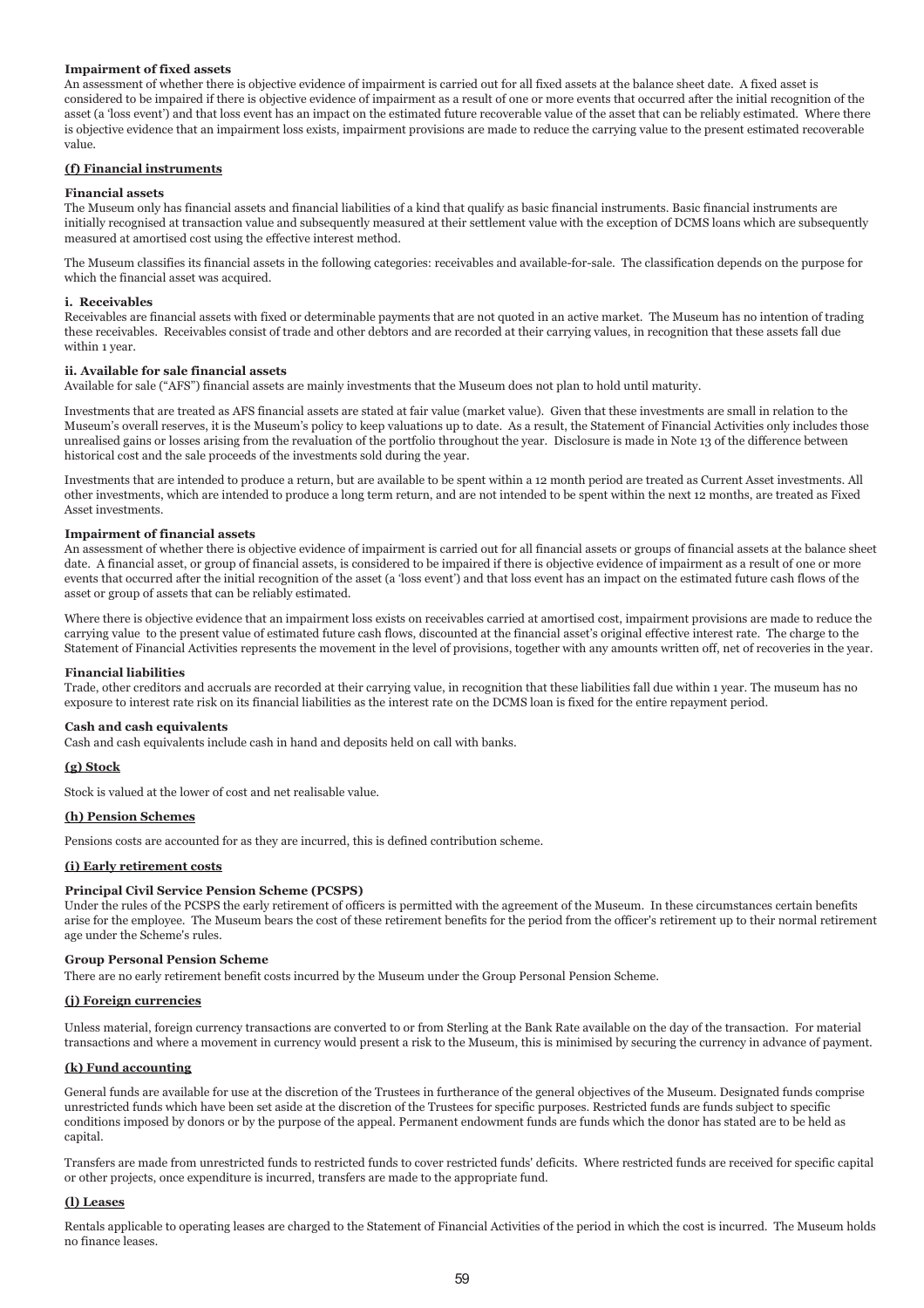**Impairment of fixed assets**

An assessment of whether there is objective evidence of impairment is carried out for all fixed assets at the balance sheet date. A fixed asset is considered to be impaired if there is objective evidence of impairment as a result of one or more events that occurred after the initial recognition of the asset (a 'loss event') and that loss event has an impact on the estimated future recoverable value of the asset that can be reliably estimated. Where there is objective evidence that an impairment loss exists, impairment provisions are made to reduce the carrying value to the present estimated recoverable value.

**(f) Financial instruments**

**Financial assets**

The Museum only has financial assets and financial liabilities of a kind that qualify as basic financial instruments. Basic financial instruments are initially recognised at transaction value and subsequently measured at their settlement value with the exception of DCMS loans which are subsequently measured at amortised cost using the effective interest method.

The Museum classifies its financial assets in the following categories: receivables and available-for-sale. The classification depends on the purpose for which the financial asset was acquired.

**i. Receivables**

Receivables are financial assets with fixed or determinable payments that are not quoted in an active market. The Museum has no intention of trading these receivables. Receivables consist of trade and other debtors and are recorded at their carrying values, in recognition that these assets fall due within 1 year.

**ii. Available for sale financial assets**

Available for sale ("AFS") financial assets are mainly investments that the Museum does not plan to hold until maturity.

Investments that are treated as AFS financial assets are stated at fair value (market value). Given that these investments are small in relation to the Museum's overall reserves, it is the Museum's policy to keep valuations up to date. As a result, the Statement of Financial Activities only includes those unrealised gains or losses arising from the revaluation of the portfolio throughout the year. Disclosure is made in Note 13 of the difference between historical cost and the sale proceeds of the investments sold during the year.

Investments that are intended to produce a return, but are available to be spent within a 12 month period are treated as Current Asset investments. All other investments, which are intended to produce a long term return, and are not intended to be spent within the next 12 months, are treated as Fixed Asset investments.

**Impairment of financial assets**

An assessment of whether there is objective evidence of impairment is carried out for all financial assets or groups of financial assets at the balance sheet date. A financial asset, or group of financial assets, is considered to be impaired if there is objective evidence of impairment as a result of one or more events that occurred after the initial recognition of the asset (a 'loss event') and that loss event has an impact on the estimated future cash flows of the asset or group of assets that can be reliably estimated.

Where there is objective evidence that an impairment loss exists on receivables carried at amortised cost, impairment provisions are made to reduce the carrying value to the present value of estimated future cash flows, discounted at the financial asset's original effective interest rate. The charge to the Statement of Financial Activities represents the movement in the level of provisions, together with any amounts written off, net of recoveries in the year.

**Financial liabilities**

Trade, other creditors and accruals are recorded at their carrying value, in recognition that these liabilities fall due within 1 year. The museum has no exposure to interest rate risk on its financial liabilities as the interest rate on the DCMS loan is fixed for the entire repayment period.

**Cash and cash equivalents**

Cash and cash equivalents include cash in hand and deposits held on call with banks.

**(g) Stock**

Stock is valued at the lower of cost and net realisable value.

**(h) Pension Schemes**

Pensions costs are accounted for as they are incurred, this is defined contribution scheme.

**(i) Early retirement costs**

**Principal Civil Service Pension Scheme (PCSPS)**

Under the rules of the PCSPS the early retirement of officers is permitted with the agreement of the Museum. In these circumstances certain benefits arise for the employee. The Museum bears the cost of these retirement benefits for the period from the officer's retirement up to their normal retirement age under the Scheme's rules.

**Group Personal Pension Scheme**

There are no early retirement benefit costs incurred by the Museum under the Group Personal Pension Scheme.

**(j) Foreign currencies**

Unless material, foreign currency transactions are converted to or from Sterling at the Bank Rate available on the day of the transaction. For material transactions and where a movement in currency would present a risk to the Museum, this is minimised by securing the currency in advance of payment.

**(k) Fund accounting**

General funds are available for use at the discretion of the Trustees in furtherance of the general objectives of the Museum. Designated funds comprise unrestricted funds which have been set aside at the discretion of the Trustees for specific purposes. Restricted funds are funds subject to specific conditions imposed by donors or by the purpose of the appeal. Permanent endowment funds are funds which the donor has stated are to be held as capital.

Transfers are made from unrestricted funds to restricted funds to cover restricted funds' deficits. Where restricted funds are received for specific capital or other projects, once expenditure is incurred, transfers are made to the appropriate fund.

**(l) Leases**

Rentals applicable to operating leases are charged to the Statement of Financial Activities of the period in which the cost is incurred. The Museum holds no finance leases.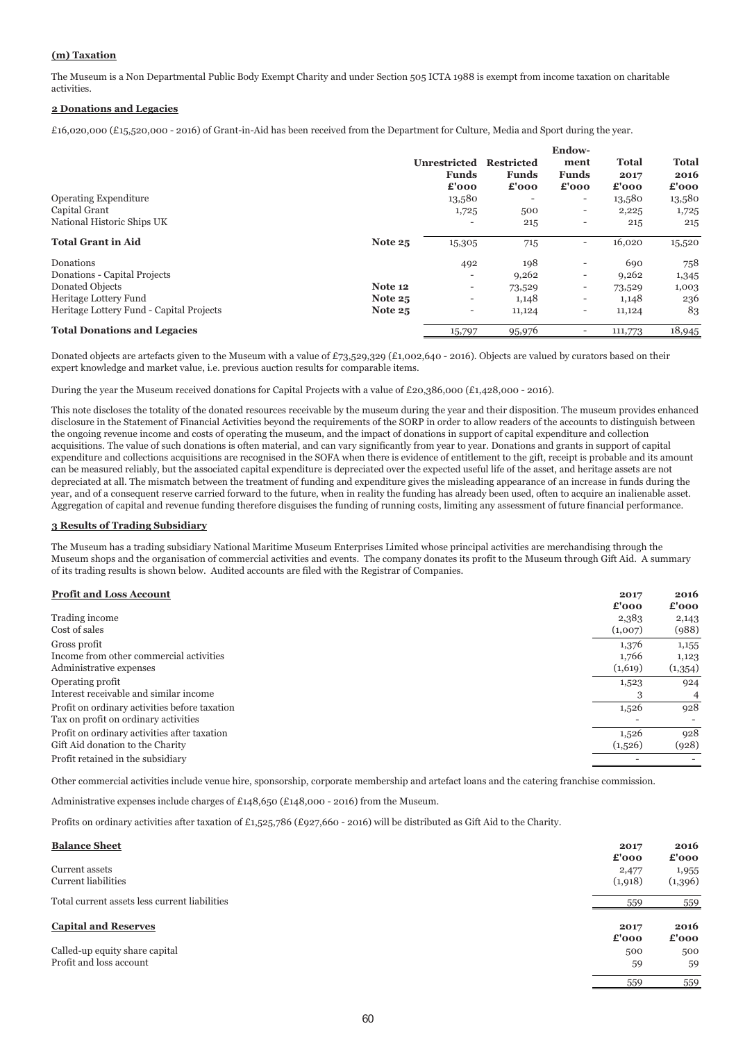**(m) Taxation**

The Museum is a Non Departmental Public Body Exempt Charity and under Section 505 ICTA 1988 is exempt from income taxation on charitable activities.

**2 Donations and Legacies**

£16,020,000 (£15,520,000 - 2016) of Grant-in-Aid has been received from the Department for Culture, Media and Sport during the year.

| | | Unrestricted Funds £'000 | Restricted Funds £'000 | Endow-ment Funds £'000 | Total 2017 £'000 | Total 2016 £'000 |
|---|---|---|---|---|---|---|
| Operating Expenditure | | 13,580 | - | - | 13,580 | 13,580 |
| Capital Grant | | 1,725 | 500 | - | 2,225 | 1,725 |
| National Historic Ships UK | | - | 215 | - | 215 | 215 |
| **Total Grant in Aid** | **Note 25** | 15,305 | 715 | - | 16,020 | 15,520 |
| Donations | | 492 | 198 | - | 690 | 758 |
| Donations - Capital Projects | | - | 9,262 | - | 9,262 | 1,345 |
| Donated Objects | **Note 12** | - | 73,529 | - | 73,529 | 1,003 |
| Heritage Lottery Fund | **Note 25** | - | 1,148 | - | 1,148 | 236 |
| Heritage Lottery Fund - Capital Projects | **Note 25** | - | 11,124 | - | 11,124 | 83 |
| **Total Donations and Legacies** | | 15,797 | 95,976 | - | 111,773 | 18,945 |

Donated objects are artefacts given to the Museum with a value of £73,529,329 (£1,002,640 - 2016). Objects are valued by curators based on their expert knowledge and market value, i.e. previous auction results for comparable items.

During the year the Museum received donations for Capital Projects with a value of £20,386,000 (£1,428,000 - 2016).

This note discloses the totality of the donated resources receivable by the museum during the year and their disposition. The museum provides enhanced disclosure in the Statement of Financial Activities beyond the requirements of the SORP in order to allow readers of the accounts to distinguish between the ongoing revenue income and costs of operating the museum, and the impact of donations in support of capital expenditure and collection acquisitions. The value of such donations is often material, and can vary significantly from year to year. Donations and grants in support of capital expenditure and collections acquisitions are recognised in the SOFA when there is evidence of entitlement to the gift, receipt is probable and its amount can be measured reliably, but the associated capital expenditure is depreciated over the expected useful life of the asset, and heritage assets are not depreciated at all. The mismatch between the treatment of funding and expenditure gives the misleading appearance of an increase in funds during the year, and of a consequent reserve carried forward to the future, when in reality the funding has already been used, often to acquire an inalienable asset. Aggregation of capital and revenue funding therefore disguises the funding of running costs, limiting any assessment of future financial performance.

**3 Results of Trading Subsidiary**

The Museum has a trading subsidiary National Maritime Museum Enterprises Limited whose principal activities are merchandising through the Museum shops and the organisation of commercial activities and events. The company donates its profit to the Museum through Gift Aid. A summary of its trading results is shown below. Audited accounts are filed with the Registrar of Companies.

| **Profit and Loss Account** | 2017 £'000 | 2016 £'000 |
|---|---|---|
| Trading income | 2,383 | 2,143 |
| Cost of sales | (1,007) | (988) |
| Gross profit | 1,376 | 1,155 |
| Income from other commercial activities | 1,766 | 1,123 |
| Administrative expenses | (1,619) | (1,354) |
| Operating profit | 1,523 | 924 |
| Interest receivable and similar income | 3 | 4 |
| Profit on ordinary activities before taxation | 1,526 | 928 |
| Tax on profit on ordinary activities | - | - |
| Profit on ordinary activities after taxation | 1,526 | 928 |
| Gift Aid donation to the Charity | (1,526) | (928) |
| Profit retained in the subsidiary | - | - |

Other commercial activities include venue hire, sponsorship, corporate membership and artefact loans and the catering franchise commission.

Administrative expenses include charges of £148,650 (£148,000 - 2016) from the Museum.

Profits on ordinary activities after taxation of £1,525,786 (£927,660 - 2016) will be distributed as Gift Aid to the Charity.

| **Balance Sheet** | 2017 £'000 | 2016 £'000 |
|---|---|---|
| Current assets | 2,477 | 1,955 |
| Current liabilities | (1,918) | (1,396) |
| Total current assets less current liabilities | 559 | 559 |

| **Capital and Reserves** | 2017 £'000 | 2016 £'000 |
|---|---|---|
| Called-up equity share capital | 500 | 500 |
| Profit and loss account | 59 | 59 |
| | 559 | 559 |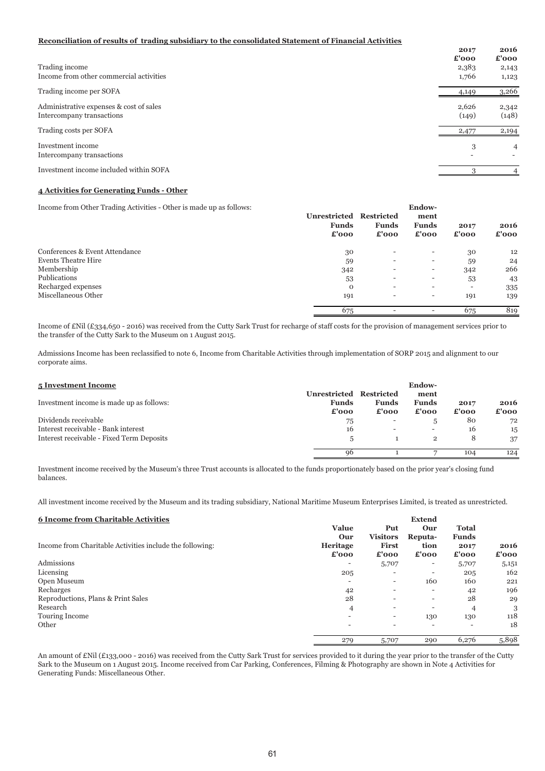**Reconciliation of results of trading subsidiary to the consolidated Statement of Financial Activities**

| | 2017 £'000 | 2016 £'000 |
|---|---|---|
| Trading income | 2,383 | 2,143 |
| Income from other commercial activities | 1,766 | 1,123 |
| Trading income per SOFA | 4,149 | 3,266 |
| Administrative expenses & cost of sales | 2,626 | 2,342 |
| Intercompany transactions | (149) | (148) |
| Trading costs per SOFA | 2,477 | 2,194 |
| Investment income | 3 | 4 |
| Intercompany transactions | - | - |
| Investment income included within SOFA | 3 | 4 |

**4 Activities for Generating Funds - Other**

| Income from Other Trading Activities - Other is made up as follows: | Unrestricted Funds £'000 | Restricted Funds £'000 | Endow-ment Funds £'000 | 2017 £'000 | 2016 £'000 |
|---|---|---|---|---|---|
| Conferences & Event Attendance | 30 | - | - | 30 | 12 |
| Events Theatre Hire | 59 | - | - | 59 | 24 |
| Membership | 342 | - | - | 342 | 266 |
| Publications | 53 | - | - | 53 | 43 |
| Recharged expenses | 0 | - | - | - | 335 |
| Miscellaneous Other | 191 | - | - | 191 | 139 |
| | 675 | - | - | 675 | 819 |

Income of £Nil (£334,650 - 2016) was received from the Cutty Sark Trust for recharge of staff costs for the provision of management services prior to the transfer of the Cutty Sark to the Museum on 1 August 2015.

Admissions Income has been reclassified to note 6, Income from Charitable Activities through implementation of SORP 2015 and alignment to our corporate aims.

**5 Investment Income**

| Investment income is made up as follows: | Unrestricted Funds £'000 | Restricted Funds £'000 | Endow-ment Funds £'000 | 2017 £'000 | 2016 £'000 |
|---|---|---|---|---|---|
| Dividends receivable | 75 | - | 5 | 80 | 72 |
| Interest receivable - Bank interest | 16 | - | - | 16 | 15 |
| Interest receivable - Fixed Term Deposits | 5 | 1 | 2 | 8 | 37 |
| | 96 | 1 | 7 | 104 | 124 |

Investment income received by the Museum's three Trust accounts is allocated to the funds proportionately based on the prior year's closing fund balances.

All investment income received by the Museum and its trading subsidiary, National Maritime Museum Enterprises Limited, is treated as unrestricted.

**6 Income from Charitable Activities**

| Income from Charitable Activities include the following: | Value Our Heritage £'000 | Put Visitors First £'000 | Extend Our Reputa-tion £'000 | Total Funds 2017 £'000 | 2016 £'000 |
|---|---|---|---|---|---|
| Admissions | - | 5,707 | - | 5,707 | 5,151 |
| Licensing | 205 | - | - | 205 | 162 |
| Open Museum | - | - | 160 | 160 | 221 |
| Recharges | 42 | - | - | 42 | 196 |
| Reproductions, Plans & Print Sales | 28 | - | - | 28 | 29 |
| Research | 4 | - | - | 4 | 3 |
| Touring Income | - | - | 130 | 130 | 118 |
| Other | - | - | - | - | 18 |
| | 279 | 5,707 | 290 | 6,276 | 5,898 |

An amount of £Nil (£133,000 - 2016) was received from the Cutty Sark Trust for services provided to it during the year prior to the transfer of the Cutty Sark to the Museum on 1 August 2015. Income received from Car Parking, Conferences, Filming & Photography are shown in Note 4 Activities for Generating Funds: Miscellaneous Other.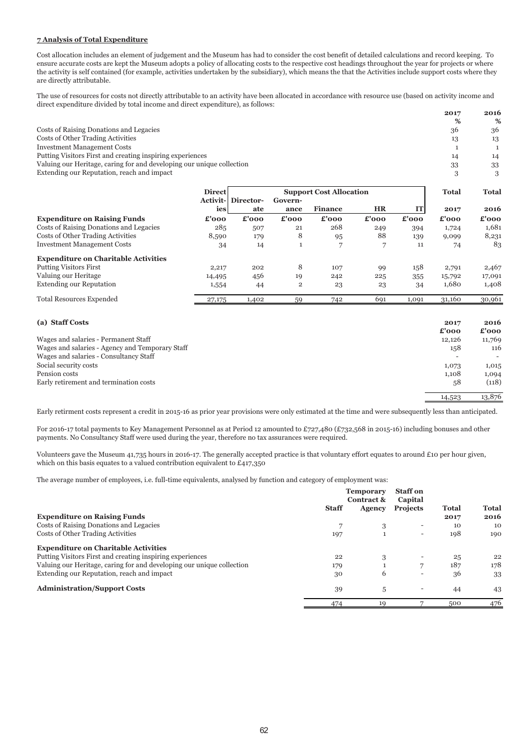**7 Analysis of Total Expenditure**

Cost allocation includes an element of judgement and the Museum has had to consider the cost benefit of detailed calculations and record keeping. To ensure accurate costs are kept the Museum adopts a policy of allocating costs to the respective cost headings throughout the year for projects or where the activity is self contained (for example, activities undertaken by the subsidiary), which means the that the Activities include support costs where they are directly attributable.

The use of resources for costs not directly attributable to an activity have been allocated in accordance with resource use (based on activity income and direct expenditure divided by total income and direct expenditure), as follows:

| | 2017 | 2016 |
|---|---|---|
| | % | % |
| Costs of Raising Donations and Legacies | 36 | 36 |
| Costs of Other Trading Activities | 13 | 13 |
| Investment Management Costs | 1 | 1 |
| Putting Visitors First and creating inspiring experiences | 14 | 14 |
| Valuing our Heritage, caring for and developing our unique collection | 33 | 33 |
| Extending our Reputation, reach and impact | 3 | 3 |

| | Direct | Support Cost Allocation | | | | | Total | Total |
|---|---|---|---|---|---|---|---|---|
| | Activities | Directorate | Governance | Finance | HR | IT | 2017 | 2016 |
| **Expenditure on Raising Funds** | £'000 | £'000 | £'000 | £'000 | £'000 | £'000 | £'000 | £'000 |
| Costs of Raising Donations and Legacies | 285 | 507 | 21 | 268 | 249 | 394 | 1,724 | 1,681 |
| Costs of Other Trading Activities | 8,590 | 179 | 8 | 95 | 88 | 139 | 9,099 | 8,231 |
| Investment Management Costs | 34 | 14 | 1 | 7 | 7 | 11 | 74 | 83 |
| **Expenditure on Charitable Activities** | | | | | | | | |
| Putting Visitors First | 2,217 | 202 | 8 | 107 | 99 | 158 | 2,791 | 2,467 |
| Valuing our Heritage | 14,495 | 456 | 19 | 242 | 225 | 355 | 15,792 | 17,091 |
| Extending our Reputation | 1,554 | 44 | 2 | 23 | 23 | 34 | 1,680 | 1,408 |
| Total Resources Expended | 27,175 | 1,402 | 59 | 742 | 691 | 1,091 | 31,160 | 30,961 |

**(a) Staff Costs**

| | 2017 | 2016 |
|---|---|---|
| | £'000 | £'000 |
| Wages and salaries - Permanent Staff | 12,126 | 11,769 |
| Wages and salaries - Agency and Temporary Staff | 158 | 116 |
| Wages and salaries - Consultancy Staff | - | - |
| Social security costs | 1,073 | 1,015 |
| Pension costs | 1,108 | 1,094 |
| Early retirement and termination costs | 58 | (118) |
| | 14,523 | 13,876 |

Early retirment costs represent a credit in 2015-16 as prior year provisions were only estimated at the time and were subsequently less than anticipated.

For 2016-17 total payments to Key Management Personnel as at Period 12 amounted to £727,480 (£732,568 in 2015-16) including bonuses and other payments. No Consultancy Staff were used during the year, therefore no tax assurances were required.

Volunteers gave the Museum 41,735 hours in 2016-17. The generally accepted practice is that voluntary effort equates to around £10 per hour given, which on this basis equates to a valued contribution equivalent to £417,350

The average number of employees, i.e. full-time equivalents, analysed by function and category of employment was:

| | Staff | Temporary Contract & Agency | Staff on Capital Projects | Total 2017 | Total 2016 |
|---|---|---|---|---|---|
| **Expenditure on Raising Funds** | | | | | |
| Costs of Raising Donations and Legacies | 7 | 3 | - | 10 | 10 |
| Costs of Other Trading Activities | 197 | 1 | - | 198 | 190 |
| **Expenditure on Charitable Activities** | | | | | |
| Putting Visitors First and creating inspiring experiences | 22 | 3 | - | 25 | 22 |
| Valuing our Heritage, caring for and developing our unique collection | 179 | 1 | 7 | 187 | 178 |
| Extending our Reputation, reach and impact | 30 | 6 | - | 36 | 33 |
| **Administration/Support Costs** | 39 | 5 | - | 44 | 43 |
| | 474 | 19 | 7 | 500 | 476 |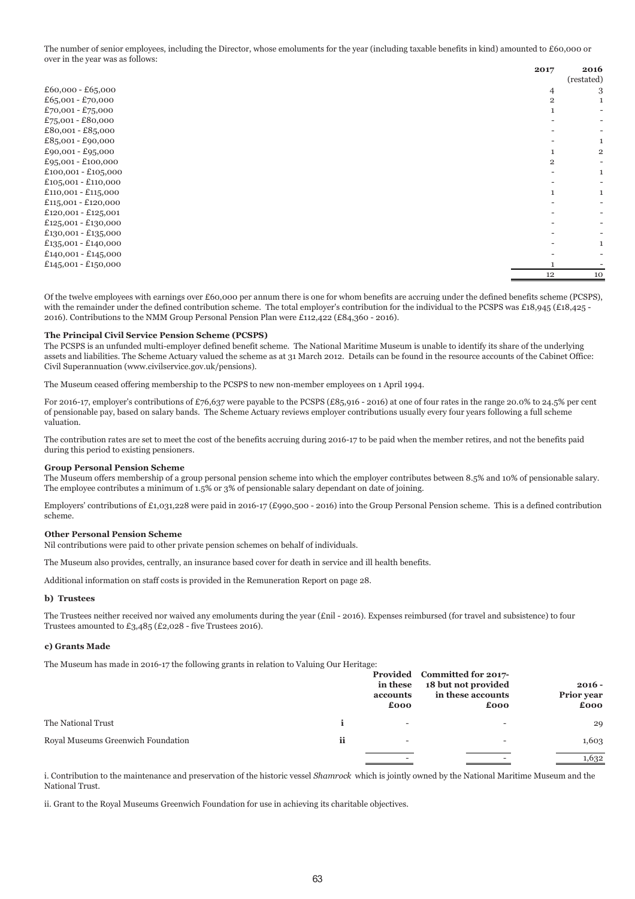The number of senior employees, including the Director, whose emoluments for the year (including taxable benefits in kind) amounted to £60,000 or over in the year was as follows:

| | 2017 | 2016 (restated) |
|---|---|---|
| £60,000 - £65,000 | 4 | 3 |
| £65,001 - £70,000 | 2 | 1 |
| £70,001 - £75,000 | 1 | - |
| £75,001 - £80,000 | - | - |
| £80,001 - £85,000 | - | - |
| £85,001 - £90,000 | - | 1 |
| £90,001 - £95,000 | 1 | 2 |
| £95,001 - £100,000 | 2 | - |
| £100,001 - £105,000 | - | 1 |
| £105,001 - £110,000 | - | - |
| £110,001 - £115,000 | 1 | 1 |
| £115,001 - £120,000 | - | - |
| £120,001 - £125,001 | - | - |
| £125,001 - £130,000 | - | - |
| £130,001 - £135,000 | - | - |
| £135,001 - £140,000 | - | 1 |
| £140,001 - £145,000 | - | - |
| £145,001 - £150,000 | 1 | - |
| | 12 | 10 |

Of the twelve employees with earnings over £60,000 per annum there is one for whom benefits are accruing under the defined benefits scheme (PCSPS), with the remainder under the defined contribution scheme. The total employer's contribution for the individual to the PCSPS was £18,945 (£18,425 - 2016). Contributions to the NMM Group Personal Pension Plan were £112,422 (£84,360 - 2016).

**The Principal Civil Service Pension Scheme (PCSPS)**

The PCSPS is an unfunded multi-employer defined benefit scheme. The National Maritime Museum is unable to identify its share of the underlying assets and liabilities. The Scheme Actuary valued the scheme as at 31 March 2012. Details can be found in the resource accounts of the Cabinet Office: Civil Superannuation (www.civilservice.gov.uk/pensions).

The Museum ceased offering membership to the PCSPS to new non-member employees on 1 April 1994.

For 2016-17, employer's contributions of £76,637 were payable to the PCSPS (£85,916 - 2016) at one of four rates in the range 20.0% to 24.5% per cent of pensionable pay, based on salary bands. The Scheme Actuary reviews employer contributions usually every four years following a full scheme valuation.

The contribution rates are set to meet the cost of the benefits accruing during 2016-17 to be paid when the member retires, and not the benefits paid during this period to existing pensioners.

**Group Personal Pension Scheme**

The Museum offers membership of a group personal pension scheme into which the employer contributes between 8.5% and 10% of pensionable salary. The employee contributes a minimum of 1.5% or 3% of pensionable salary dependant on date of joining.

Employers' contributions of £1,031,228 were paid in 2016-17 (£990,500 - 2016) into the Group Personal Pension scheme. This is a defined contribution scheme.

**Other Personal Pension Scheme**

Nil contributions were paid to other private pension schemes on behalf of individuals.

The Museum also provides, centrally, an insurance based cover for death in service and ill health benefits.

Additional information on staff costs is provided in the Remuneration Report on page 28.

**b) Trustees**

The Trustees neither received nor waived any emoluments during the year (£nil - 2016). Expenses reimbursed (for travel and subsistence) to four Trustees amounted to £3,485 (£2,028 - five Trustees 2016).

**c) Grants Made**

The Museum has made in 2016-17 the following grants in relation to Valuing Our Heritage:

| | | Provided in these accounts £000 | Committed for 2017-18 but not provided in these accounts £000 | 2016 - Prior year £000 |
|---|---|---|---|---|
| The National Trust | i | - | - | 29 |
| Royal Museums Greenwich Foundation | ii | - | - | 1,603 |
| | | - | - | 1,632 |

i. Contribution to the maintenance and preservation of the historic vessel *Shamrock* which is jointly owned by the National Maritime Museum and the National Trust.

ii. Grant to the Royal Museums Greenwich Foundation for use in achieving its charitable objectives.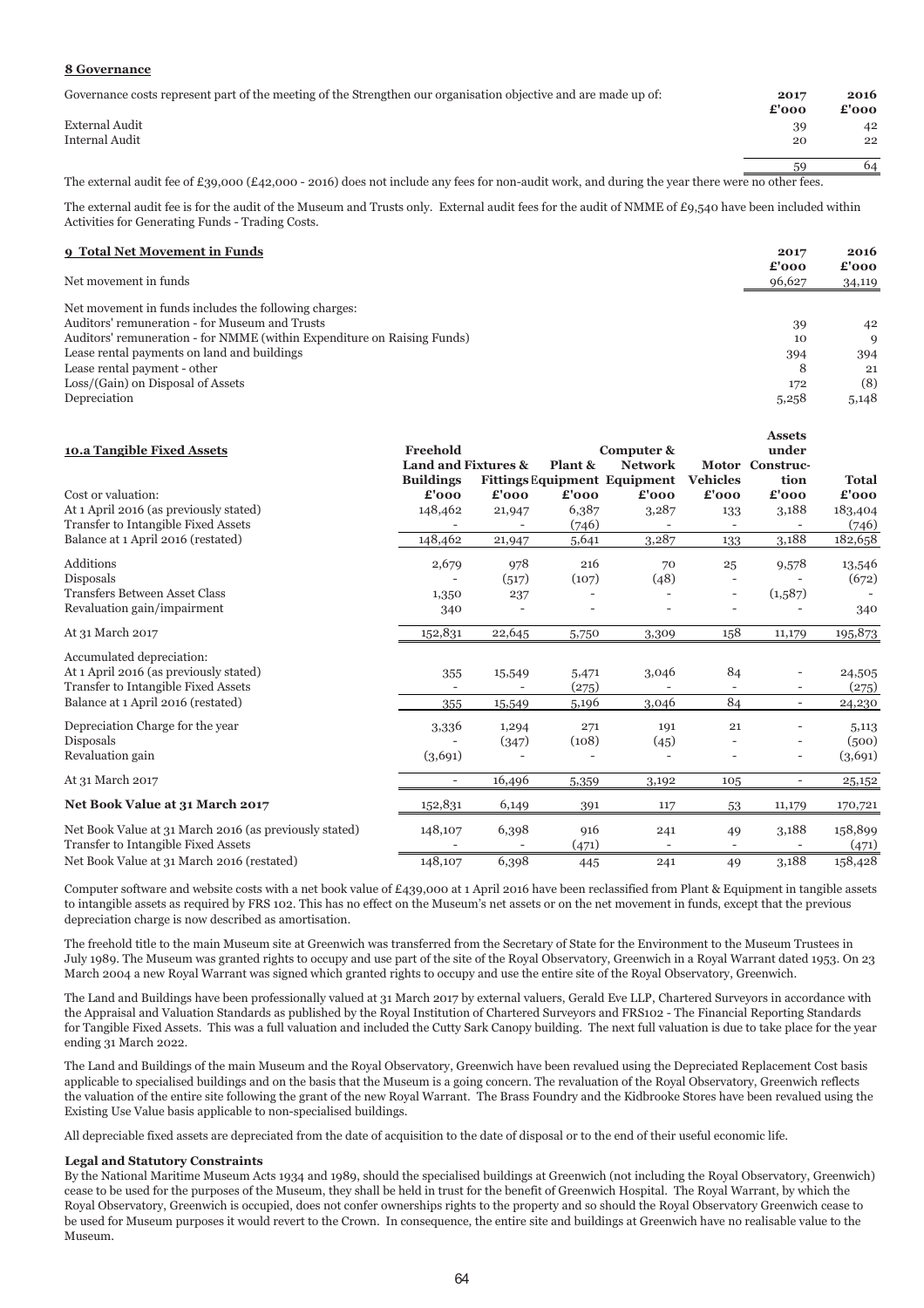**8 Governance**

| Governance costs represent part of the meeting of the Strengthen our organisation objective and are made up of: | 2017 £'000 | 2016 £'000 |
|---|---|---|
| External Audit | 39 | 42 |
| Internal Audit | 20 | 22 |
| | 59 | 64 |

The external audit fee of £39,000 (£42,000 - 2016) does not include any fees for non-audit work, and during the year there were no other fees.

The external audit fee is for the audit of the Museum and Trusts only. External audit fees for the audit of NMME of £9,540 have been included within Activities for Generating Funds - Trading Costs.

**9 Total Net Movement in Funds**

| | 2017 £'000 | 2016 £'000 |
|---|---|---|
| Net movement in funds | 96,627 | 34,119 |
| Net movement in funds includes the following charges: | | |
| Auditors' remuneration - for Museum and Trusts | 39 | 42 |
| Auditors' remuneration - for NMME (within Expenditure on Raising Funds) | 10 | 9 |
| Lease rental payments on land and buildings | 394 | 394 |
| Lease rental payment - other | 8 | 21 |
| Loss/(Gain) on Disposal of Assets | 172 | (8) |
| Depreciation | 5,258 | 5,148 |

**10.a Tangible Fixed Assets**

| | Freehold Land and Buildings £'000 | Fixtures & Fittings £'000 | Plant & Equipment £'000 | Computer & Network Equipment £'000 | Motor Vehicles £'000 | Assets under Construction £'000 | Total £'000 |
|---|---|---|---|---|---|---|---|
| Cost or valuation: | | | | | | | |
| At 1 April 2016 (as previously stated) | 148,462 | 21,947 | 6,387 | 3,287 | 133 | 3,188 | 183,404 |
| Transfer to Intangible Fixed Assets | - | - | (746) | - | - | - | (746) |
| Balance at 1 April 2016 (restated) | 148,462 | 21,947 | 5,641 | 3,287 | 133 | 3,188 | 182,658 |
| Additions | 2,679 | 978 | 216 | 70 | 25 | 9,578 | 13,546 |
| Disposals | - | (517) | (107) | (48) | - | - | (672) |
| Transfers Between Asset Class | 1,350 | 237 | - | - | - | (1,587) | - |
| Revaluation gain/impairment | 340 | - | - | - | - | - | 340 |
| At 31 March 2017 | 152,831 | 22,645 | 5,750 | 3,309 | 158 | 11,179 | 195,873 |
| Accumulated depreciation: | | | | | | | |
| At 1 April 2016 (as previously stated) | 355 | 15,549 | 5,471 | 3,046 | 84 | - | 24,505 |
| Transfer to Intangible Fixed Assets | - | - | (275) | - | - | - | (275) |
| Balance at 1 April 2016 (restated) | 355 | 15,549 | 5,196 | 3,046 | 84 | - | 24,230 |
| Depreciation Charge for the year | 3,336 | 1,294 | 271 | 191 | 21 | - | 5,113 |
| Disposals | - | (347) | (108) | (45) | - | - | (500) |
| Revaluation gain | (3,691) | - | - | - | - | - | (3,691) |
| At 31 March 2017 | - | 16,496 | 5,359 | 3,192 | 105 | - | 25,152 |
| **Net Book Value at 31 March 2017** | 152,831 | 6,149 | 391 | 117 | 53 | 11,179 | 170,721 |
| Net Book Value at 31 March 2016 (as previously stated) | 148,107 | 6,398 | 916 | 241 | 49 | 3,188 | 158,899 |
| Transfer to Intangible Fixed Assets | - | - | (471) | - | - | - | (471) |
| Net Book Value at 31 March 2016 (restated) | 148,107 | 6,398 | 445 | 241 | 49 | 3,188 | 158,428 |

Computer software and website costs with a net book value of £439,000 at 1 April 2016 have been reclassified from Plant & Equipment in tangible assets to intangible assets as required by FRS 102. This has no effect on the Museum's net assets or on the net movement in funds, except that the previous depreciation charge is now described as amortisation.

The freehold title to the main Museum site at Greenwich was transferred from the Secretary of State for the Environment to the Museum Trustees in July 1989. The Museum was granted rights to occupy and use part of the site of the Royal Observatory, Greenwich in a Royal Warrant dated 1953. On 23 March 2004 a new Royal Warrant was signed which granted rights to occupy and use the entire site of the Royal Observatory, Greenwich.

The Land and Buildings have been professionally valued at 31 March 2017 by external valuers, Gerald Eve LLP, Chartered Surveyors in accordance with the Appraisal and Valuation Standards as published by the Royal Institution of Chartered Surveyors and FRS102 - The Financial Reporting Standards for Tangible Fixed Assets. This was a full valuation and included the Cutty Sark Canopy building. The next full valuation is due to take place for the year ending 31 March 2022.

The Land and Buildings of the main Museum and the Royal Observatory, Greenwich have been revalued using the Depreciated Replacement Cost basis applicable to specialised buildings and on the basis that the Museum is a going concern. The revaluation of the Royal Observatory, Greenwich reflects the valuation of the entire site following the grant of the new Royal Warrant. The Brass Foundry and the Kidbrooke Stores have been revalued using the Existing Use Value basis applicable to non-specialised buildings.

All depreciable fixed assets are depreciated from the date of acquisition to the date of disposal or to the end of their useful economic life.

**Legal and Statutory Constraints**

By the National Maritime Museum Acts 1934 and 1989, should the specialised buildings at Greenwich (not including the Royal Observatory, Greenwich) cease to be used for the purposes of the Museum, they shall be held in trust for the benefit of Greenwich Hospital. The Royal Warrant, by which the Royal Observatory, Greenwich is occupied, does not confer ownerships rights to the property and so should the Royal Observatory Greenwich cease to be used for Museum purposes it would revert to the Crown. In consequence, the entire site and buildings at Greenwich have no realisable value to the Museum.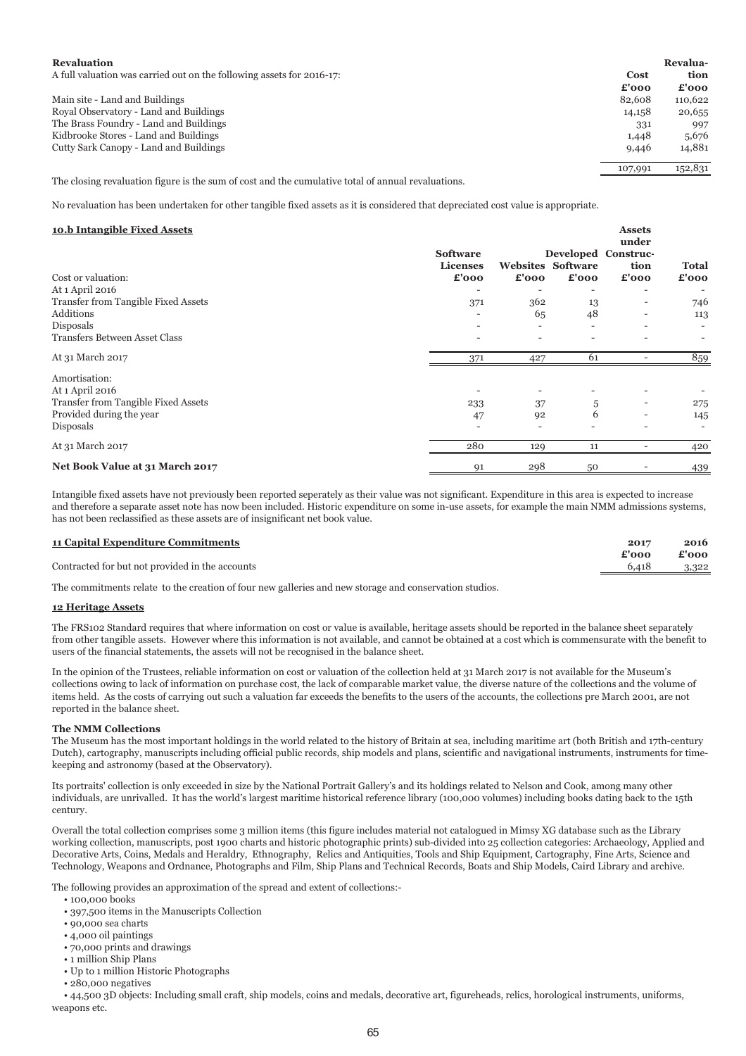**Revaluation**

A full valuation was carried out on the following assets for 2016-17:

| | Cost £'000 | Revaluation £'000 |
|---|---|---|
| Main site - Land and Buildings | 82,608 | 110,622 |
| Royal Observatory - Land and Buildings | 14,158 | 20,655 |
| The Brass Foundry - Land and Buildings | 331 | 997 |
| Kidbrooke Stores - Land and Buildings | 1,448 | 5,676 |
| Cutty Sark Canopy - Land and Buildings | 9,446 | 14,881 |
| | 107,991 | 152,831 |

The closing revaluation figure is the sum of cost and the cumulative total of annual revaluations.

No revaluation has been undertaken for other tangible fixed assets as it is considered that depreciated cost value is appropriate.

## 10.b Intangible Fixed Assets

| Cost or valuation: | Software Licenses £'000 | Websites £'000 | Developed Software £'000 | Assets under Construction £'000 | Total £'000 |
|---|---|---|---|---|---|
| At 1 April 2016 | - | - | - | - | - |
| Transfer from Tangible Fixed Assets | 371 | 362 | 13 | - | 746 |
| Additions | - | 65 | 48 | - | 113 |
| Disposals | - | - | - | - | - |
| Transfers Between Asset Class | - | - | - | - | - |
| At 31 March 2017 | 371 | 427 | 61 | - | 859 |
| **Amortisation:** | | | | | |
| At 1 April 2016 | - | - | - | - | - |
| Transfer from Tangible Fixed Assets | 233 | 37 | 5 | - | 275 |
| Provided during the year | 47 | 92 | 6 | - | 145 |
| Disposals | - | - | - | - | - |
| At 31 March 2017 | 280 | 129 | 11 | - | 420 |
| **Net Book Value at 31 March 2017** | 91 | 298 | 50 | - | 439 |

Intangible fixed assets have not previously been reported seperately as their value was not significant. Expenditure in this area is expected to increase and therefore a separate asset note has now been included. Historic expenditure on some in-use assets, for example the main NMM admissions systems, has not been reclassified as these assets are of insignificant net book value.

## 11 Capital Expenditure Commitments

| | 2017 £'000 | 2016 £'000 |
|---|---|---|
| Contracted for but not provided in the accounts | 6,418 | 3,322 |

The commitments relate to the creation of four new galleries and new storage and conservation studios.

## 12 Heritage Assets

The FRS102 Standard requires that where information on cost or value is available, heritage assets should be reported in the balance sheet separately from other tangible assets. However where this information is not available, and cannot be obtained at a cost which is commensurate with the benefit to users of the financial statements, the assets will not be recognised in the balance sheet.

In the opinion of the Trustees, reliable information on cost or valuation of the collection held at 31 March 2017 is not available for the Museum's collections owing to lack of information on purchase cost, the lack of comparable market value, the diverse nature of the collections and the volume of items held. As the costs of carrying out such a valuation far exceeds the benefits to the users of the accounts, the collections pre March 2001, are not reported in the balance sheet.

### The NMM Collections

The Museum has the most important holdings in the world related to the history of Britain at sea, including maritime art (both British and 17th-century Dutch), cartography, manuscripts including official public records, ship models and plans, scientific and navigational instruments, instruments for time-keeping and astronomy (based at the Observatory).

Its portraits' collection is only exceeded in size by the National Portrait Gallery's and its holdings related to Nelson and Cook, among many other individuals, are unrivalled. It has the world's largest maritime historical reference library (100,000 volumes) including books dating back to the 15th century.

Overall the total collection comprises some 3 million items (this figure includes material not catalogued in Mimsy XG database such as the Library working collection, manuscripts, post 1900 charts and historic photographic prints) sub-divided into 25 collection categories: Archaeology, Applied and Decorative Arts, Coins, Medals and Heraldry, Ethnography, Relics and Antiquities, Tools and Ship Equipment, Cartography, Fine Arts, Science and Technology, Weapons and Ordnance, Photographs and Film, Ship Plans and Technical Records, Boats and Ship Models, Caird Library and archive.

The following provides an approximation of the spread and extent of collections:-

- 100,000 books
- 397,500 items in the Manuscripts Collection
- 90,000 sea charts
- 4,000 oil paintings
- 70,000 prints and drawings
- 1 million Ship Plans
- Up to 1 million Historic Photographs
- 280,000 negatives
- 44,500 3D objects: Including small craft, ship models, coins and medals, decorative art, figureheads, relics, horological instruments, uniforms, weapons etc.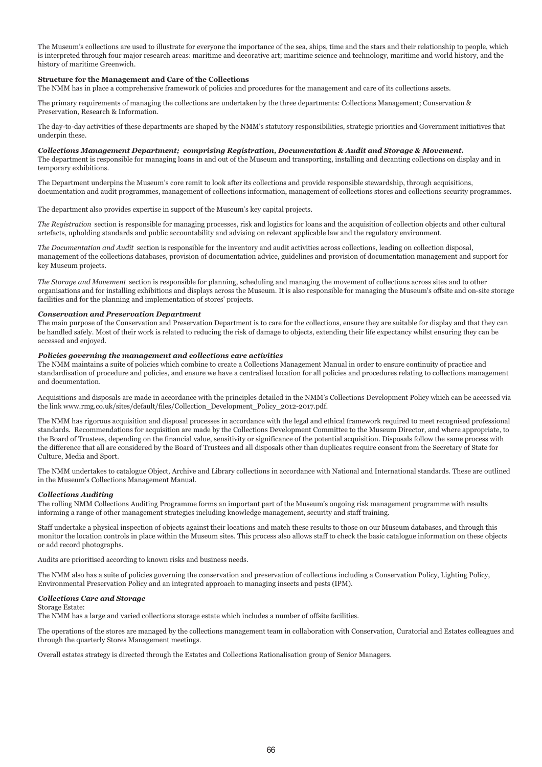The Museum's collections are used to illustrate for everyone the importance of the sea, ships, time and the stars and their relationship to people, which is interpreted through four major research areas: maritime and decorative art; maritime science and technology, maritime and world history, and the history of maritime Greenwich.

**Structure for the Management and Care of the Collections**

The NMM has in place a comprehensive framework of policies and procedures for the management and care of its collections assets.

The primary requirements of managing the collections are undertaken by the three departments: Collections Management; Conservation & Preservation, Research & Information.

The day-to-day activities of these departments are shaped by the NMM's statutory responsibilities, strategic priorities and Government initiatives that underpin these.

***Collections Management Department; comprising Registration, Documentation & Audit and Storage & Movement.***

The department is responsible for managing loans in and out of the Museum and transporting, installing and decanting collections on display and in temporary exhibitions.

The Department underpins the Museum's core remit to look after its collections and provide responsible stewardship, through acquisitions, documentation and audit programmes, management of collections information, management of collections stores and collections security programmes.

The department also provides expertise in support of the Museum's key capital projects.

*The Registration* section is responsible for managing processes, risk and logistics for loans and the acquisition of collection objects and other cultural artefacts, upholding standards and public accountability and advising on relevant applicable law and the regulatory environment.

*The Documentation and Audit* section is responsible for the inventory and audit activities across collections, leading on collection disposal, management of the collections databases, provision of documentation advice, guidelines and provision of documentation management and support for key Museum projects.

*The Storage and Movement* section is responsible for planning, scheduling and managing the movement of collections across sites and to other organisations and for installing exhibitions and displays across the Museum. It is also responsible for managing the Museum's offsite and on-site storage facilities and for the planning and implementation of stores' projects.

***Conservation and Preservation Department***

The main purpose of the Conservation and Preservation Department is to care for the collections, ensure they are suitable for display and that they can be handled safely. Most of their work is related to reducing the risk of damage to objects, extending their life expectancy whilst ensuring they can be accessed and enjoyed.

***Policies governing the management and collections care activities***

The NMM maintains a suite of policies which combine to create a Collections Management Manual in order to ensure continuity of practice and standardisation of procedure and policies, and ensure we have a centralised location for all policies and procedures relating to collections management and documentation.

Acquisitions and disposals are made in accordance with the principles detailed in the NMM's Collections Development Policy which can be accessed via the link www.rmg.co.uk/sites/default/files/Collection_Development_Policy_2012-2017.pdf.

The NMM has rigorous acquisition and disposal processes in accordance with the legal and ethical framework required to meet recognised professional standards. Recommendations for acquisition are made by the Collections Development Committee to the Museum Director, and where appropriate, to the Board of Trustees, depending on the financial value, sensitivity or significance of the potential acquisition. Disposals follow the same process with the difference that all are considered by the Board of Trustees and all disposals other than duplicates require consent from the Secretary of State for Culture, Media and Sport.

The NMM undertakes to catalogue Object, Archive and Library collections in accordance with National and International standards. These are outlined in the Museum's Collections Management Manual.

***Collections Auditing***

The rolling NMM Collections Auditing Programme forms an important part of the Museum's ongoing risk management programme with results informing a range of other management strategies including knowledge management, security and staff training.

Staff undertake a physical inspection of objects against their locations and match these results to those on our Museum databases, and through this monitor the location controls in place within the Museum sites. This process also allows staff to check the basic catalogue information on these objects or add record photographs.

Audits are prioritised according to known risks and business needs.

The NMM also has a suite of policies governing the conservation and preservation of collections including a Conservation Policy, Lighting Policy, Environmental Preservation Policy and an integrated approach to managing insects and pests (IPM).

***Collections Care and Storage***

Storage Estate:

The NMM has a large and varied collections storage estate which includes a number of offsite facilities.

The operations of the stores are managed by the collections management team in collaboration with Conservation, Curatorial and Estates colleagues and through the quarterly Stores Management meetings.

Overall estates strategy is directed through the Estates and Collections Rationalisation group of Senior Managers.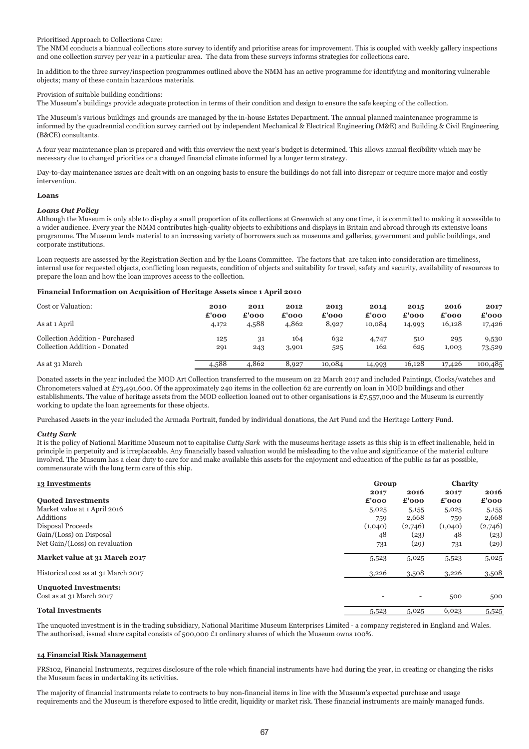Prioritised Approach to Collections Care:
The NMM conducts a biannual collections store survey to identify and prioritise areas for improvement. This is coupled with weekly gallery inspections and one collection survey per year in a particular area. The data from these surveys informs strategies for collections care.

In addition to the three survey/inspection programmes outlined above the NMM has an active programme for identifying and monitoring vulnerable objects; many of these contain hazardous materials.

Provision of suitable building conditions:
The Museum's buildings provide adequate protection in terms of their condition and design to ensure the safe keeping of the collection.

The Museum's various buildings and grounds are managed by the in-house Estates Department. The annual planned maintenance programme is informed by the quadrennial condition survey carried out by independent Mechanical & Electrical Engineering (M&E) and Building & Civil Engineering (B&CE) consultants.

A four year maintenance plan is prepared and with this overview the next year's budget is determined. This allows annual flexibility which may be necessary due to changed priorities or a changed financial climate informed by a longer term strategy.

Day-to-day maintenance issues are dealt with on an ongoing basis to ensure the buildings do not fall into disrepair or require more major and costly intervention.

**Loans**

***Loans Out Policy***
Although the Museum is only able to display a small proportion of its collections at Greenwich at any one time, it is committed to making it accessible to a wider audience. Every year the NMM contributes high-quality objects to exhibitions and displays in Britain and abroad through its extensive loans programme. The Museum lends material to an increasing variety of borrowers such as museums and galleries, government and public buildings, and corporate institutions.

Loan requests are assessed by the Registration Section and by the Loans Committee. The factors that are taken into consideration are timeliness, internal use for requested objects, conflicting loan requests, condition of objects and suitability for travel, safety and security, availability of resources to prepare the loan and how the loan improves access to the collection.

**Financial Information on Acquisition of Heritage Assets since 1 April 2010**

| Cost or Valuation: | 2010 £'000 | 2011 £'000 | 2012 £'000 | 2013 £'000 | 2014 £'000 | 2015 £'000 | 2016 £'000 | 2017 £'000 |
|---|---|---|---|---|---|---|---|---|
| As at 1 April | 4,172 | 4,588 | 4,862 | 8,927 | 10,084 | 14,993 | 16,128 | 17,426 |
| Collection Addition - Purchased | 125 | 31 | 164 | 632 | 4,747 | 510 | 295 | 9,530 |
| Collection Addition - Donated | 291 | 243 | 3,901 | 525 | 162 | 625 | 1,003 | 73,529 |
| As at 31 March | 4,588 | 4,862 | 8,927 | 10,084 | 14,993 | 16,128 | 17,426 | 100,485 |

Donated assets in the year included the MOD Art Collection transferred to the museum on 22 March 2017 and included Paintings, Clocks/watches and Chronometers valued at £73,491,600. Of the approximately 240 items in the collection 62 are currently on loan in MOD buildings and other establishments. The value of heritage assets from the MOD collection loaned out to other organisations is £7,557,000 and the Museum is currently working to update the loan agreements for these objects.

Purchased Assets in the year included the Armada Portrait, funded by individual donations, the Art Fund and the Heritage Lottery Fund.

***Cutty Sark***
It is the policy of National Maritime Museum not to capitalise *Cutty Sark* with the museums heritage assets as this ship is in effect inalienable, held in principle in perpetuity and is irreplaceable. Any financially based valuation would be misleading to the value and significance of the material culture involved. The Museum has a clear duty to care for and make available this assets for the enjoyment and education of the public as far as possible, commensurate with the long term care of this ship.

**13 Investments**

| | Group | | Charity | |
|---|---|---|---|---|
| **Quoted Investments** | 2017 £'000 | 2016 £'000 | 2017 £'000 | 2016 £'000 |
| Market value at 1 April 2016 | 5,025 | 5,155 | 5,025 | 5,155 |
| Additions | 759 | 2,668 | 759 | 2,668 |
| Disposal Proceeds | (1,040) | (2,746) | (1,040) | (2,746) |
| Gain/(Loss) on Disposal | 48 | (23) | 48 | (23) |
| Net Gain/(Loss) on revaluation | 731 | (29) | 731 | (29) |
| **Market value at 31 March 2017** | 5,523 | 5,025 | 5,523 | 5,025 |
| Historical cost as at 31 March 2017 | 3,226 | 3,508 | 3,226 | 3,508 |
| **Unquoted Investments:** | | | | |
| Cost as at 31 March 2017 | - | - | 500 | 500 |
| **Total Investments** | 5,523 | 5,025 | 6,023 | 5,525 |

The unquoted investment is in the trading subsidiary, National Maritime Museum Enterprises Limited - a company registered in England and Wales. The authorised, issued share capital consists of 500,000 £1 ordinary shares of which the Museum owns 100%.

**14 Financial Risk Management**

FRS102, Financial Instruments, requires disclosure of the role which financial instruments have had during the year, in creating or changing the risks the Museum faces in undertaking its activities.

The majority of financial instruments relate to contracts to buy non-financial items in line with the Museum's expected purchase and usage requirements and the Museum is therefore exposed to little credit, liquidity or market risk. These financial instruments are mainly managed funds.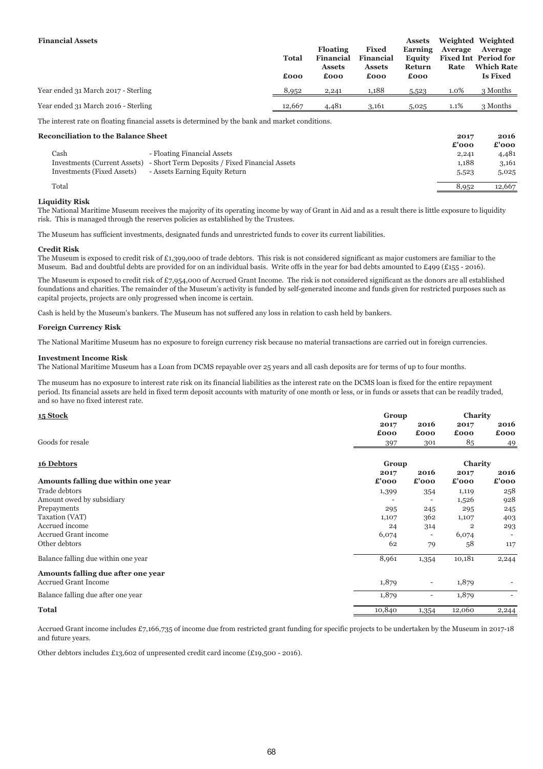**Financial Assets**

| | Total | Floating Financial Assets | Fixed Financial Assets | Assets Earning Equity Return | Weighted Average Fixed Int Rate | Weighted Average Period for Which Rate Is Fixed |
|---|---|---|---|---|---|---|
| | £000 | £000 | £000 | £000 | | |
| Year ended 31 March 2017 - Sterling | 8,952 | 2,241 | 1,188 | 5,523 | 1.0% | 3 Months |
| Year ended 31 March 2016 - Sterling | 12,667 | 4,481 | 3,161 | 5,025 | 1.1% | 3 Months |

The interest rate on floating financial assets is determined by the bank and market conditions.

**Reconciliation to the Balance Sheet**

| | | 2017 | 2016 |
|---|---|---|---|
| | | £'000 | £'000 |
| Cash | - Floating Financial Assets | 2,241 | 4,481 |
| Investments (Current Assets) | - Short Term Deposits / Fixed Financial Assets | 1,188 | 3,161 |
| Investments (Fixed Assets) | - Assets Earning Equity Return | 5,523 | 5,025 |
| Total | | 8,952 | 12,667 |

**Liquidity Risk**

The National Maritime Museum receives the majority of its operating income by way of Grant in Aid and as a result there is little exposure to liquidity risk. This is managed through the reserves policies as established by the Trustees.

The Museum has sufficient investments, designated funds and unrestricted funds to cover its current liabilities.

**Credit Risk**

The Museum is exposed to credit risk of £1,399,000 of trade debtors. This risk is not considered significant as major customers are familiar to the Museum. Bad and doubtful debts are provided for on an individual basis. Write offs in the year for bad debts amounted to £499 (£155 - 2016).

The Museum is exposed to credit risk of £7,954,000 of Accrued Grant Income. The risk is not considered significant as the donors are all established foundations and charities. The remainder of the Museum's activity is funded by self-generated income and funds given for restricted purposes such as capital projects, projects are only progressed when income is certain.

Cash is held by the Museum's bankers. The Museum has not suffered any loss in relation to cash held by bankers.

**Foreign Currency Risk**

The National Maritime Museum has no exposure to foreign currency risk because no material transactions are carried out in foreign currencies.

**Investment Income Risk**

The National Maritime Museum has a Loan from DCMS repayable over 25 years and all cash deposits are for terms of up to four months.

The museum has no exposure to interest rate risk on its financial liabilities as the interest rate on the DCMS loan is fixed for the entire repayment period. Its financial assets are held in fixed term deposit accounts with maturity of one month or less, or in funds or assets that can be readily traded, and so have no fixed interest rate.

**15 Stock**

| | Group | | Charity | |
|---|---|---|---|---|
| | 2017 | 2016 | 2017 | 2016 |
| | £000 | £000 | £000 | £000 |
| Goods for resale | 397 | 301 | 85 | 49 |

**16 Debtors**

| | Group | | Charity | |
|---|---|---|---|---|
| | 2017 | 2016 | 2017 | 2016 |
| **Amounts falling due within one year** | £'000 | £'000 | £'000 | £'000 |
| Trade debtors | 1,399 | 354 | 1,119 | 258 |
| Amount owed by subsidiary | - | - | 1,526 | 928 |
| Prepayments | 295 | 245 | 295 | 245 |
| Taxation (VAT) | 1,107 | 362 | 1,107 | 403 |
| Accrued income | 24 | 314 | 2 | 293 |
| Accrued Grant income | 6,074 | - | 6,074 | - |
| Other debtors | 62 | 79 | 58 | 117 |
| Balance falling due within one year | 8,961 | 1,354 | 10,181 | 2,244 |
| **Amounts falling due after one year** | | | | |
| Accrued Grant Income | 1,879 | - | 1,879 | - |
| Balance falling due after one year | 1,879 | - | 1,879 | - |
| **Total** | 10,840 | 1,354 | 12,060 | 2,244 |

Accrued Grant income includes £7,166,735 of income due from restricted grant funding for specific projects to be undertaken by the Museum in 2017-18 and future years.

Other debtors includes £13,602 of unpresented credit card income (£19,500 - 2016).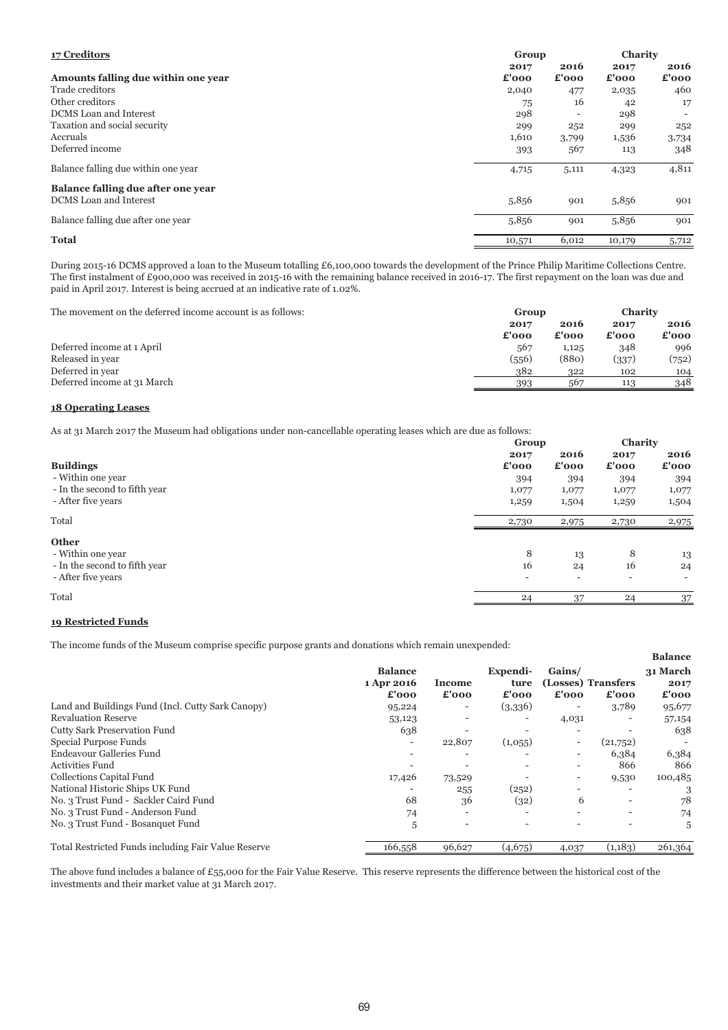## 17 Creditors

| | Group | | Charity | |
|---|---|---|---|---|
| | 2017 | 2016 | 2017 | 2016 |
| **Amounts falling due within one year** | **£'000** | **£'000** | **£'000** | **£'000** |
| Trade creditors | 2,040 | 477 | 2,035 | 460 |
| Other creditors | 75 | 16 | 42 | 17 |
| DCMS Loan and Interest | 298 | - | 298 | - |
| Taxation and social security | 299 | 252 | 299 | 252 |
| Accruals | 1,610 | 3,799 | 1,536 | 3,734 |
| Deferred income | 393 | 567 | 113 | 348 |
| Balance falling due within one year | 4,715 | 5,111 | 4,323 | 4,811 |
| **Balance falling due after one year** | | | | |
| DCMS Loan and Interest | 5,856 | 901 | 5,856 | 901 |
| Balance falling due after one year | 5,856 | 901 | 5,856 | 901 |
| **Total** | 10,571 | 6,012 | 10,179 | 5,712 |

During 2015-16 DCMS approved a loan to the Museum totalling £6,100,000 towards the development of the Prince Philip Maritime Collections Centre. The first instalment of £900,000 was received in 2015-16 with the remaining balance received in 2016-17. The first repayment on the loan was due and paid in April 2017. Interest is being accrued at an indicative rate of 1.02%.

| The movement on the deferred income account is as follows: | Group | | Charity | |
|---|---|---|---|---|
| | 2017 | 2016 | 2017 | 2016 |
| | £'000 | £'000 | £'000 | £'000 |
| Deferred income at 1 April | 567 | 1,125 | 348 | 996 |
| Released in year | (556) | (880) | (337) | (752) |
| Deferred in year | 382 | 322 | 102 | 104 |
| Deferred income at 31 March | 393 | 567 | 113 | 348 |

## 18 Operating Leases

As at 31 March 2017 the Museum had obligations under non-cancellable operating leases which are due as follows:

| | Group | | Charity | |
|---|---|---|---|---|
| | 2017 | 2016 | 2017 | 2016 |
| **Buildings** | **£'000** | **£'000** | **£'000** | **£'000** |
| - Within one year | 394 | 394 | 394 | 394 |
| - In the second to fifth year | 1,077 | 1,077 | 1,077 | 1,077 |
| - After five years | 1,259 | 1,504 | 1,259 | 1,504 |
| Total | 2,730 | 2,975 | 2,730 | 2,975 |
| **Other** | | | | |
| - Within one year | 8 | 13 | 8 | 13 |
| - In the second to fifth year | 16 | 24 | 16 | 24 |
| - After five years | - | - | - | - |
| Total | 24 | 37 | 24 | 37 |

## 19 Restricted Funds

The income funds of the Museum comprise specific purpose grants and donations which remain unexpended:

| | Balance 1 Apr 2016 £'000 | Income £'000 | Expenditure £'000 | Gains/ (Losses) £'000 | Transfers £'000 | Balance 31 March 2017 £'000 |
|---|---|---|---|---|---|---|
| Land and Buildings Fund (Incl. Cutty Sark Canopy) | 95,224 | - | (3,336) | - | 3,789 | 95,677 |
| Revaluation Reserve | 53,123 | - | - | 4,031 | - | 57,154 |
| Cutty Sark Preservation Fund | 638 | - | - | - | - | 638 |
| Special Purpose Funds | - | 22,807 | (1,055) | - | (21,752) | - |
| Endeavour Galleries Fund | - | - | - | - | 6,384 | 6,384 |
| Activities Fund | - | - | - | - | 866 | 866 |
| Collections Capital Fund | 17,426 | 73,529 | - | - | 9,530 | 100,485 |
| National Historic Ships UK Fund | - | 255 | (252) | - | - | 3 |
| No. 3 Trust Fund - Sackler Caird Fund | 68 | 36 | (32) | 6 | - | 78 |
| No. 3 Trust Fund - Anderson Fund | 74 | - | - | - | - | 74 |
| No. 3 Trust Fund - Bosanquet Fund | 5 | - | - | - | - | 5 |
| Total Restricted Funds including Fair Value Reserve | 166,558 | 96,627 | (4,675) | 4,037 | (1,183) | 261,364 |

The above fund includes a balance of £55,000 for the Fair Value Reserve. This reserve represents the difference between the historical cost of the investments and their market value at 31 March 2017.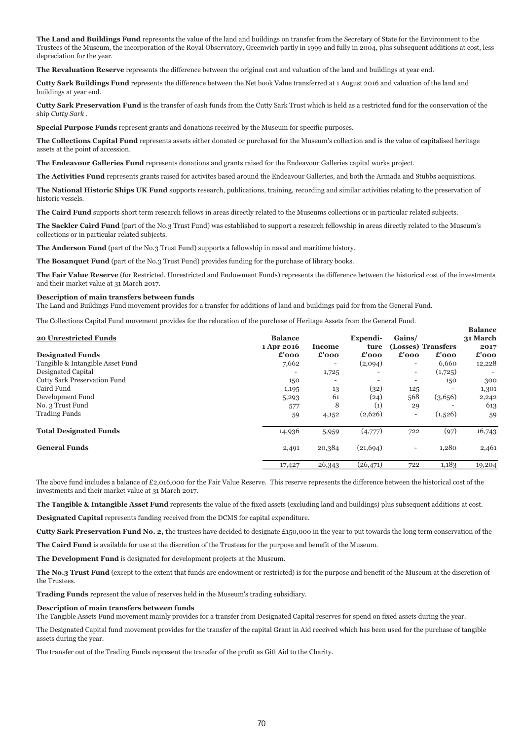**The Land and Buildings Fund** represents the value of the land and buildings on transfer from the Secretary of State for the Environment to the Trustees of the Museum, the incorporation of the Royal Observatory, Greenwich partly in 1999 and fully in 2004, plus subsequent additions at cost, less depreciation for the year.

**The Revaluation Reserve** represents the difference between the original cost and valuation of the land and buildings at year end.

**Cutty Sark Buildings Fund** represents the difference between the Net book Value transferred at 1 August 2016 and valuation of the land and buildings at year end.

**Cutty Sark Preservation Fund** is the transfer of cash funds from the Cutty Sark Trust which is held as a restricted fund for the conservation of the ship *Cutty Sark* .

**Special Purpose Funds** represent grants and donations received by the Museum for specific purposes.

**The Collections Capital Fund** represents assets either donated or purchased for the Museum's collection and is the value of capitalised heritage assets at the point of accession.

**The Endeavour Galleries Fund** represents donations and grants raised for the Endeavour Galleries capital works project.

**The Activities Fund** represents grants raised for activites based around the Endeavour Galleries, and both the Armada and Stubbs acquisitions.

**The National Historic Ships UK Fund** supports research, publications, training, recording and similar activities relating to the preservation of historic vessels.

**The Caird Fund** supports short term research fellows in areas directly related to the Museums collections or in particular related subjects.

**The Sackler Caird Fund** (part of the No.3 Trust Fund) was established to support a research fellowship in areas directly related to the Museum's collections or in particular related subjects.

**The Anderson Fund** (part of the No.3 Trust Fund) supports a fellowship in naval and maritime history.

**The Bosanquet Fund** (part of the No.3 Trust Fund) provides funding for the purchase of library books.

**The Fair Value Reserve** (for Restricted, Unrestricted and Endowment Funds) represents the difference between the historical cost of the investments and their market value at 31 March 2017.

**Description of main transfers between funds**

The Land and Buildings Fund movement provides for a transfer for additions of land and buildings paid for from the General Fund.

The Collections Capital Fund movement provides for the relocation of the purchase of Heritage Assets from the General Fund.

| **20 Unrestricted Funds** | **Balance 1 Apr 2016** | **Income** | **Expenditure** | **Gains/ (Losses)** | **Transfers** | **Balance 31 March 2017** |
|---|---|---|---|---|---|---|
| **Designated Funds** | **£'000** | **£'000** | **£'000** | **£'000** | **£'000** | **£'000** |
| Tangible & Intangible Asset Fund | 7,662 | - | (2,094) | - | 6,660 | 12,228 |
| Designated Capital | - | 1,725 | - | - | (1,725) | - |
| Cutty Sark Preservation Fund | 150 | - | - | - | 150 | 300 |
| Caird Fund | 1,195 | 13 | (32) | 125 | - | 1,301 |
| Development Fund | 5,293 | 61 | (24) | 568 | (3,656) | 2,242 |
| No. 3 Trust Fund | 577 | 8 | (1) | 29 | - | 613 |
| Trading Funds | 59 | 4,152 | (2,626) | - | (1,526) | 59 |
| **Total Designated Funds** | 14,936 | 5,959 | (4,777) | 722 | (97) | 16,743 |
| **General Funds** | 2,491 | 20,384 | (21,694) | - | 1,280 | 2,461 |
| | 17,427 | 26,343 | (26,471) | 722 | 1,183 | 19,204 |

The above fund includes a balance of £2,016,000 for the Fair Value Reserve. This reserve represents the difference between the historical cost of the investments and their market value at 31 March 2017.

**The Tangible & Intangible Asset Fund** represents the value of the fixed assets (excluding land and buildings) plus subsequent additions at cost.

**Designated Capital** represents funding received from the DCMS for capital expenditure.

**Cutty Sark Preservation Fund No. 2, t**he trustees have decided to designate £150,000 in the year to put towards the long term conservation of the

**The Caird Fund** is available for use at the discretion of the Trustees for the purpose and benefit of the Museum.

**The Development Fund** is designated for development projects at the Museum.

**The No.3 Trust Fund** (except to the extent that funds are endowment or restricted) is for the purpose and benefit of the Museum at the discretion of the Trustees.

**Trading Funds** represent the value of reserves held in the Museum's trading subsidiary.

**Description of main transfers between funds**

The Tangible Assets Fund movement mainly provides for a transfer from Designated Capital reserves for spend on fixed assets during the year.

The Designated Capital fund movement provides for the transfer of the capital Grant in Aid received which has been used for the purchase of tangible assets during the year.

The transfer out of the Trading Funds represent the transfer of the profit as Gift Aid to the Charity.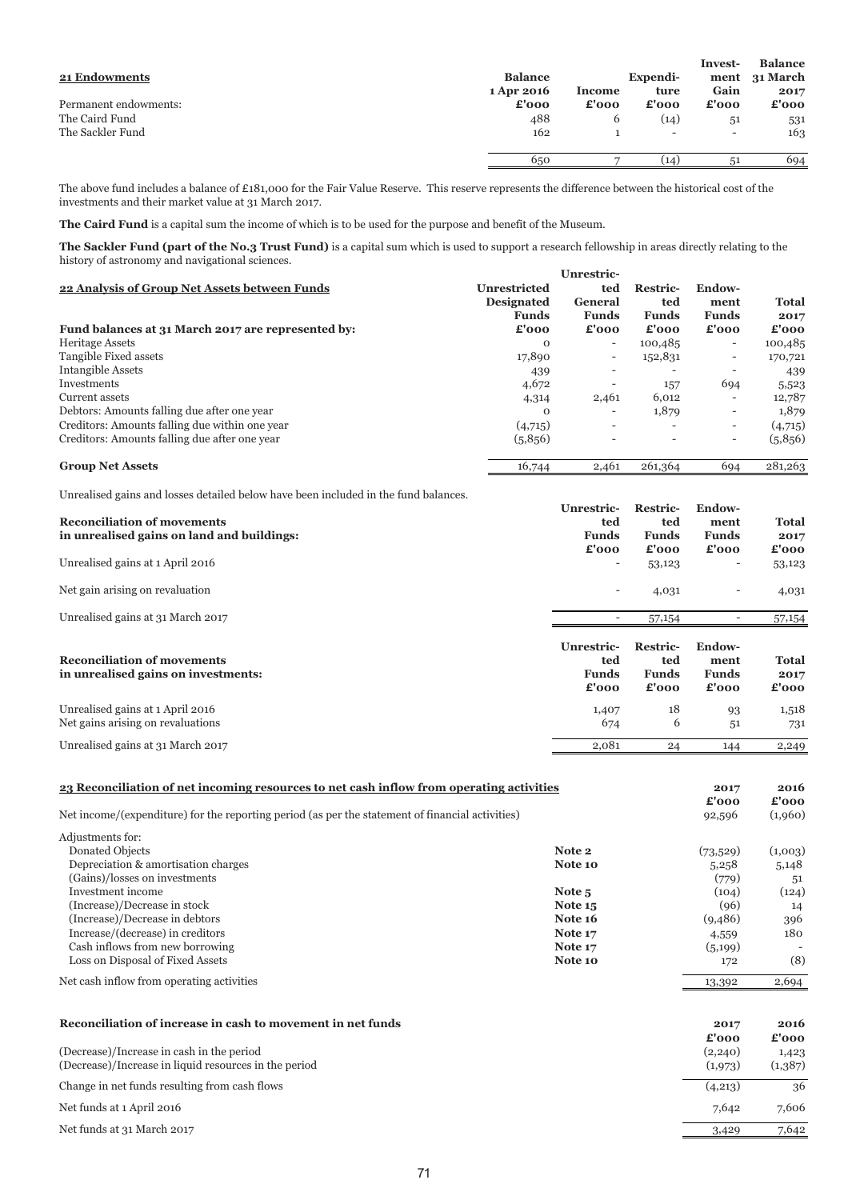## 21 Endowments

| Permanent endowments: | Balance 1 Apr 2016 £'000 | Income £'000 | Expenditure £'000 | Investment Gain £'000 | Balance 31 March 2017 £'000 |
|---|---|---|---|---|---|
| The Caird Fund | 488 | 6 | (14) | 51 | 531 |
| The Sackler Fund | 162 | 1 | - | - | 163 |
| | 650 | 7 | (14) | 51 | 694 |

The above fund includes a balance of £181,000 for the Fair Value Reserve. This reserve represents the difference between the historical cost of the investments and their market value at 31 March 2017.

**The Caird Fund** is a capital sum the income of which is to be used for the purpose and benefit of the Museum.

**The Sackler Fund (part of the No.3 Trust Fund)** is a capital sum which is used to support a research fellowship in areas directly relating to the history of astronomy and navigational sciences.

## 22 Analysis of Group Net Assets between Funds

| Fund balances at 31 March 2017 are represented by: | Unrestricted Designated Funds £'000 | Unrestricted General Funds £'000 | Restricted Funds £'000 | Endowment Funds £'000 | Total 2017 £'000 |
|---|---|---|---|---|---|
| Heritage Assets | 0 | - | 100,485 | - | 100,485 |
| Tangible Fixed assets | 17,890 | - | 152,831 | - | 170,721 |
| Intangible Assets | 439 | - | - | - | 439 |
| Investments | 4,672 | - | 157 | 694 | 5,523 |
| Current assets | 4,314 | 2,461 | 6,012 | - | 12,787 |
| Debtors: Amounts falling due after one year | 0 | - | 1,879 | - | 1,879 |
| Creditors: Amounts falling due within one year | (4,715) | - | - | - | (4,715) |
| Creditors: Amounts falling due after one year | (5,856) | - | - | - | (5,856) |
| **Group Net Assets** | 16,744 | 2,461 | 261,364 | 694 | 281,263 |

Unrealised gains and losses detailed below have been included in the fund balances.

| Reconciliation of movements in unrealised gains on land and buildings: | Unrestricted Funds £'000 | Restricted Funds £'000 | Endowment Funds £'000 | Total 2017 £'000 |
|---|---|---|---|---|
| Unrealised gains at 1 April 2016 | - | 53,123 | - | 53,123 |
| Net gain arising on revaluation | - | 4,031 | - | 4,031 |
| Unrealised gains at 31 March 2017 | - | 57,154 | - | 57,154 |

| Reconciliation of movements in unrealised gains on investments: | Unrestricted Funds £'000 | Restricted Funds £'000 | Endowment Funds £'000 | Total 2017 £'000 |
|---|---|---|---|---|
| Unrealised gains at 1 April 2016 | 1,407 | 18 | 93 | 1,518 |
| Net gains arising on revaluations | 674 | 6 | 51 | 731 |
| Unrealised gains at 31 March 2017 | 2,081 | 24 | 144 | 2,249 |

## 23 Reconciliation of net incoming resources to net cash inflow from operating activities

| | | 2017 £'000 | 2016 £'000 |
|---|---|---|---|
| Net income/(expenditure) for the reporting period (as per the statement of financial activities) | | 92,596 | (1,960) |
| Adjustments for: | | | |
| Donated Objects | Note 2 | (73,529) | (1,003) |
| Depreciation & amortisation charges | Note 10 | 5,258 | 5,148 |
| (Gains)/losses on investments | | (779) | 51 |
| Investment income | Note 5 | (104) | (124) |
| (Increase)/Decrease in stock | Note 15 | (96) | 14 |
| (Increase)/Decrease in debtors | Note 16 | (9,486) | 396 |
| Increase/(decrease) in creditors | Note 17 | 4,559 | 180 |
| Cash inflows from new borrowing | Note 17 | (5,199) | - |
| Loss on Disposal of Fixed Assets | Note 10 | 172 | (8) |
| Net cash inflow from operating activities | | 13,392 | 2,694 |

**Reconciliation of increase in cash to movement in net funds**

| | 2017 £'000 | 2016 £'000 |
|---|---|---|
| (Decrease)/Increase in cash in the period | (2,240) | 1,423 |
| (Decrease)/Increase in liquid resources in the period | (1,973) | (1,387) |
| Change in net funds resulting from cash flows | (4,213) | 36 |
| Net funds at 1 April 2016 | 7,642 | 7,606 |
| Net funds at 31 March 2017 | 3,429 | 7,642 |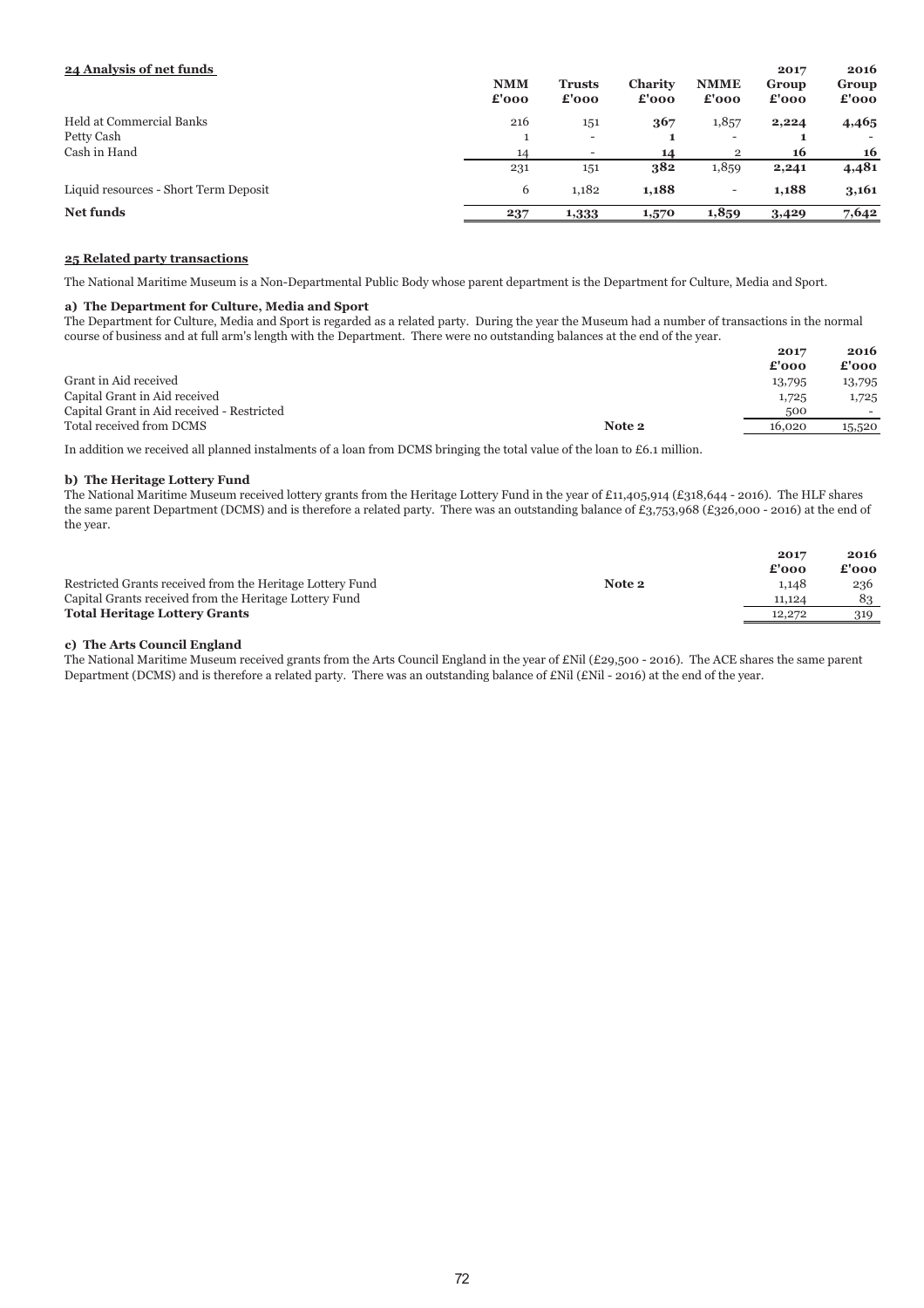## 24 Analysis of net funds

| | NMM £'000 | Trusts £'000 | Charity £'000 | NMME £'000 | 2017 Group £'000 | 2016 Group £'000 |
|---|---|---|---|---|---|---|
| Held at Commercial Banks | 216 | 151 | **367** | 1,857 | **2,224** | **4,465** |
| Petty Cash | 1 | - | **1** | - | **1** | - |
| Cash in Hand | 14 | - | **14** | 2 | **16** | **16** |
| | 231 | 151 | **382** | 1,859 | **2,241** | **4,481** |
| Liquid resources - Short Term Deposit | 6 | 1,182 | **1,188** | - | **1,188** | **3,161** |
| **Net funds** | **237** | **1,333** | **1,570** | **1,859** | **3,429** | **7,642** |

## 25 Related party transactions

The National Maritime Museum is a Non-Departmental Public Body whose parent department is the Department for Culture, Media and Sport.

### a) The Department for Culture, Media and Sport

The Department for Culture, Media and Sport is regarded as a related party. During the year the Museum had a number of transactions in the normal course of business and at full arm's length with the Department. There were no outstanding balances at the end of the year.

| | | 2017 £'000 | 2016 £'000 |
|---|---|---|---|
| Grant in Aid received | | 13,795 | 13,795 |
| Capital Grant in Aid received | | 1,725 | 1,725 |
| Capital Grant in Aid received - Restricted | | 500 | - |
| Total received from DCMS | Note 2 | 16,020 | 15,520 |

In addition we received all planned instalments of a loan from DCMS bringing the total value of the loan to £6.1 million.

### b) The Heritage Lottery Fund

The National Maritime Museum received lottery grants from the Heritage Lottery Fund in the year of £11,405,914 (£318,644 - 2016). The HLF shares the same parent Department (DCMS) and is therefore a related party. There was an outstanding balance of £3,753,968 (£326,000 - 2016) at the end of the year.

| | | 2017 £'000 | 2016 £'000 |
|---|---|---|---|
| Restricted Grants received from the Heritage Lottery Fund | Note 2 | 1,148 | 236 |
| Capital Grants received from the Heritage Lottery Fund | | 11,124 | 83 |
| **Total Heritage Lottery Grants** | | 12,272 | 319 |

### c) The Arts Council England

The National Maritime Museum received grants from the Arts Council England in the year of £Nil (£29,500 - 2016). The ACE shares the same parent Department (DCMS) and is therefore a related party. There was an outstanding balance of £Nil (£Nil - 2016) at the end of the year.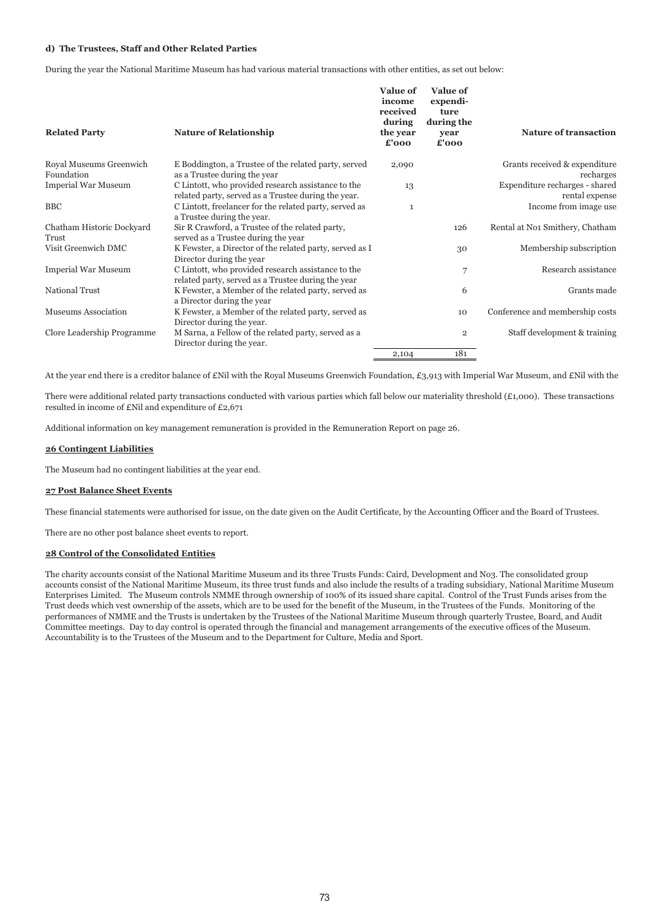**d) The Trustees, Staff and Other Related Parties**

During the year the National Maritime Museum has had various material transactions with other entities, as set out below:

| Related Party | Nature of Relationship | Value of income received during the year £'000 | Value of expenditure during the year £'000 | Nature of transaction |
|---|---|---|---|---|
| Royal Museums Greenwich Foundation | E Boddington, a Trustee of the related party, served as a Trustee during the year | 2,090 | | Grants received & expenditure recharges |
| Imperial War Museum | C Lintott, who provided research assistance to the related party, served as a Trustee during the year. | 13 | | Expenditure recharges - shared rental expense |
| BBC | C Lintott, freelancer for the related party, served as a Trustee during the year. | 1 | | Income from image use |
| Chatham Historic Dockyard Trust | Sir R Crawford, a Trustee of the related party, served as a Trustee during the year | | 126 | Rental at No1 Smithery, Chatham |
| Visit Greenwich DMC | K Fewster, a Director of the related party, served as I Director during the year | | 30 | Membership subscription |
| Imperial War Museum | C Lintott, who provided research assistance to the related party, served as a Trustee during the year | | 7 | Research assistance |
| National Trust | K Fewster, a Member of the related party, served as a Director during the year | | 6 | Grants made |
| Museums Association | K Fewster, a Member of the related party, served as Director during the year. | | 10 | Conference and membership costs |
| Clore Leadership Programme | M Sarna, a Fellow of the related party, served as a Director during the year. | | 2 | Staff development & training |
| | | 2,104 | 181 | |

At the year end there is a creditor balance of £Nil with the Royal Museums Greenwich Foundation, £3,913 with Imperial War Museum, and £Nil with the

There were additional related party transactions conducted with various parties which fall below our materiality threshold (£1,000). These transactions resulted in income of £Nil and expenditure of £2,671

Additional information on key management remuneration is provided in the Remuneration Report on page 26.

**26 Contingent Liabilities**

The Museum had no contingent liabilities at the year end.

**27 Post Balance Sheet Events**

These financial statements were authorised for issue, on the date given on the Audit Certificate, by the Accounting Officer and the Board of Trustees.

There are no other post balance sheet events to report.

**28 Control of the Consolidated Entities**

The charity accounts consist of the National Maritime Museum and its three Trusts Funds: Caird, Development and No3. The consolidated group accounts consist of the National Maritime Museum, its three trust funds and also include the results of a trading subsidiary, National Maritime Museum Enterprises Limited. The Museum controls NMME through ownership of 100% of its issued share capital. Control of the Trust Funds arises from the Trust deeds which vest ownership of the assets, which are to be used for the benefit of the Museum, in the Trustees of the Funds. Monitoring of the performances of NMME and the Trusts is undertaken by the Trustees of the National Maritime Museum through quarterly Trustee, Board, and Audit Committee meetings. Day to day control is operated through the financial and management arrangements of the executive offices of the Museum. Accountability is to the Trustees of the Museum and to the Department for Culture, Media and Sport.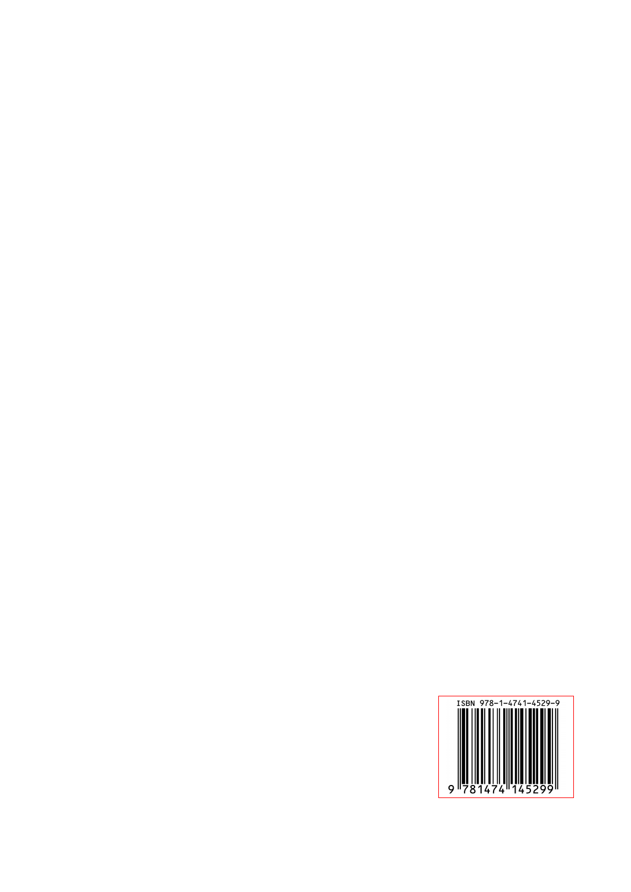ISBN 978-1-4741-4529-9

9 781474 145299